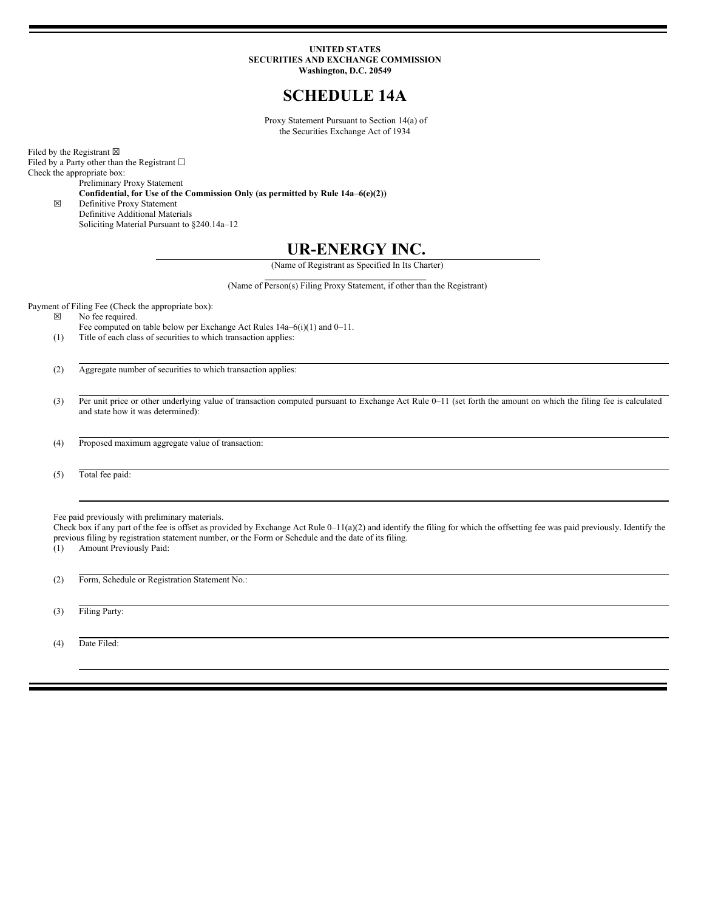**UNITED STATES**
**SECURITIES AND EXCHANGE COMMISSION**
**Washington, D.C. 20549**

# SCHEDULE 14A

Proxy Statement Pursuant to Section 14(a) of
the Securities Exchange Act of 1934

Filed by the Registrant ☒
Filed by a Party other than the Registrant ☐
Check the appropriate box:

Preliminary Proxy Statement
**Confidential, for Use of the Commission Only (as permitted by Rule 14a–6(e)(2))**
☒ Definitive Proxy Statement
Definitive Additional Materials
Soliciting Material Pursuant to §240.14a–12

# UR-ENERGY INC.

(Name of Registrant as Specified In Its Charter)

(Name of Person(s) Filing Proxy Statement, if other than the Registrant)

Payment of Filing Fee (Check the appropriate box):

☒ No fee required.
Fee computed on table below per Exchange Act Rules 14a–6(i)(1) and 0–11.

(1) Title of each class of securities to which transaction applies:

(2) Aggregate number of securities to which transaction applies:

(3) Per unit price or other underlying value of transaction computed pursuant to Exchange Act Rule 0–11 (set forth the amount on which the filing fee is calculated and state how it was determined):

(4) Proposed maximum aggregate value of transaction:

(5) Total fee paid:

Fee paid previously with preliminary materials.
Check box if any part of the fee is offset as provided by Exchange Act Rule 0–11(a)(2) and identify the filing for which the offsetting fee was paid previously. Identify the previous filing by registration statement number, or the Form or Schedule and the date of its filing.

(1) Amount Previously Paid:

(2) Form, Schedule or Registration Statement No.:

(3) Filing Party:

(4) Date Filed: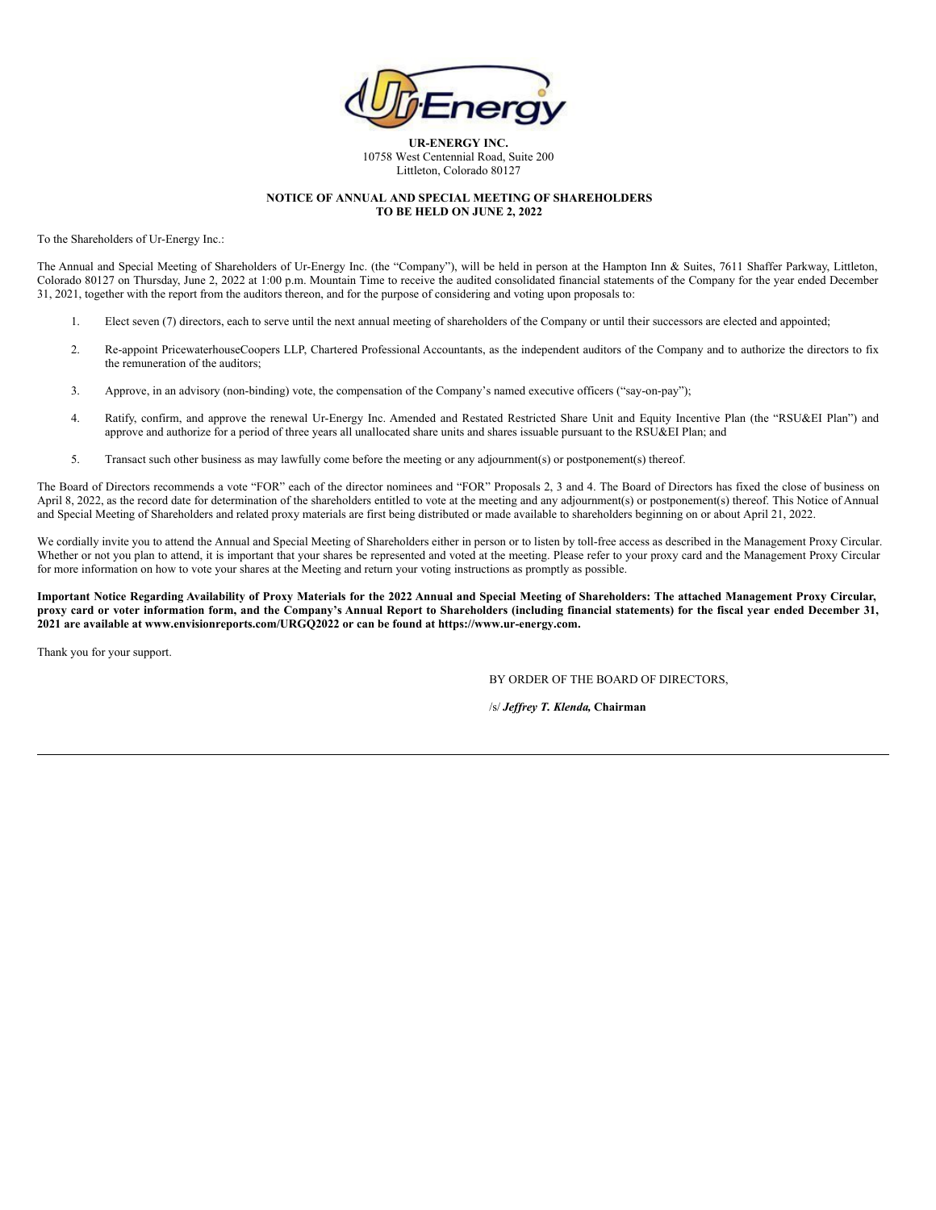**UR-ENERGY INC.**
10758 West Centennial Road, Suite 200
Littleton, Colorado 80127

**NOTICE OF ANNUAL AND SPECIAL MEETING OF SHAREHOLDERS**
**TO BE HELD ON JUNE 2, 2022**

To the Shareholders of Ur-Energy Inc.:

The Annual and Special Meeting of Shareholders of Ur-Energy Inc. (the "Company"), will be held in person at the Hampton Inn & Suites, 7611 Shaffer Parkway, Littleton, Colorado 80127 on Thursday, June 2, 2022 at 1:00 p.m. Mountain Time to receive the audited consolidated financial statements of the Company for the year ended December 31, 2021, together with the report from the auditors thereon, and for the purpose of considering and voting upon proposals to:

1. Elect seven (7) directors, each to serve until the next annual meeting of shareholders of the Company or until their successors are elected and appointed;
2. Re-appoint PricewaterhouseCoopers LLP, Chartered Professional Accountants, as the independent auditors of the Company and to authorize the directors to fix the remuneration of the auditors;
3. Approve, in an advisory (non-binding) vote, the compensation of the Company's named executive officers ("say-on-pay");
4. Ratify, confirm, and approve the renewal Ur-Energy Inc. Amended and Restated Restricted Share Unit and Equity Incentive Plan (the "RSU&EI Plan") and approve and authorize for a period of three years all unallocated share units and shares issuable pursuant to the RSU&EI Plan; and
5. Transact such other business as may lawfully come before the meeting or any adjournment(s) or postponement(s) thereof.

The Board of Directors recommends a vote "FOR" each of the director nominees and "FOR" Proposals 2, 3 and 4. The Board of Directors has fixed the close of business on April 8, 2022, as the record date for determination of the shareholders entitled to vote at the meeting and any adjournment(s) or postponement(s) thereof. This Notice of Annual and Special Meeting of Shareholders and related proxy materials are first being distributed or made available to shareholders beginning on or about April 21, 2022.

We cordially invite you to attend the Annual and Special Meeting of Shareholders either in person or to listen by toll-free access as described in the Management Proxy Circular. Whether or not you plan to attend, it is important that your shares be represented and voted at the meeting. Please refer to your proxy card and the Management Proxy Circular for more information on how to vote your shares at the Meeting and return your voting instructions as promptly as possible.

**Important Notice Regarding Availability of Proxy Materials for the 2022 Annual and Special Meeting of Shareholders: The attached Management Proxy Circular, proxy card or voter information form, and the Company's Annual Report to Shareholders (including financial statements) for the fiscal year ended December 31, 2021 are available at www.envisionreports.com/URGQ2022 or can be found at https://www.ur-energy.com.**

Thank you for your support.

BY ORDER OF THE BOARD OF DIRECTORS,

/s/ ***Jeffrey T. Klenda,*** **Chairman**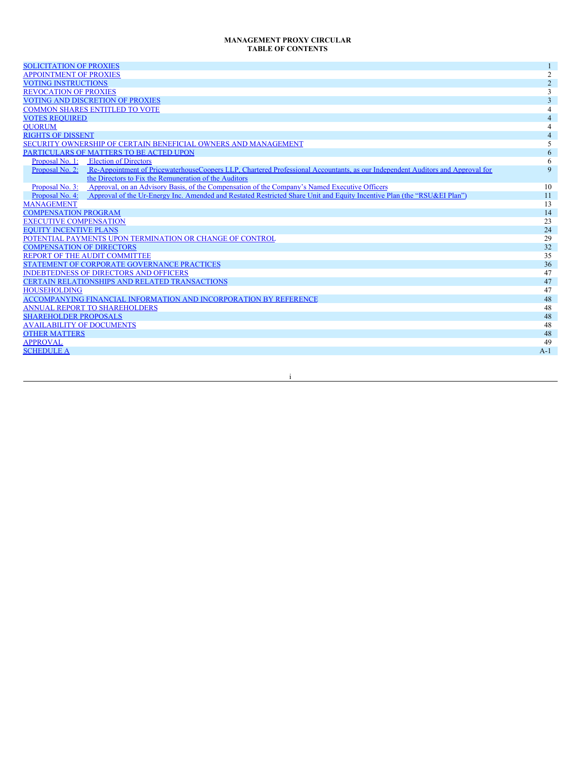**MANAGEMENT PROXY CIRCULAR**
**TABLE OF CONTENTS**

| | |
|---|---|
| SOLICITATION OF PROXIES | 1 |
| APPOINTMENT OF PROXIES | 2 |
| VOTING INSTRUCTIONS | 2 |
| REVOCATION OF PROXIES | 3 |
| VOTING AND DISCRETION OF PROXIES | 3 |
| COMMON SHARES ENTITLED TO VOTE | 4 |
| VOTES REQUIRED | 4 |
| QUORUM | 4 |
| RIGHTS OF DISSENT | 4 |
| SECURITY OWNERSHIP OF CERTAIN BENEFICIAL OWNERS AND MANAGEMENT | 5 |
| PARTICULARS OF MATTERS TO BE ACTED UPON | 6 |
| Proposal No. 1: Election of Directors | 6 |
| Proposal No. 2: Re-Appointment of PricewaterhouseCoopers LLP, Chartered Professional Accountants, as our Independent Auditors and Approval for the Directors to Fix the Remuneration of the Auditors | 9 |
| Proposal No. 3: Approval, on an Advisory Basis, of the Compensation of the Company's Named Executive Officers | 10 |
| Proposal No. 4: Approval of the Ur-Energy Inc. Amended and Restated Restricted Share Unit and Equity Incentive Plan (the "RSU&EI Plan") | 11 |
| MANAGEMENT | 13 |
| COMPENSATION PROGRAM | 14 |
| EXECUTIVE COMPENSATION | 23 |
| EQUITY INCENTIVE PLANS | 24 |
| POTENTIAL PAYMENTS UPON TERMINATION OR CHANGE OF CONTROL | 29 |
| COMPENSATION OF DIRECTORS | 32 |
| REPORT OF THE AUDIT COMMITTEE | 35 |
| STATEMENT OF CORPORATE GOVERNANCE PRACTICES | 36 |
| INDEBTEDNESS OF DIRECTORS AND OFFICERS | 47 |
| CERTAIN RELATIONSHIPS AND RELATED TRANSACTIONS | 47 |
| HOUSEHOLDING | 47 |
| ACCOMPANYING FINANCIAL INFORMATION AND INCORPORATION BY REFERENCE | 48 |
| ANNUAL REPORT TO SHAREHOLDERS | 48 |
| SHAREHOLDER PROPOSALS | 48 |
| AVAILABILITY OF DOCUMENTS | 48 |
| OTHER MATTERS | 48 |
| APPROVAL | 49 |
| SCHEDULE A | A-1 |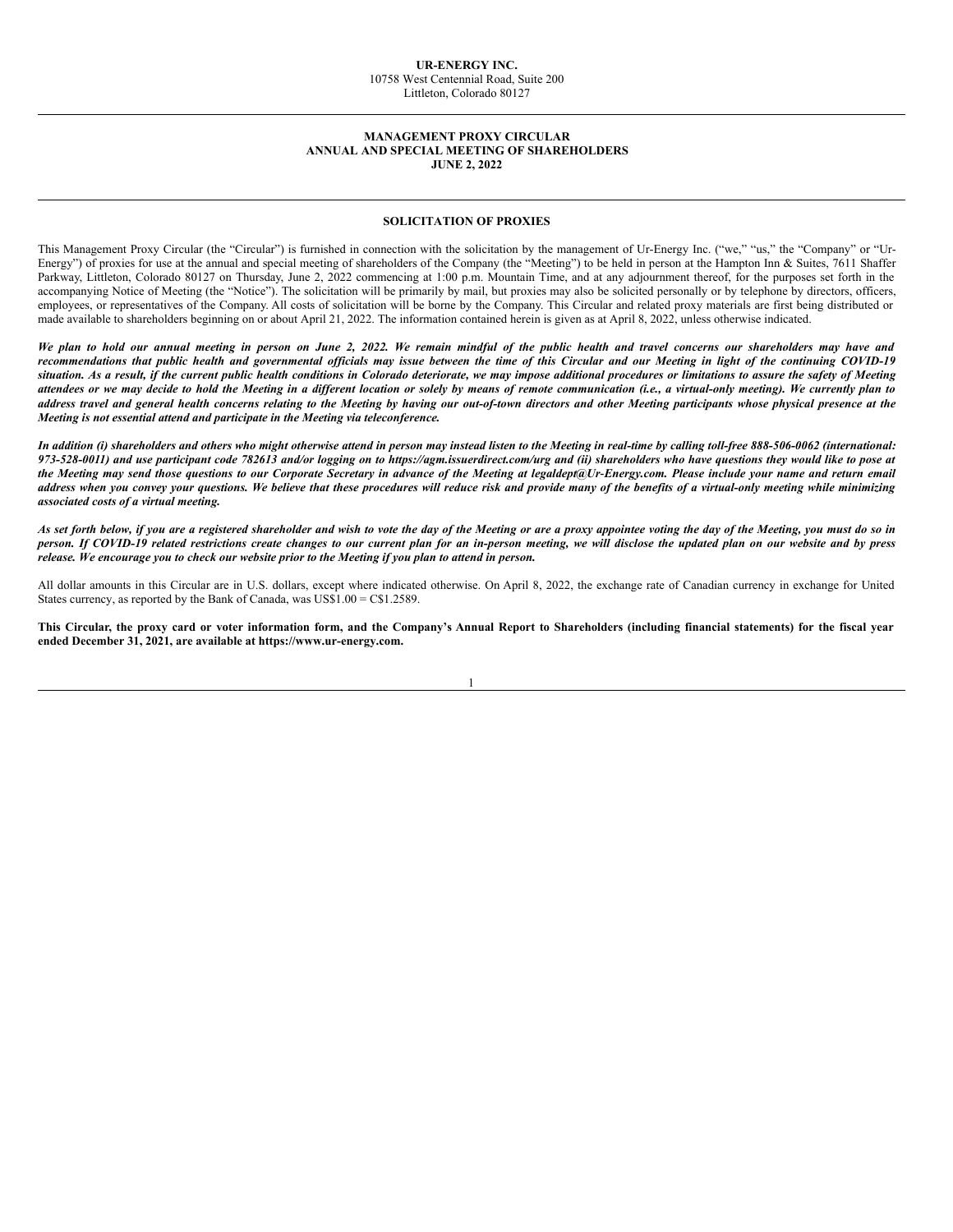**UR-ENERGY INC.**
10758 West Centennial Road, Suite 200
Littleton, Colorado 80127

---

**MANAGEMENT PROXY CIRCULAR**
**ANNUAL AND SPECIAL MEETING OF SHAREHOLDERS**
**JUNE 2, 2022**

---

## SOLICITATION OF PROXIES

This Management Proxy Circular (the "Circular") is furnished in connection with the solicitation by the management of Ur-Energy Inc. ("we," "us," the "Company" or "Ur-Energy") of proxies for use at the annual and special meeting of shareholders of the Company (the "Meeting") to be held in person at the Hampton Inn & Suites, 7611 Shaffer Parkway, Littleton, Colorado 80127 on Thursday, June 2, 2022 commencing at 1:00 p.m. Mountain Time, and at any adjournment thereof, for the purposes set forth in the accompanying Notice of Meeting (the "Notice"). The solicitation will be primarily by mail, but proxies may also be solicited personally or by telephone by directors, officers, employees, or representatives of the Company. All costs of solicitation will be borne by the Company. This Circular and related proxy materials are first being distributed or made available to shareholders beginning on or about April 21, 2022. The information contained herein is given as at April 8, 2022, unless otherwise indicated.

***We plan to hold our annual meeting in person on June 2, 2022. We remain mindful of the public health and travel concerns our shareholders may have and recommendations that public health and governmental officials may issue between the time of this Circular and our Meeting in light of the continuing COVID-19 situation. As a result, if the current public health conditions in Colorado deteriorate, we may impose additional procedures or limitations to assure the safety of Meeting attendees or we may decide to hold the Meeting in a different location or solely by means of remote communication (i.e., a virtual-only meeting). We currently plan to address travel and general health concerns relating to the Meeting by having our out-of-town directors and other Meeting participants whose physical presence at the Meeting is not essential attend and participate in the Meeting via teleconference.***

***In addition (i) shareholders and others who might otherwise attend in person may instead listen to the Meeting in real-time by calling toll-free 888-506-0062 (international: 973-528-0011) and use participant code 782613 and/or logging on to https://agm.issuerdirect.com/urg and (ii) shareholders who have questions they would like to pose at the Meeting may send those questions to our Corporate Secretary in advance of the Meeting at legaldept@Ur-Energy.com. Please include your name and return email address when you convey your questions. We believe that these procedures will reduce risk and provide many of the benefits of a virtual-only meeting while minimizing associated costs of a virtual meeting.***

***As set forth below, if you are a registered shareholder and wish to vote the day of the Meeting or are a proxy appointee voting the day of the Meeting, you must do so in person. If COVID-19 related restrictions create changes to our current plan for an in-person meeting, we will disclose the updated plan on our website and by press release. We encourage you to check our website prior to the Meeting if you plan to attend in person.***

All dollar amounts in this Circular are in U.S. dollars, except where indicated otherwise. On April 8, 2022, the exchange rate of Canadian currency in exchange for United States currency, as reported by the Bank of Canada, was US$1.00 = C$1.2589.

**This Circular, the proxy card or voter information form, and the Company's Annual Report to Shareholders (including financial statements) for the fiscal year ended December 31, 2021, are available at https://www.ur-energy.com.**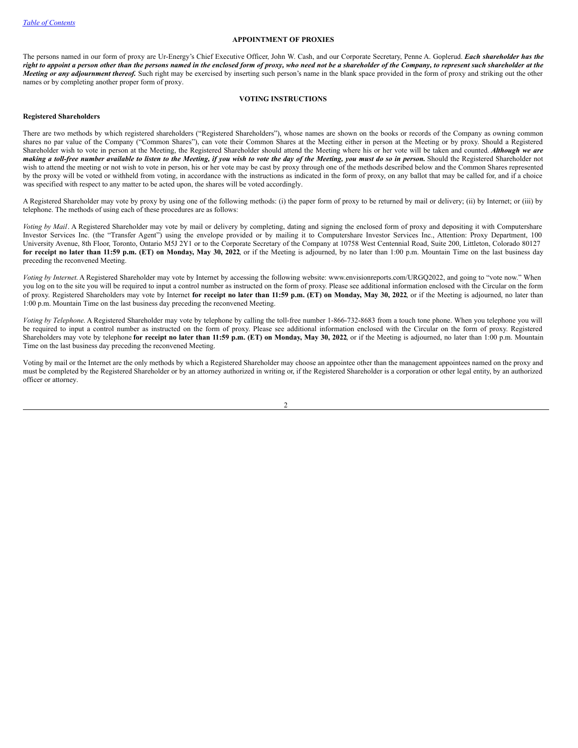## APPOINTMENT OF PROXIES

The persons named in our form of proxy are Ur-Energy's Chief Executive Officer, John W. Cash, and our Corporate Secretary, Penne A. Goplerud. ***Each shareholder has the right to appoint a person other than the persons named in the enclosed form of proxy, who need not be a shareholder of the Company, to represent such shareholder at the Meeting or any adjournment thereof.*** Such right may be exercised by inserting such person's name in the blank space provided in the form of proxy and striking out the other names or by completing another proper form of proxy.

## VOTING INSTRUCTIONS

### Registered Shareholders

There are two methods by which registered shareholders ("Registered Shareholders"), whose names are shown on the books or records of the Company as owning common shares no par value of the Company ("Common Shares"), can vote their Common Shares at the Meeting either in person at the Meeting or by proxy. Should a Registered Shareholder wish to vote in person at the Meeting, the Registered Shareholder should attend the Meeting where his or her vote will be taken and counted. ***Although we are making a toll-free number available to listen to the Meeting, if you wish to vote the day of the Meeting, you must do so in person.*** Should the Registered Shareholder not wish to attend the meeting or not wish to vote in person, his or her vote may be cast by proxy through one of the methods described below and the Common Shares represented by the proxy will be voted or withheld from voting, in accordance with the instructions as indicated in the form of proxy, on any ballot that may be called for, and if a choice was specified with respect to any matter to be acted upon, the shares will be voted accordingly.

A Registered Shareholder may vote by proxy by using one of the following methods: (i) the paper form of proxy to be returned by mail or delivery; (ii) by Internet; or (iii) by telephone. The methods of using each of these procedures are as follows:

*Voting by Mail*. A Registered Shareholder may vote by mail or delivery by completing, dating and signing the enclosed form of proxy and depositing it with Computershare Investor Services Inc. (the "Transfer Agent") using the envelope provided or by mailing it to Computershare Investor Services Inc., Attention: Proxy Department, 100 University Avenue, 8th Floor, Toronto, Ontario M5J 2Y1 or to the Corporate Secretary of the Company at 10758 West Centennial Road, Suite 200, Littleton, Colorado 80127 **for receipt no later than 11:59 p.m. (ET) on Monday, May 30, 2022**, or if the Meeting is adjourned, by no later than 1:00 p.m. Mountain Time on the last business day preceding the reconvened Meeting.

*Voting by Internet*. A Registered Shareholder may vote by Internet by accessing the following website: www.envisionreports.com/URGQ2022, and going to "vote now." When you log on to the site you will be required to input a control number as instructed on the form of proxy. Please see additional information enclosed with the Circular on the form of proxy. Registered Shareholders may vote by Internet **for receipt no later than 11:59 p.m. (ET) on Monday, May 30, 2022**, or if the Meeting is adjourned, no later than 1:00 p.m. Mountain Time on the last business day preceding the reconvened Meeting.

*Voting by Telephone*. A Registered Shareholder may vote by telephone by calling the toll-free number 1-866-732-8683 from a touch tone phone. When you telephone you will be required to input a control number as instructed on the form of proxy. Please see additional information enclosed with the Circular on the form of proxy. Registered Shareholders may vote by telephone **for receipt no later than 11:59 p.m. (ET) on Monday, May 30, 2022**, or if the Meeting is adjourned, no later than 1:00 p.m. Mountain Time on the last business day preceding the reconvened Meeting.

Voting by mail or the Internet are the only methods by which a Registered Shareholder may choose an appointee other than the management appointees named on the proxy and must be completed by the Registered Shareholder or by an attorney authorized in writing or, if the Registered Shareholder is a corporation or other legal entity, by an authorized officer or attorney.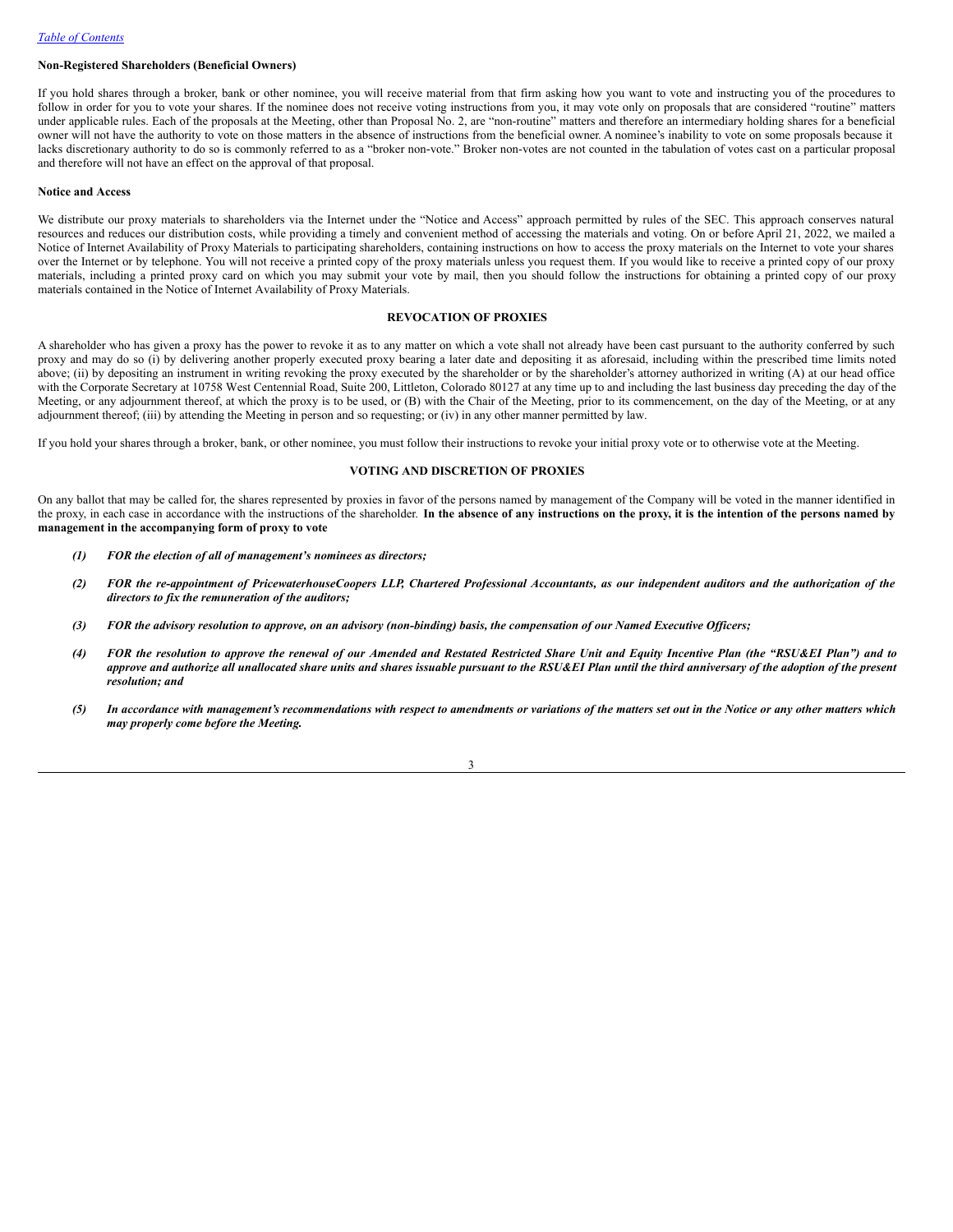**Non-Registered Shareholders (Beneficial Owners)**

If you hold shares through a broker, bank or other nominee, you will receive material from that firm asking how you want to vote and instructing you of the procedures to follow in order for you to vote your shares. If the nominee does not receive voting instructions from you, it may vote only on proposals that are considered "routine" matters under applicable rules. Each of the proposals at the Meeting, other than Proposal No. 2, are "non-routine" matters and therefore an intermediary holding shares for a beneficial owner will not have the authority to vote on those matters in the absence of instructions from the beneficial owner. A nominee's inability to vote on some proposals because it lacks discretionary authority to do so is commonly referred to as a "broker non-vote." Broker non-votes are not counted in the tabulation of votes cast on a particular proposal and therefore will not have an effect on the approval of that proposal.

**Notice and Access**

We distribute our proxy materials to shareholders via the Internet under the "Notice and Access" approach permitted by rules of the SEC. This approach conserves natural resources and reduces our distribution costs, while providing a timely and convenient method of accessing the materials and voting. On or before April 21, 2022, we mailed a Notice of Internet Availability of Proxy Materials to participating shareholders, containing instructions on how to access the proxy materials on the Internet to vote your shares over the Internet or by telephone. You will not receive a printed copy of the proxy materials unless you request them. If you would like to receive a printed copy of our proxy materials, including a printed proxy card on which you may submit your vote by mail, then you should follow the instructions for obtaining a printed copy of our proxy materials contained in the Notice of Internet Availability of Proxy Materials.

## REVOCATION OF PROXIES

A shareholder who has given a proxy has the power to revoke it as to any matter on which a vote shall not already have been cast pursuant to the authority conferred by such proxy and may do so (i) by delivering another properly executed proxy bearing a later date and depositing it as aforesaid, including within the prescribed time limits noted above; (ii) by depositing an instrument in writing revoking the proxy executed by the shareholder or by the shareholder's attorney authorized in writing (A) at our head office with the Corporate Secretary at 10758 West Centennial Road, Suite 200, Littleton, Colorado 80127 at any time up to and including the last business day preceding the day of the Meeting, or any adjournment thereof, at which the proxy is to be used, or (B) with the Chair of the Meeting, prior to its commencement, on the day of the Meeting, or at any adjournment thereof; (iii) by attending the Meeting in person and so requesting; or (iv) in any other manner permitted by law.

If you hold your shares through a broker, bank, or other nominee, you must follow their instructions to revoke your initial proxy vote or to otherwise vote at the Meeting.

## VOTING AND DISCRETION OF PROXIES

On any ballot that may be called for, the shares represented by proxies in favor of the persons named by management of the Company will be voted in the manner identified in the proxy, in each case in accordance with the instructions of the shareholder. **In the absence of any instructions on the proxy, it is the intention of the persons named by management in the accompanying form of proxy to vote**

***(1) FOR the election of all of management's nominees as directors;***

***(2) FOR the re-appointment of PricewaterhouseCoopers LLP, Chartered Professional Accountants, as our independent auditors and the authorization of the directors to fix the remuneration of the auditors;***

***(3) FOR the advisory resolution to approve, on an advisory (non-binding) basis, the compensation of our Named Executive Officers;***

***(4) FOR the resolution to approve the renewal of our Amended and Restated Restricted Share Unit and Equity Incentive Plan (the "RSU&EI Plan") and to approve and authorize all unallocated share units and shares issuable pursuant to the RSU&EI Plan until the third anniversary of the adoption of the present resolution; and***

***(5) In accordance with management's recommendations with respect to amendments or variations of the matters set out in the Notice or any other matters which may properly come before the Meeting.***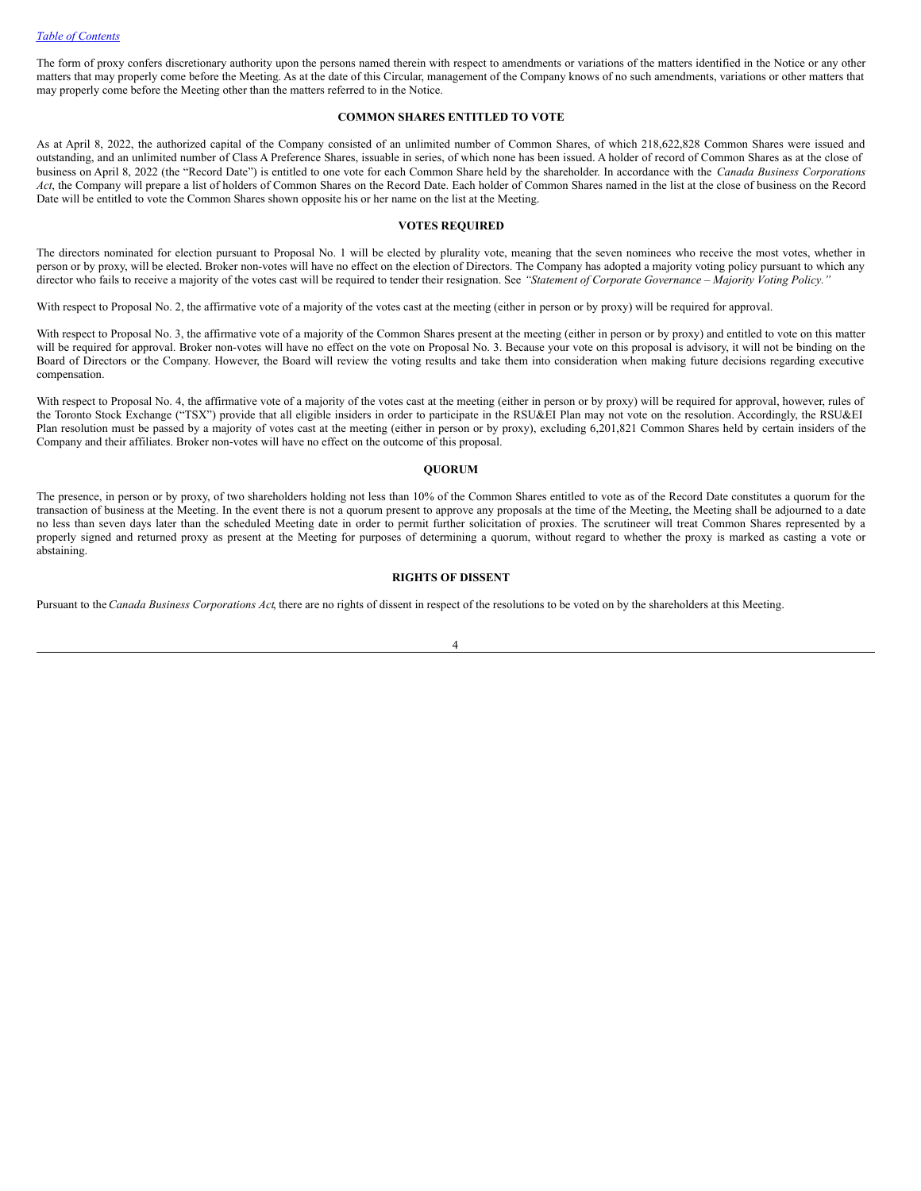The form of proxy confers discretionary authority upon the persons named therein with respect to amendments or variations of the matters identified in the Notice or any other matters that may properly come before the Meeting. As at the date of this Circular, management of the Company knows of no such amendments, variations or other matters that may properly come before the Meeting other than the matters referred to in the Notice.

## COMMON SHARES ENTITLED TO VOTE

As at April 8, 2022, the authorized capital of the Company consisted of an unlimited number of Common Shares, of which 218,622,828 Common Shares were issued and outstanding, and an unlimited number of Class A Preference Shares, issuable in series, of which none has been issued. A holder of record of Common Shares as at the close of business on April 8, 2022 (the "Record Date") is entitled to one vote for each Common Share held by the shareholder. In accordance with the *Canada Business Corporations Act*, the Company will prepare a list of holders of Common Shares on the Record Date. Each holder of Common Shares named in the list at the close of business on the Record Date will be entitled to vote the Common Shares shown opposite his or her name on the list at the Meeting.

## VOTES REQUIRED

The directors nominated for election pursuant to Proposal No. 1 will be elected by plurality vote, meaning that the seven nominees who receive the most votes, whether in person or by proxy, will be elected. Broker non-votes will have no effect on the election of Directors. The Company has adopted a majority voting policy pursuant to which any director who fails to receive a majority of the votes cast will be required to tender their resignation. See *"Statement of Corporate Governance – Majority Voting Policy."*

With respect to Proposal No. 2, the affirmative vote of a majority of the votes cast at the meeting (either in person or by proxy) will be required for approval.

With respect to Proposal No. 3, the affirmative vote of a majority of the Common Shares present at the meeting (either in person or by proxy) and entitled to vote on this matter will be required for approval. Broker non-votes will have no effect on the vote on Proposal No. 3. Because your vote on this proposal is advisory, it will not be binding on the Board of Directors or the Company. However, the Board will review the voting results and take them into consideration when making future decisions regarding executive compensation.

With respect to Proposal No. 4, the affirmative vote of a majority of the votes cast at the meeting (either in person or by proxy) will be required for approval, however, rules of the Toronto Stock Exchange ("TSX") provide that all eligible insiders in order to participate in the RSU&EI Plan may not vote on the resolution. Accordingly, the RSU&EI Plan resolution must be passed by a majority of votes cast at the meeting (either in person or by proxy), excluding 6,201,821 Common Shares held by certain insiders of the Company and their affiliates. Broker non-votes will have no effect on the outcome of this proposal.

## QUORUM

The presence, in person or by proxy, of two shareholders holding not less than 10% of the Common Shares entitled to vote as of the Record Date constitutes a quorum for the transaction of business at the Meeting. In the event there is not a quorum present to approve any proposals at the time of the Meeting, the Meeting shall be adjourned to a date no less than seven days later than the scheduled Meeting date in order to permit further solicitation of proxies. The scrutineer will treat Common Shares represented by a properly signed and returned proxy as present at the Meeting for purposes of determining a quorum, without regard to whether the proxy is marked as casting a vote or abstaining.

## RIGHTS OF DISSENT

Pursuant to the *Canada Business Corporations Act*, there are no rights of dissent in respect of the resolutions to be voted on by the shareholders at this Meeting.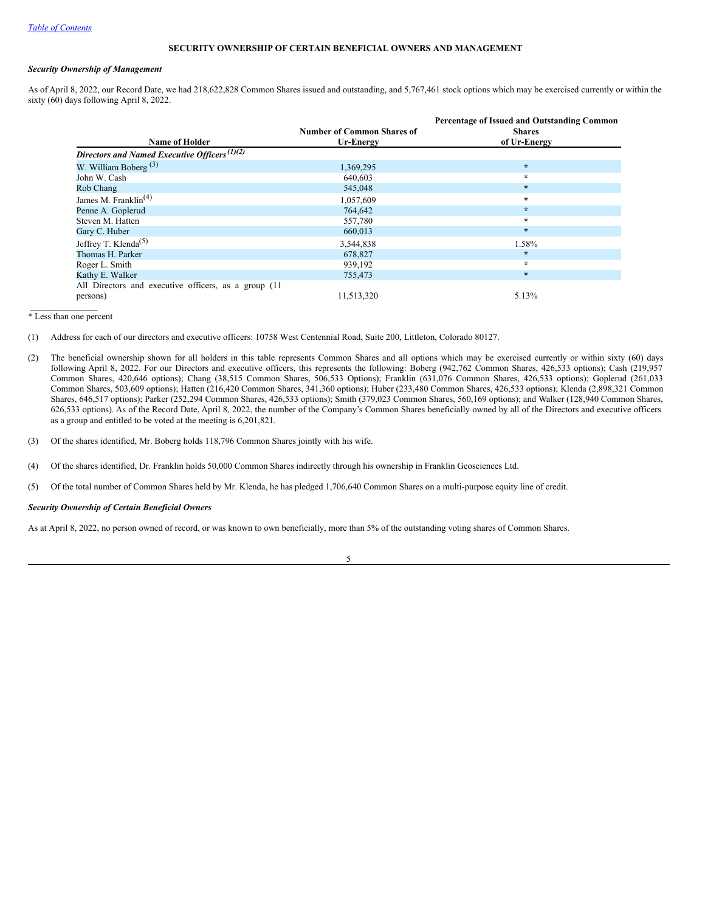## SECURITY OWNERSHIP OF CERTAIN BENEFICIAL OWNERS AND MANAGEMENT

***Security Ownership of Management***

As of April 8, 2022, our Record Date, we had 218,622,828 Common Shares issued and outstanding, and 5,767,461 stock options which may be exercised currently or within the sixty (60) days following April 8, 2022.

| Name of Holder | Number of Common Shares of Ur-Energy | Percentage of Issued and Outstanding Common Shares of Ur-Energy |
|---|---|---|
| ***Directors and Named Executive Officers [(1)(2)]*** | | |
| W. William Boberg [(3)] | 1,369,295 | * |
| John W. Cash | 640,603 | * |
| Rob Chang | 545,048 | * |
| James M. Franklin[(4)] | 1,057,609 | * |
| Penne A. Goplerud | 764,642 | * |
| Steven M. Hatten | 557,780 | * |
| Gary C. Huber | 660,013 | * |
| Jeffrey T. Klenda[(5)] | 3,544,838 | 1.58% |
| Thomas H. Parker | 678,827 | * |
| Roger L. Smith | 939,192 | * |
| Kathy E. Walker | 755,473 | * |
| All Directors and executive officers, as a group (11 persons) | 11,513,320 | 5.13% |

\* Less than one percent

(1) Address for each of our directors and executive officers: 10758 West Centennial Road, Suite 200, Littleton, Colorado 80127.

(2) The beneficial ownership shown for all holders in this table represents Common Shares and all options which may be exercised currently or within sixty (60) days following April 8, 2022. For our Directors and executive officers, this represents the following: Boberg (942,762 Common Shares, 426,533 options); Cash (219,957 Common Shares, 420,646 options); Chang (38,515 Common Shares, 506,533 Options); Franklin (631,076 Common Shares, 426,533 options); Goplerud (261,033 Common Shares, 503,609 options); Hatten (216,420 Common Shares, 341,360 options); Huber (233,480 Common Shares, 426,533 options); Klenda (2,898,321 Common Shares, 646,517 options); Parker (252,294 Common Shares, 426,533 options); Smith (379,023 Common Shares, 560,169 options); and Walker (128,940 Common Shares, 626,533 options). As of the Record Date, April 8, 2022, the number of the Company's Common Shares beneficially owned by all of the Directors and executive officers as a group and entitled to be voted at the meeting is 6,201,821.

(3) Of the shares identified, Mr. Boberg holds 118,796 Common Shares jointly with his wife.

(4) Of the shares identified, Dr. Franklin holds 50,000 Common Shares indirectly through his ownership in Franklin Geosciences Ltd.

(5) Of the total number of Common Shares held by Mr. Klenda, he has pledged 1,706,640 Common Shares on a multi-purpose equity line of credit.

***Security Ownership of Certain Beneficial Owners***

As at April 8, 2022, no person owned of record, or was known to own beneficially, more than 5% of the outstanding voting shares of Common Shares.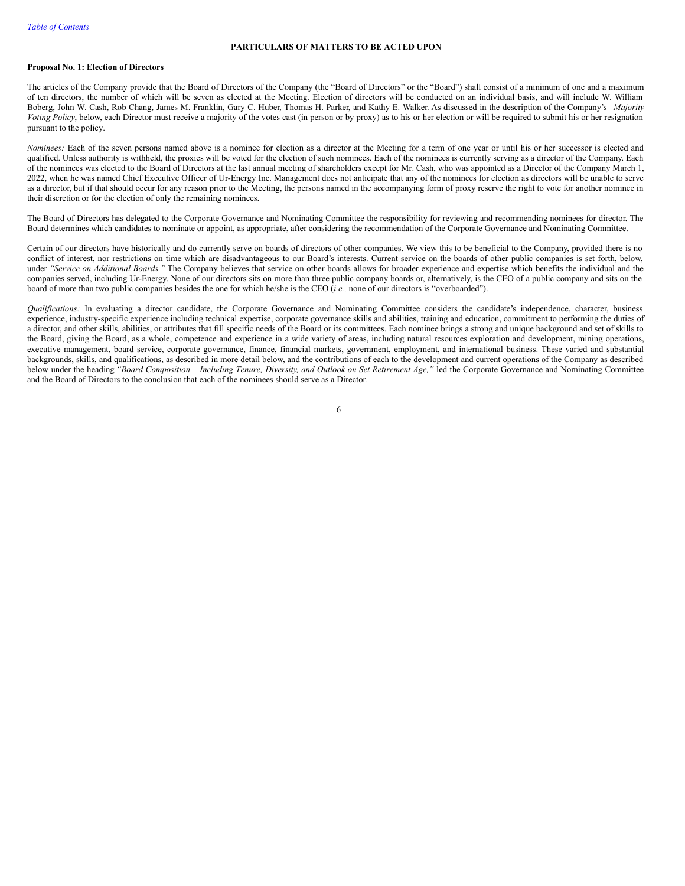## PARTICULARS OF MATTERS TO BE ACTED UPON

### Proposal No. 1: Election of Directors

The articles of the Company provide that the Board of Directors of the Company (the "Board of Directors" or the "Board") shall consist of a minimum of one and a maximum of ten directors, the number of which will be seven as elected at the Meeting. Election of directors will be conducted on an individual basis, and will include W. William Boberg, John W. Cash, Rob Chang, James M. Franklin, Gary C. Huber, Thomas H. Parker, and Kathy E. Walker. As discussed in the description of the Company's *Majority Voting Policy*, below, each Director must receive a majority of the votes cast (in person or by proxy) as to his or her election or will be required to submit his or her resignation pursuant to the policy.

*Nominees:* Each of the seven persons named above is a nominee for election as a director at the Meeting for a term of one year or until his or her successor is elected and qualified. Unless authority is withheld, the proxies will be voted for the election of such nominees. Each of the nominees is currently serving as a director of the Company. Each of the nominees was elected to the Board of Directors at the last annual meeting of shareholders except for Mr. Cash, who was appointed as a Director of the Company March 1, 2022, when he was named Chief Executive Officer of Ur-Energy Inc. Management does not anticipate that any of the nominees for election as directors will be unable to serve as a director, but if that should occur for any reason prior to the Meeting, the persons named in the accompanying form of proxy reserve the right to vote for another nominee in their discretion or for the election of only the remaining nominees.

The Board of Directors has delegated to the Corporate Governance and Nominating Committee the responsibility for reviewing and recommending nominees for director. The Board determines which candidates to nominate or appoint, as appropriate, after considering the recommendation of the Corporate Governance and Nominating Committee.

Certain of our directors have historically and do currently serve on boards of directors of other companies. We view this to be beneficial to the Company, provided there is no conflict of interest, nor restrictions on time which are disadvantageous to our Board's interests. Current service on the boards of other public companies is set forth, below, under *"Service on Additional Boards."* The Company believes that service on other boards allows for broader experience and expertise which benefits the individual and the companies served, including Ur-Energy. None of our directors sits on more than three public company boards or, alternatively, is the CEO of a public company and sits on the board of more than two public companies besides the one for which he/she is the CEO (*i.e.,* none of our directors is "overboarded").

*Qualifications:* In evaluating a director candidate, the Corporate Governance and Nominating Committee considers the candidate's independence, character, business experience, industry-specific experience including technical expertise, corporate governance skills and abilities, training and education, commitment to performing the duties of a director, and other skills, abilities, or attributes that fill specific needs of the Board or its committees. Each nominee brings a strong and unique background and set of skills to the Board, giving the Board, as a whole, competence and experience in a wide variety of areas, including natural resources exploration and development, mining operations, executive management, board service, corporate governance, finance, financial markets, government, employment, and international business. These varied and substantial backgrounds, skills, and qualifications, as described in more detail below, and the contributions of each to the development and current operations of the Company as described below under the heading *"Board Composition – Including Tenure, Diversity, and Outlook on Set Retirement Age,"* led the Corporate Governance and Nominating Committee and the Board of Directors to the conclusion that each of the nominees should serve as a Director.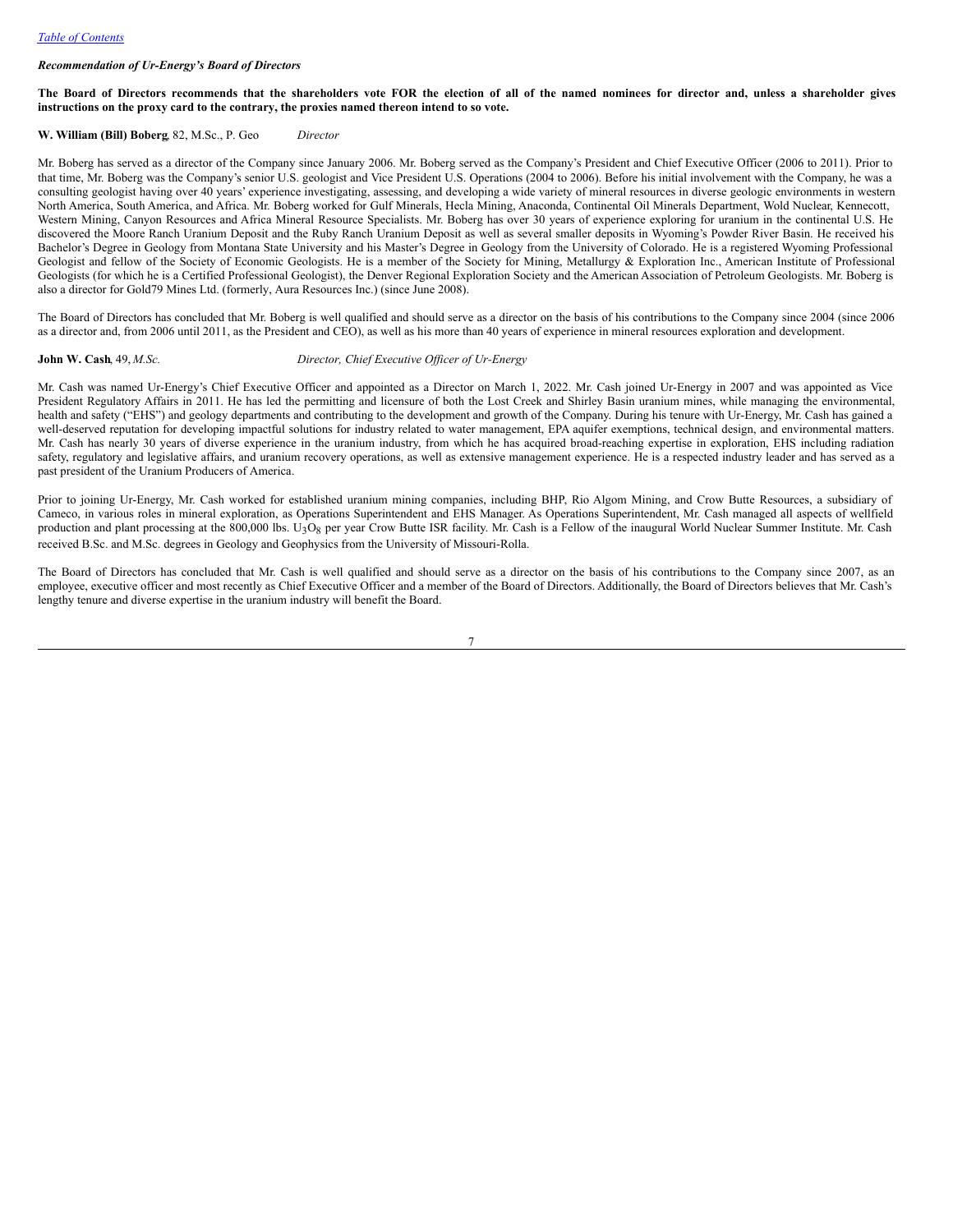### *Recommendation of Ur-Energy's Board of Directors*

**The Board of Directors recommends that the shareholders vote FOR the election of all of the named nominees for director and, unless a shareholder gives instructions on the proxy card to the contrary, the proxies named thereon intend to so vote.**

**W. William (Bill) Boberg**, 82, M.Sc., P. Geo *Director*

Mr. Boberg has served as a director of the Company since January 2006. Mr. Boberg served as the Company's President and Chief Executive Officer (2006 to 2011). Prior to that time, Mr. Boberg was the Company's senior U.S. geologist and Vice President U.S. Operations (2004 to 2006). Before his initial involvement with the Company, he was a consulting geologist having over 40 years' experience investigating, assessing, and developing a wide variety of mineral resources in diverse geologic environments in western North America, South America, and Africa. Mr. Boberg worked for Gulf Minerals, Hecla Mining, Anaconda, Continental Oil Minerals Department, Wold Nuclear, Kennecott, Western Mining, Canyon Resources and Africa Mineral Resource Specialists. Mr. Boberg has over 30 years of experience exploring for uranium in the continental U.S. He discovered the Moore Ranch Uranium Deposit and the Ruby Ranch Uranium Deposit as well as several smaller deposits in Wyoming's Powder River Basin. He received his Bachelor's Degree in Geology from Montana State University and his Master's Degree in Geology from the University of Colorado. He is a registered Wyoming Professional Geologist and fellow of the Society of Economic Geologists. He is a member of the Society for Mining, Metallurgy & Exploration Inc., American Institute of Professional Geologists (for which he is a Certified Professional Geologist), the Denver Regional Exploration Society and the American Association of Petroleum Geologists. Mr. Boberg is also a director for Gold79 Mines Ltd. (formerly, Aura Resources Inc.) (since June 2008).

The Board of Directors has concluded that Mr. Boberg is well qualified and should serve as a director on the basis of his contributions to the Company since 2004 (since 2006 as a director and, from 2006 until 2011, as the President and CEO), as well as his more than 40 years of experience in mineral resources exploration and development.

**John W. Cash**, 49, *M.Sc.* *Director, Chief Executive Officer of Ur-Energy*

Mr. Cash was named Ur-Energy's Chief Executive Officer and appointed as a Director on March 1, 2022. Mr. Cash joined Ur-Energy in 2007 and was appointed as Vice President Regulatory Affairs in 2011. He has led the permitting and licensure of both the Lost Creek and Shirley Basin uranium mines, while managing the environmental, health and safety ("EHS") and geology departments and contributing to the development and growth of the Company. During his tenure with Ur-Energy, Mr. Cash has gained a well-deserved reputation for developing impactful solutions for industry related to water management, EPA aquifer exemptions, technical design, and environmental matters. Mr. Cash has nearly 30 years of diverse experience in the uranium industry, from which he has acquired broad-reaching expertise in exploration, EHS including radiation safety, regulatory and legislative affairs, and uranium recovery operations, as well as extensive management experience. He is a respected industry leader and has served as a past president of the Uranium Producers of America.

Prior to joining Ur-Energy, Mr. Cash worked for established uranium mining companies, including BHP, Rio Algom Mining, and Crow Butte Resources, a subsidiary of Cameco, in various roles in mineral exploration, as Operations Superintendent and EHS Manager. As Operations Superintendent, Mr. Cash managed all aspects of wellfield production and plant processing at the 800,000 lbs. $U_3O_8$ per year Crow Butte ISR facility. Mr. Cash is a Fellow of the inaugural World Nuclear Summer Institute. Mr. Cash received B.Sc. and M.Sc. degrees in Geology and Geophysics from the University of Missouri-Rolla.

The Board of Directors has concluded that Mr. Cash is well qualified and should serve as a director on the basis of his contributions to the Company since 2007, as an employee, executive officer and most recently as Chief Executive Officer and a member of the Board of Directors. Additionally, the Board of Directors believes that Mr. Cash's lengthy tenure and diverse expertise in the uranium industry will benefit the Board.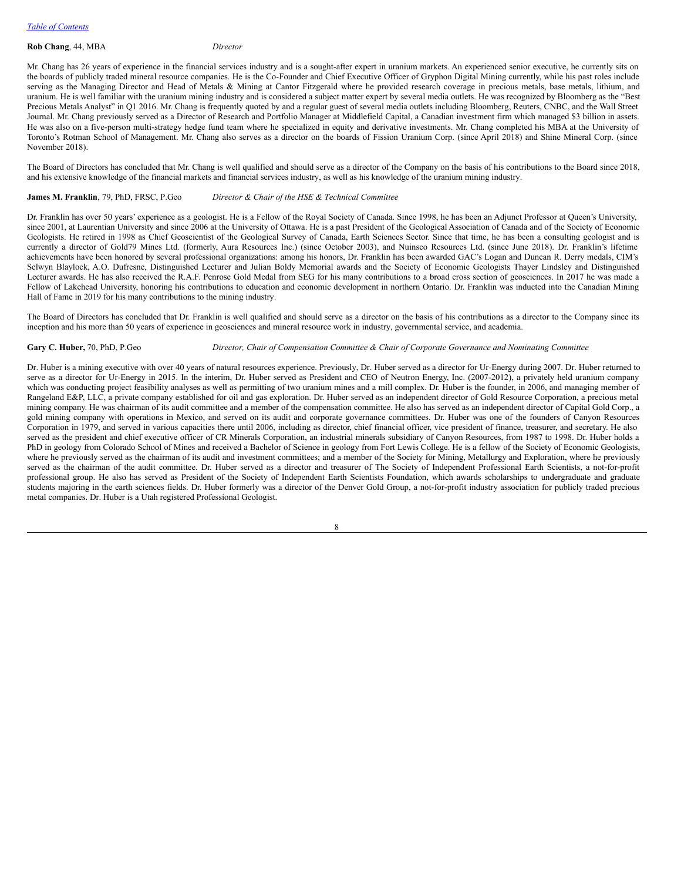**Rob Chang**, 44, MBA *Director*

Mr. Chang has 26 years of experience in the financial services industry and is a sought-after expert in uranium markets. An experienced senior executive, he currently sits on the boards of publicly traded mineral resource companies. He is the Co-Founder and Chief Executive Officer of Gryphon Digital Mining currently, while his past roles include serving as the Managing Director and Head of Metals & Mining at Cantor Fitzgerald where he provided research coverage in precious metals, base metals, lithium, and uranium. He is well familiar with the uranium mining industry and is considered a subject matter expert by several media outlets. He was recognized by Bloomberg as the "Best Precious Metals Analyst" in Q1 2016. Mr. Chang is frequently quoted by and a regular guest of several media outlets including Bloomberg, Reuters, CNBC, and the Wall Street Journal. Mr. Chang previously served as a Director of Research and Portfolio Manager at Middlefield Capital, a Canadian investment firm which managed $3 billion in assets. He was also on a five-person multi-strategy hedge fund team where he specialized in equity and derivative investments. Mr. Chang completed his MBA at the University of Toronto's Rotman School of Management. Mr. Chang also serves as a director on the boards of Fission Uranium Corp. (since April 2018) and Shine Mineral Corp. (since November 2018).

The Board of Directors has concluded that Mr. Chang is well qualified and should serve as a director of the Company on the basis of his contributions to the Board since 2018, and his extensive knowledge of the financial markets and financial services industry, as well as his knowledge of the uranium mining industry.

**James M. Franklin**, 79, PhD, FRSC, P.Geo *Director & Chair of the HSE & Technical Committee*

Dr. Franklin has over 50 years' experience as a geologist. He is a Fellow of the Royal Society of Canada. Since 1998, he has been an Adjunct Professor at Queen's University, since 2001, at Laurentian University and since 2006 at the University of Ottawa. He is a past President of the Geological Association of Canada and of the Society of Economic Geologists. He retired in 1998 as Chief Geoscientist of the Geological Survey of Canada, Earth Sciences Sector. Since that time, he has been a consulting geologist and is currently a director of Gold79 Mines Ltd. (formerly, Aura Resources Inc.) (since October 2003), and Nuinsco Resources Ltd. (since June 2018). Dr. Franklin's lifetime achievements have been honored by several professional organizations: among his honors, Dr. Franklin has been awarded GAC's Logan and Duncan R. Derry medals, CIM's Selwyn Blaylock, A.O. Dufresne, Distinguished Lecturer and Julian Boldy Memorial awards and the Society of Economic Geologists Thayer Lindsley and Distinguished Lecturer awards. He has also received the R.A.F. Penrose Gold Medal from SEG for his many contributions to a broad cross section of geosciences. In 2017 he was made a Fellow of Lakehead University, honoring his contributions to education and economic development in northern Ontario. Dr. Franklin was inducted into the Canadian Mining Hall of Fame in 2019 for his many contributions to the mining industry.

The Board of Directors has concluded that Dr. Franklin is well qualified and should serve as a director on the basis of his contributions as a director to the Company since its inception and his more than 50 years of experience in geosciences and mineral resource work in industry, governmental service, and academia.

**Gary C. Huber,** 70, PhD, P.Geo *Director, Chair of Compensation Committee & Chair of Corporate Governance and Nominating Committee*

Dr. Huber is a mining executive with over 40 years of natural resources experience. Previously, Dr. Huber served as a director for Ur-Energy during 2007. Dr. Huber returned to serve as a director for Ur-Energy in 2015. In the interim, Dr. Huber served as President and CEO of Neutron Energy, Inc. (2007-2012), a privately held uranium company which was conducting project feasibility analyses as well as permitting of two uranium mines and a mill complex. Dr. Huber is the founder, in 2006, and managing member of Rangeland E&P, LLC, a private company established for oil and gas exploration. Dr. Huber served as an independent director of Gold Resource Corporation, a precious metal mining company. He was chairman of its audit committee and a member of the compensation committee. He also has served as an independent director of Capital Gold Corp., a gold mining company with operations in Mexico, and served on its audit and corporate governance committees. Dr. Huber was one of the founders of Canyon Resources Corporation in 1979, and served in various capacities there until 2006, including as director, chief financial officer, vice president of finance, treasurer, and secretary. He also served as the president and chief executive officer of CR Minerals Corporation, an industrial minerals subsidiary of Canyon Resources, from 1987 to 1998. Dr. Huber holds a PhD in geology from Colorado School of Mines and received a Bachelor of Science in geology from Fort Lewis College. He is a fellow of the Society of Economic Geologists, where he previously served as the chairman of its audit and investment committees; and a member of the Society for Mining, Metallurgy and Exploration, where he previously served as the chairman of the audit committee. Dr. Huber served as a director and treasurer of The Society of Independent Professional Earth Scientists, a not-for-profit professional group. He also has served as President of the Society of Independent Earth Scientists Foundation, which awards scholarships to undergraduate and graduate students majoring in the earth sciences fields. Dr. Huber formerly was a director of the Denver Gold Group, a not-for-profit industry association for publicly traded precious metal companies. Dr. Huber is a Utah registered Professional Geologist.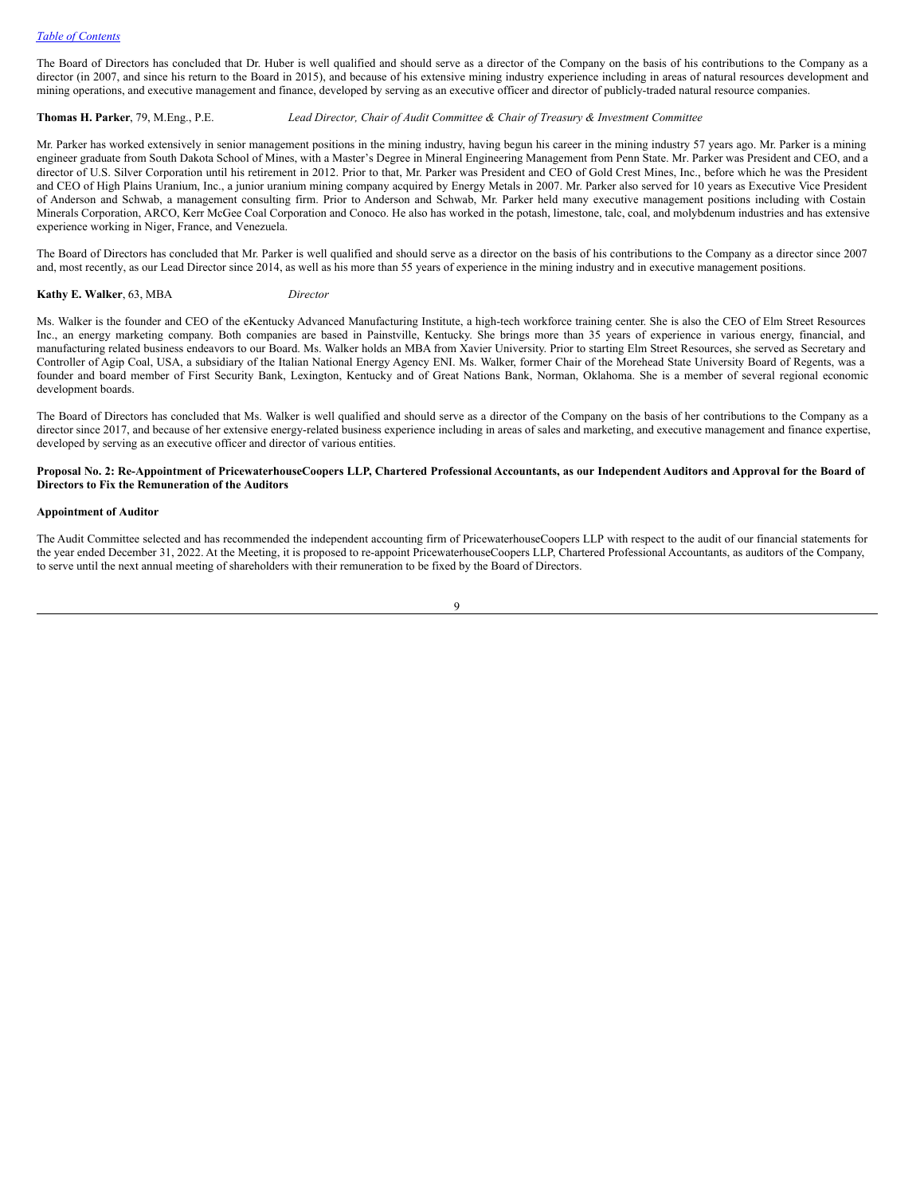The Board of Directors has concluded that Dr. Huber is well qualified and should serve as a director of the Company on the basis of his contributions to the Company as a director (in 2007, and since his return to the Board in 2015), and because of his extensive mining industry experience including in areas of natural resources development and mining operations, and executive management and finance, developed by serving as an executive officer and director of publicly-traded natural resource companies.

**Thomas H. Parker**, 79, M.Eng., P.E. *Lead Director, Chair of Audit Committee & Chair of Treasury & Investment Committee*

Mr. Parker has worked extensively in senior management positions in the mining industry, having begun his career in the mining industry 57 years ago. Mr. Parker is a mining engineer graduate from South Dakota School of Mines, with a Master's Degree in Mineral Engineering Management from Penn State. Mr. Parker was President and CEO, and a director of U.S. Silver Corporation until his retirement in 2012. Prior to that, Mr. Parker was President and CEO of Gold Crest Mines, Inc., before which he was the President and CEO of High Plains Uranium, Inc., a junior uranium mining company acquired by Energy Metals in 2007. Mr. Parker also served for 10 years as Executive Vice President of Anderson and Schwab, a management consulting firm. Prior to Anderson and Schwab, Mr. Parker held many executive management positions including with Costain Minerals Corporation, ARCO, Kerr McGee Coal Corporation and Conoco. He also has worked in the potash, limestone, talc, coal, and molybdenum industries and has extensive experience working in Niger, France, and Venezuela.

The Board of Directors has concluded that Mr. Parker is well qualified and should serve as a director on the basis of his contributions to the Company as a director since 2007 and, most recently, as our Lead Director since 2014, as well as his more than 55 years of experience in the mining industry and in executive management positions.

**Kathy E. Walker**, 63, MBA *Director*

Ms. Walker is the founder and CEO of the eKentucky Advanced Manufacturing Institute, a high-tech workforce training center. She is also the CEO of Elm Street Resources Inc., an energy marketing company. Both companies are based in Painstville, Kentucky. She brings more than 35 years of experience in various energy, financial, and manufacturing related business endeavors to our Board. Ms. Walker holds an MBA from Xavier University. Prior to starting Elm Street Resources, she served as Secretary and Controller of Agip Coal, USA, a subsidiary of the Italian National Energy Agency ENI. Ms. Walker, former Chair of the Morehead State University Board of Regents, was a founder and board member of First Security Bank, Lexington, Kentucky and of Great Nations Bank, Norman, Oklahoma. She is a member of several regional economic development boards.

The Board of Directors has concluded that Ms. Walker is well qualified and should serve as a director of the Company on the basis of her contributions to the Company as a director since 2017, and because of her extensive energy-related business experience including in areas of sales and marketing, and executive management and finance expertise, developed by serving as an executive officer and director of various entities.

## Proposal No. 2: Re-Appointment of PricewaterhouseCoopers LLP, Chartered Professional Accountants, as our Independent Auditors and Approval for the Board of Directors to Fix the Remuneration of the Auditors

### Appointment of Auditor

The Audit Committee selected and has recommended the independent accounting firm of PricewaterhouseCoopers LLP with respect to the audit of our financial statements for the year ended December 31, 2022. At the Meeting, it is proposed to re-appoint PricewaterhouseCoopers LLP, Chartered Professional Accountants, as auditors of the Company, to serve until the next annual meeting of shareholders with their remuneration to be fixed by the Board of Directors.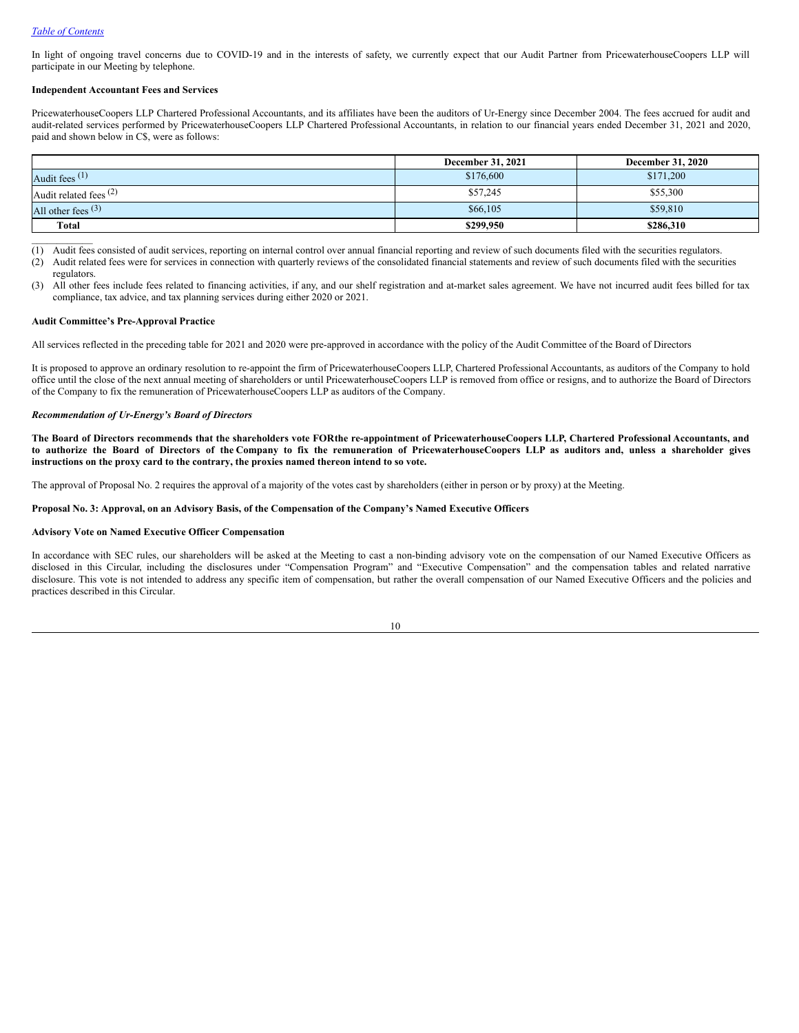In light of ongoing travel concerns due to COVID-19 and in the interests of safety, we currently expect that our Audit Partner from PricewaterhouseCoopers LLP will participate in our Meeting by telephone.

**Independent Accountant Fees and Services**

PricewaterhouseCoopers LLP Chartered Professional Accountants, and its affiliates have been the auditors of Ur-Energy since December 2004. The fees accrued for audit and audit-related services performed by PricewaterhouseCoopers LLP Chartered Professional Accountants, in relation to our financial years ended December 31, 2021 and 2020, paid and shown below in C$, were as follows:

| | December 31, 2021 | December 31, 2020 |
|---|---|---|
| Audit fees (1) | $176,600 | $171,200 |
| Audit related fees (2) | $57,245 | $55,300 |
| All other fees (3) | $66,105 | $59,810 |
| **Total** | **$299,950** | **$286,310** |

(1) Audit fees consisted of audit services, reporting on internal control over annual financial reporting and review of such documents filed with the securities regulators.
(2) Audit related fees were for services in connection with quarterly reviews of the consolidated financial statements and review of such documents filed with the securities regulators.
(3) All other fees include fees related to financing activities, if any, and our shelf registration and at-market sales agreement. We have not incurred audit fees billed for tax compliance, tax advice, and tax planning services during either 2020 or 2021.

**Audit Committee's Pre-Approval Practice**

All services reflected in the preceding table for 2021 and 2020 were pre-approved in accordance with the policy of the Audit Committee of the Board of Directors

It is proposed to approve an ordinary resolution to re-appoint the firm of PricewaterhouseCoopers LLP, Chartered Professional Accountants, as auditors of the Company to hold office until the close of the next annual meeting of shareholders or until PricewaterhouseCoopers LLP is removed from office or resigns, and to authorize the Board of Directors of the Company to fix the remuneration of PricewaterhouseCoopers LLP as auditors of the Company.

***Recommendation of Ur-Energy's Board of Directors***

**The Board of Directors recommends that the shareholders vote FORthe re-appointment of PricewaterhouseCoopers LLP, Chartered Professional Accountants, and to authorize the Board of Directors of the Company to fix the remuneration of PricewaterhouseCoopers LLP as auditors and, unless a shareholder gives instructions on the proxy card to the contrary, the proxies named thereon intend to so vote.**

The approval of Proposal No. 2 requires the approval of a majority of the votes cast by shareholders (either in person or by proxy) at the Meeting.

**Proposal No. 3: Approval, on an Advisory Basis, of the Compensation of the Company's Named Executive Officers**

**Advisory Vote on Named Executive Officer Compensation**

In accordance with SEC rules, our shareholders will be asked at the Meeting to cast a non-binding advisory vote on the compensation of our Named Executive Officers as disclosed in this Circular, including the disclosures under "Compensation Program" and "Executive Compensation" and the compensation tables and related narrative disclosure. This vote is not intended to address any specific item of compensation, but rather the overall compensation of our Named Executive Officers and the policies and practices described in this Circular.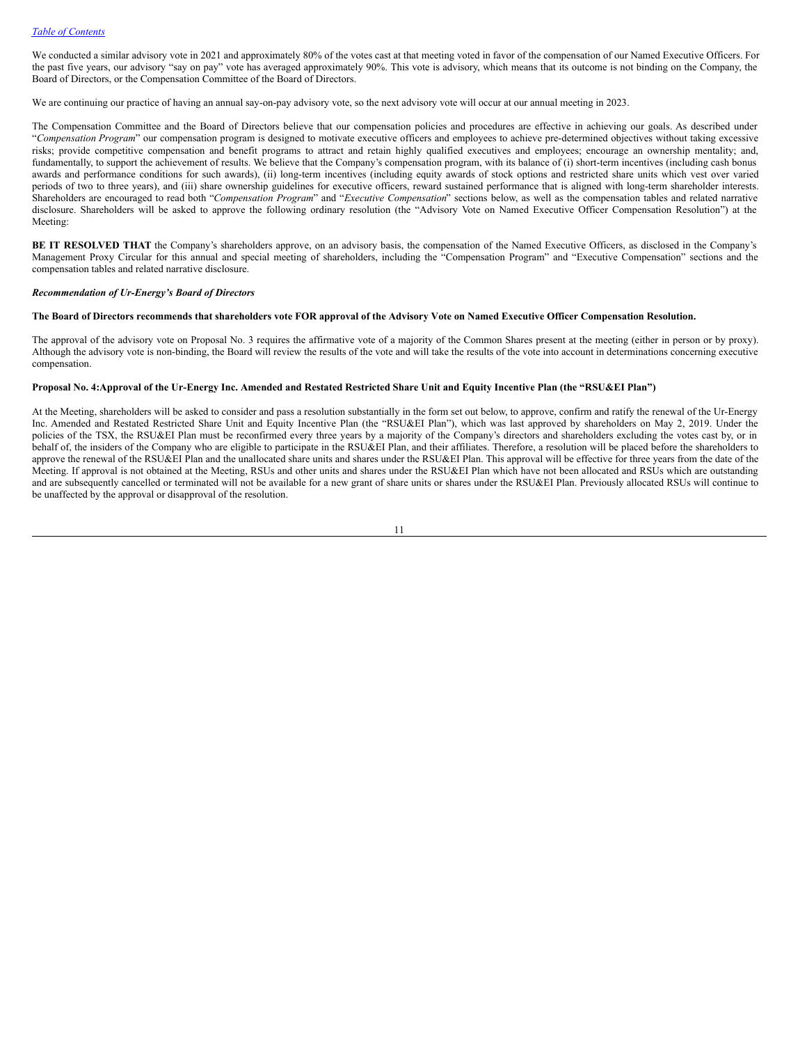We conducted a similar advisory vote in 2021 and approximately 80% of the votes cast at that meeting voted in favor of the compensation of our Named Executive Officers. For the past five years, our advisory "say on pay" vote has averaged approximately 90%. This vote is advisory, which means that its outcome is not binding on the Company, the Board of Directors, or the Compensation Committee of the Board of Directors.

We are continuing our practice of having an annual say-on-pay advisory vote, so the next advisory vote will occur at our annual meeting in 2023.

The Compensation Committee and the Board of Directors believe that our compensation policies and procedures are effective in achieving our goals. As described under "*Compensation Program*" our compensation program is designed to motivate executive officers and employees to achieve pre-determined objectives without taking excessive risks; provide competitive compensation and benefit programs to attract and retain highly qualified executives and employees; encourage an ownership mentality; and, fundamentally, to support the achievement of results. We believe that the Company's compensation program, with its balance of (i) short-term incentives (including cash bonus awards and performance conditions for such awards), (ii) long-term incentives (including equity awards of stock options and restricted share units which vest over varied periods of two to three years), and (iii) share ownership guidelines for executive officers, reward sustained performance that is aligned with long-term shareholder interests. Shareholders are encouraged to read both "*Compensation Program*" and "*Executive Compensation*" sections below, as well as the compensation tables and related narrative disclosure. Shareholders will be asked to approve the following ordinary resolution (the "Advisory Vote on Named Executive Officer Compensation Resolution") at the Meeting:

**BE IT RESOLVED THAT** the Company's shareholders approve, on an advisory basis, the compensation of the Named Executive Officers, as disclosed in the Company's Management Proxy Circular for this annual and special meeting of shareholders, including the "Compensation Program" and "Executive Compensation" sections and the compensation tables and related narrative disclosure.

***Recommendation of Ur-Energy's Board of Directors***

**The Board of Directors recommends that shareholders vote FOR approval of the Advisory Vote on Named Executive Officer Compensation Resolution.**

The approval of the advisory vote on Proposal No. 3 requires the affirmative vote of a majority of the Common Shares present at the meeting (either in person or by proxy). Although the advisory vote is non-binding, the Board will review the results of the vote and will take the results of the vote into account in determinations concerning executive compensation.

**Proposal No. 4:Approval of the Ur-Energy Inc. Amended and Restated Restricted Share Unit and Equity Incentive Plan (the "RSU&EI Plan")**

At the Meeting, shareholders will be asked to consider and pass a resolution substantially in the form set out below, to approve, confirm and ratify the renewal of the Ur-Energy Inc. Amended and Restated Restricted Share Unit and Equity Incentive Plan (the "RSU&EI Plan"), which was last approved by shareholders on May 2, 2019. Under the policies of the TSX, the RSU&EI Plan must be reconfirmed every three years by a majority of the Company's directors and shareholders excluding the votes cast by, or in behalf of, the insiders of the Company who are eligible to participate in the RSU&EI Plan, and their affiliates. Therefore, a resolution will be placed before the shareholders to approve the renewal of the RSU&EI Plan and the unallocated share units and shares under the RSU&EI Plan. This approval will be effective for three years from the date of the Meeting. If approval is not obtained at the Meeting, RSUs and other units and shares under the RSU&EI Plan which have not been allocated and RSUs which are outstanding and are subsequently cancelled or terminated will not be available for a new grant of share units or shares under the RSU&EI Plan. Previously allocated RSUs will continue to be unaffected by the approval or disapproval of the resolution.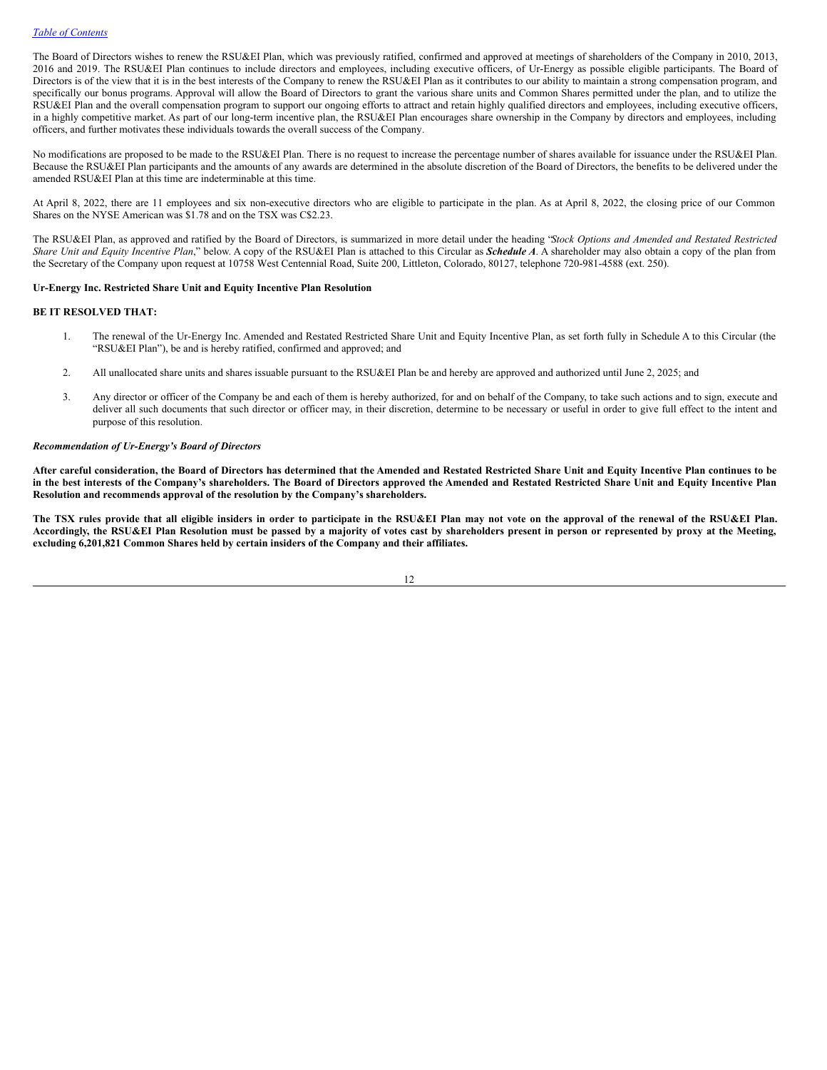The Board of Directors wishes to renew the RSU&EI Plan, which was previously ratified, confirmed and approved at meetings of shareholders of the Company in 2010, 2013, 2016 and 2019. The RSU&EI Plan continues to include directors and employees, including executive officers, of Ur-Energy as possible eligible participants. The Board of Directors is of the view that it is in the best interests of the Company to renew the RSU&EI Plan as it contributes to our ability to maintain a strong compensation program, and specifically our bonus programs. Approval will allow the Board of Directors to grant the various share units and Common Shares permitted under the plan, and to utilize the RSU&EI Plan and the overall compensation program to support our ongoing efforts to attract and retain highly qualified directors and employees, including executive officers, in a highly competitive market. As part of our long-term incentive plan, the RSU&EI Plan encourages share ownership in the Company by directors and employees, including officers, and further motivates these individuals towards the overall success of the Company.

No modifications are proposed to be made to the RSU&EI Plan. There is no request to increase the percentage number of shares available for issuance under the RSU&EI Plan. Because the RSU&EI Plan participants and the amounts of any awards are determined in the absolute discretion of the Board of Directors, the benefits to be delivered under the amended RSU&EI Plan at this time are indeterminable at this time.

At April 8, 2022, there are 11 employees and six non-executive directors who are eligible to participate in the plan. As at April 8, 2022, the closing price of our Common Shares on the NYSE American was $1.78 and on the TSX was C$2.23.

The RSU&EI Plan, as approved and ratified by the Board of Directors, is summarized in more detail under the heading "*Stock Options and Amended and Restated Restricted Share Unit and Equity Incentive Plan*," below. A copy of the RSU&EI Plan is attached to this Circular as ***Schedule A***. A shareholder may also obtain a copy of the plan from the Secretary of the Company upon request at 10758 West Centennial Road, Suite 200, Littleton, Colorado, 80127, telephone 720-981-4588 (ext. 250).

**Ur-Energy Inc. Restricted Share Unit and Equity Incentive Plan Resolution**

**BE IT RESOLVED THAT:**

1. The renewal of the Ur-Energy Inc. Amended and Restated Restricted Share Unit and Equity Incentive Plan, as set forth fully in Schedule A to this Circular (the "RSU&EI Plan"), be and is hereby ratified, confirmed and approved; and

2. All unallocated share units and shares issuable pursuant to the RSU&EI Plan be and hereby are approved and authorized until June 2, 2025; and

3. Any director or officer of the Company be and each of them is hereby authorized, for and on behalf of the Company, to take such actions and to sign, execute and deliver all such documents that such director or officer may, in their discretion, determine to be necessary or useful in order to give full effect to the intent and purpose of this resolution.

***Recommendation of Ur-Energy's Board of Directors***

**After careful consideration, the Board of Directors has determined that the Amended and Restated Restricted Share Unit and Equity Incentive Plan continues to be in the best interests of the Company's shareholders. The Board of Directors approved the Amended and Restated Restricted Share Unit and Equity Incentive Plan Resolution and recommends approval of the resolution by the Company's shareholders.**

**The TSX rules provide that all eligible insiders in order to participate in the RSU&EI Plan may not vote on the approval of the renewal of the RSU&EI Plan. Accordingly, the RSU&EI Plan Resolution must be passed by a majority of votes cast by shareholders present in person or represented by proxy at the Meeting, excluding 6,201,821 Common Shares held by certain insiders of the Company and their affiliates.**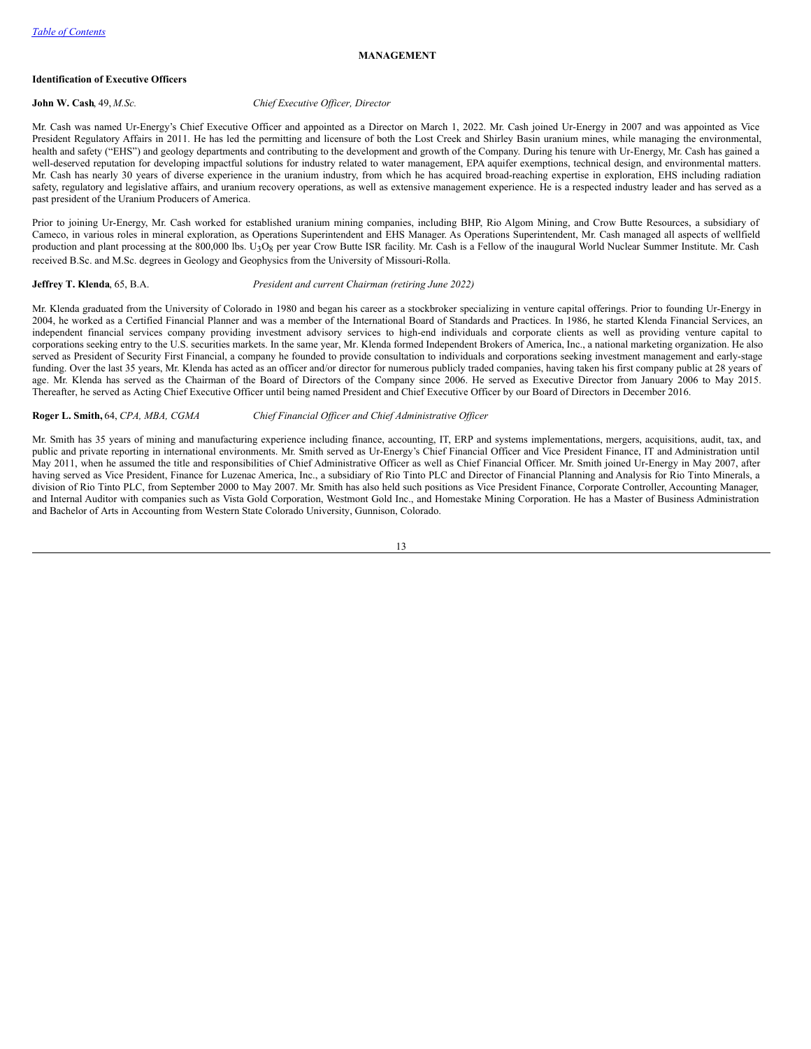## MANAGEMENT

### Identification of Executive Officers

**John W. Cash**, 49, *M.Sc.* — *Chief Executive Officer, Director*

Mr. Cash was named Ur-Energy's Chief Executive Officer and appointed as a Director on March 1, 2022. Mr. Cash joined Ur-Energy in 2007 and was appointed as Vice President Regulatory Affairs in 2011. He has led the permitting and licensure of both the Lost Creek and Shirley Basin uranium mines, while managing the environmental, health and safety ("EHS") and geology departments and contributing to the development and growth of the Company. During his tenure with Ur-Energy, Mr. Cash has gained a well-deserved reputation for developing impactful solutions for industry related to water management, EPA aquifer exemptions, technical design, and environmental matters. Mr. Cash has nearly 30 years of diverse experience in the uranium industry, from which he has acquired broad-reaching expertise in exploration, EHS including radiation safety, regulatory and legislative affairs, and uranium recovery operations, as well as extensive management experience. He is a respected industry leader and has served as a past president of the Uranium Producers of America.

Prior to joining Ur-Energy, Mr. Cash worked for established uranium mining companies, including BHP, Rio Algom Mining, and Crow Butte Resources, a subsidiary of Cameco, in various roles in mineral exploration, as Operations Superintendent and EHS Manager. As Operations Superintendent, Mr. Cash managed all aspects of wellfield production and plant processing at the 800,000 lbs. $U_3O_8$ per year Crow Butte ISR facility. Mr. Cash is a Fellow of the inaugural World Nuclear Summer Institute. Mr. Cash received B.Sc. and M.Sc. degrees in Geology and Geophysics from the University of Missouri-Rolla.

**Jeffrey T. Klenda**, 65, B.A. — *President and current Chairman (retiring June 2022)*

Mr. Klenda graduated from the University of Colorado in 1980 and began his career as a stockbroker specializing in venture capital offerings. Prior to founding Ur-Energy in 2004, he worked as a Certified Financial Planner and was a member of the International Board of Standards and Practices. In 1986, he started Klenda Financial Services, an independent financial services company providing investment advisory services to high-end individuals and corporate clients as well as providing venture capital to corporations seeking entry to the U.S. securities markets. In the same year, Mr. Klenda formed Independent Brokers of America, Inc., a national marketing organization. He also served as President of Security First Financial, a company he founded to provide consultation to individuals and corporations seeking investment management and early-stage funding. Over the last 35 years, Mr. Klenda has acted as an officer and/or director for numerous publicly traded companies, having taken his first company public at 28 years of age. Mr. Klenda has served as the Chairman of the Board of Directors of the Company since 2006. He served as Executive Director from January 2006 to May 2015. Thereafter, he served as Acting Chief Executive Officer until being named President and Chief Executive Officer by our Board of Directors in December 2016.

**Roger L. Smith,** 64, *CPA, MBA, CGMA* — *Chief Financial Officer and Chief Administrative Officer*

Mr. Smith has 35 years of mining and manufacturing experience including finance, accounting, IT, ERP and systems implementations, mergers, acquisitions, audit, tax, and public and private reporting in international environments. Mr. Smith served as Ur-Energy's Chief Financial Officer and Vice President Finance, IT and Administration until May 2011, when he assumed the title and responsibilities of Chief Administrative Officer as well as Chief Financial Officer. Mr. Smith joined Ur-Energy in May 2007, after having served as Vice President, Finance for Luzenac America, Inc., a subsidiary of Rio Tinto PLC and Director of Financial Planning and Analysis for Rio Tinto Minerals, a division of Rio Tinto PLC, from September 2000 to May 2007. Mr. Smith has also held such positions as Vice President Finance, Corporate Controller, Accounting Manager, and Internal Auditor with companies such as Vista Gold Corporation, Westmont Gold Inc., and Homestake Mining Corporation. He has a Master of Business Administration and Bachelor of Arts in Accounting from Western State Colorado University, Gunnison, Colorado.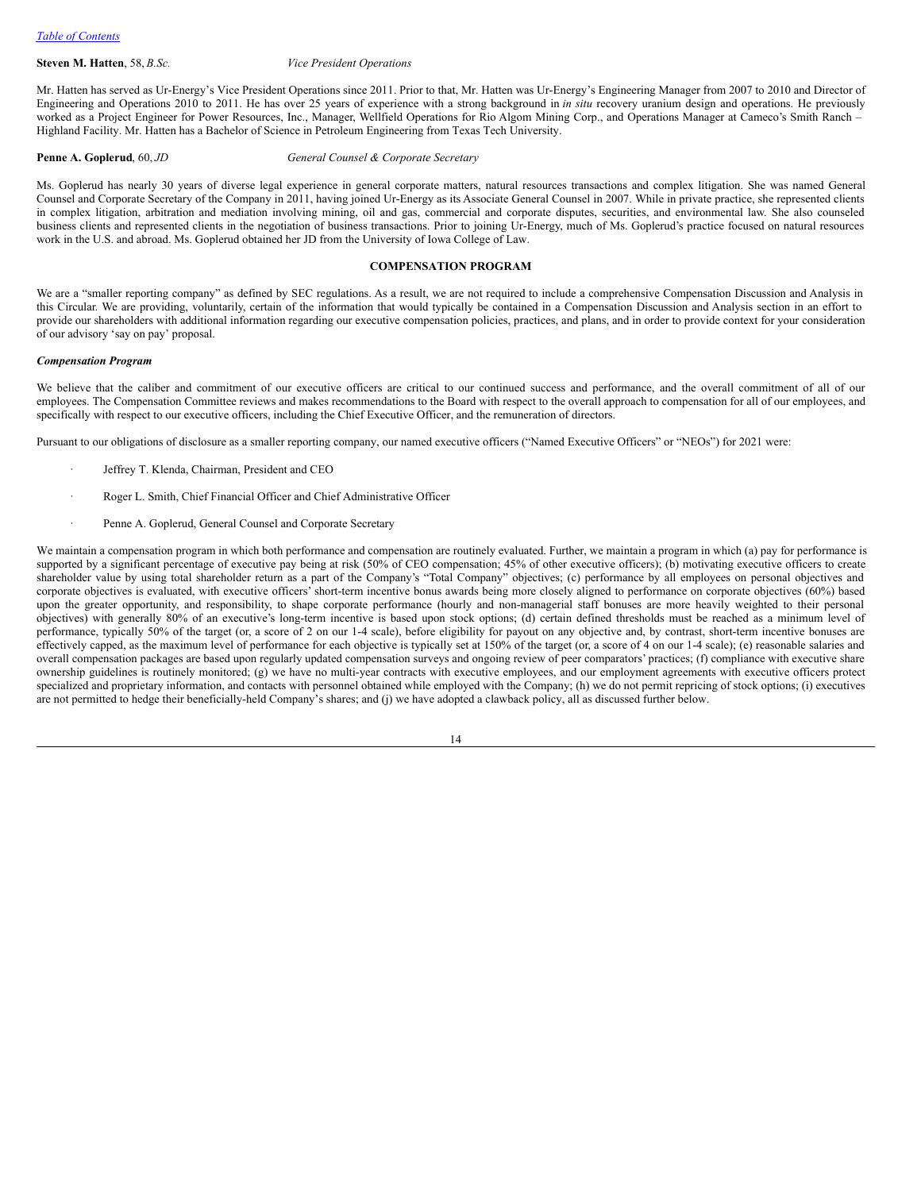**Steven M. Hatten**, 58, *B.Sc.* *Vice President Operations*

Mr. Hatten has served as Ur-Energy's Vice President Operations since 2011. Prior to that, Mr. Hatten was Ur-Energy's Engineering Manager from 2007 to 2010 and Director of Engineering and Operations 2010 to 2011. He has over 25 years of experience with a strong background in *in situ* recovery uranium design and operations. He previously worked as a Project Engineer for Power Resources, Inc., Manager, Wellfield Operations for Rio Algom Mining Corp., and Operations Manager at Cameco's Smith Ranch – Highland Facility. Mr. Hatten has a Bachelor of Science in Petroleum Engineering from Texas Tech University.

**Penne A. Goplerud**, 60, *JD* *General Counsel & Corporate Secretary*

Ms. Goplerud has nearly 30 years of diverse legal experience in general corporate matters, natural resources transactions and complex litigation. She was named General Counsel and Corporate Secretary of the Company in 2011, having joined Ur-Energy as its Associate General Counsel in 2007. While in private practice, she represented clients in complex litigation, arbitration and mediation involving mining, oil and gas, commercial and corporate disputes, securities, and environmental law. She also counseled business clients and represented clients in the negotiation of business transactions. Prior to joining Ur-Energy, much of Ms. Goplerud's practice focused on natural resources work in the U.S. and abroad. Ms. Goplerud obtained her JD from the University of Iowa College of Law.

## COMPENSATION PROGRAM

We are a "smaller reporting company" as defined by SEC regulations. As a result, we are not required to include a comprehensive Compensation Discussion and Analysis in this Circular. We are providing, voluntarily, certain of the information that would typically be contained in a Compensation Discussion and Analysis section in an effort to provide our shareholders with additional information regarding our executive compensation policies, practices, and plans, and in order to provide context for your consideration of our advisory 'say on pay' proposal.

***Compensation Program***

We believe that the caliber and commitment of our executive officers are critical to our continued success and performance, and the overall commitment of all of our employees. The Compensation Committee reviews and makes recommendations to the Board with respect to the overall approach to compensation for all of our employees, and specifically with respect to our executive officers, including the Chief Executive Officer, and the remuneration of directors.

Pursuant to our obligations of disclosure as a smaller reporting company, our named executive officers ("Named Executive Officers" or "NEOs") for 2021 were:

- Jeffrey T. Klenda, Chairman, President and CEO
- Roger L. Smith, Chief Financial Officer and Chief Administrative Officer
- Penne A. Goplerud, General Counsel and Corporate Secretary

We maintain a compensation program in which both performance and compensation are routinely evaluated. Further, we maintain a program in which (a) pay for performance is supported by a significant percentage of executive pay being at risk (50% of CEO compensation; 45% of other executive officers); (b) motivating executive officers to create shareholder value by using total shareholder return as a part of the Company's "Total Company" objectives; (c) performance by all employees on personal objectives and corporate objectives is evaluated, with executive officers' short-term incentive bonus awards being more closely aligned to performance on corporate objectives (60%) based upon the greater opportunity, and responsibility, to shape corporate performance (hourly and non-managerial staff bonuses are more heavily weighted to their personal objectives) with generally 80% of an executive's long-term incentive is based upon stock options; (d) certain defined thresholds must be reached as a minimum level of performance, typically 50% of the target (or, a score of 2 on our 1-4 scale), before eligibility for payout on any objective and, by contrast, short-term incentive bonuses are effectively capped, as the maximum level of performance for each objective is typically set at 150% of the target (or, a score of 4 on our 1-4 scale); (e) reasonable salaries and overall compensation packages are based upon regularly updated compensation surveys and ongoing review of peer comparators' practices; (f) compliance with executive share ownership guidelines is routinely monitored; (g) we have no multi-year contracts with executive employees, and our employment agreements with executive officers protect specialized and proprietary information, and contacts with personnel obtained while employed with the Company; (h) we do not permit repricing of stock options; (i) executives are not permitted to hedge their beneficially-held Company's shares; and (j) we have adopted a clawback policy, all as discussed further below.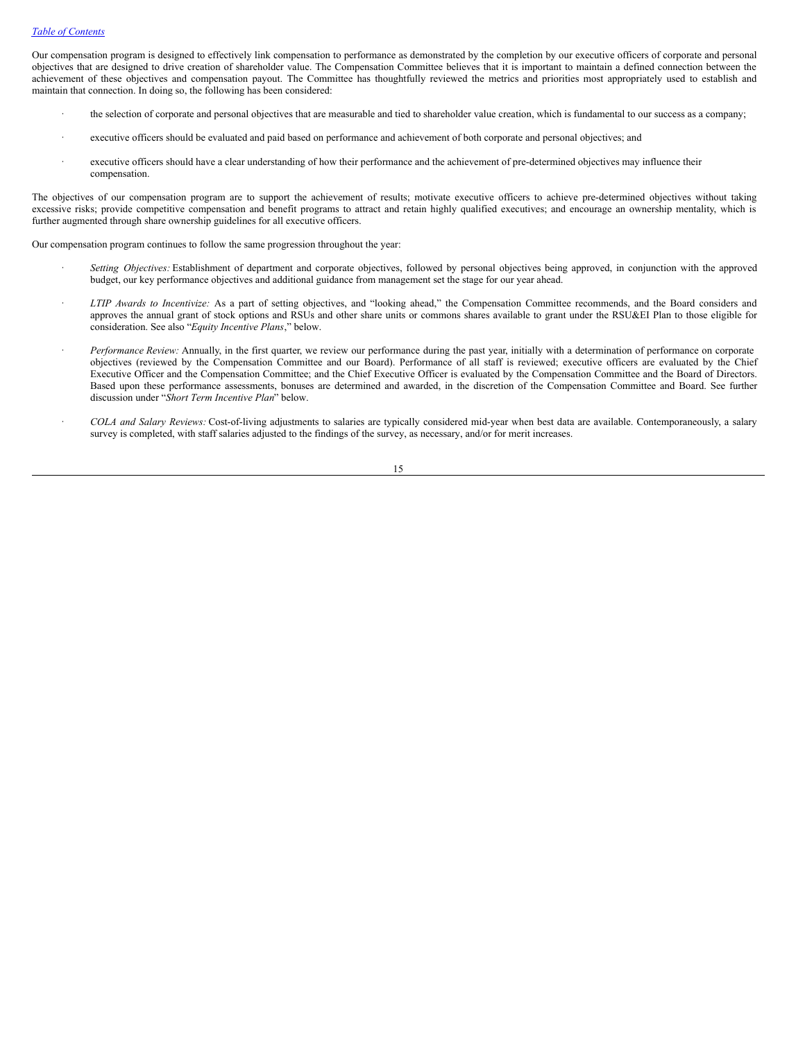Our compensation program is designed to effectively link compensation to performance as demonstrated by the completion by our executive officers of corporate and personal objectives that are designed to drive creation of shareholder value. The Compensation Committee believes that it is important to maintain a defined connection between the achievement of these objectives and compensation payout. The Committee has thoughtfully reviewed the metrics and priorities most appropriately used to establish and maintain that connection. In doing so, the following has been considered:

- the selection of corporate and personal objectives that are measurable and tied to shareholder value creation, which is fundamental to our success as a company;
- executive officers should be evaluated and paid based on performance and achievement of both corporate and personal objectives; and
- executive officers should have a clear understanding of how their performance and the achievement of pre-determined objectives may influence their compensation.

The objectives of our compensation program are to support the achievement of results; motivate executive officers to achieve pre-determined objectives without taking excessive risks; provide competitive compensation and benefit programs to attract and retain highly qualified executives; and encourage an ownership mentality, which is further augmented through share ownership guidelines for all executive officers.

Our compensation program continues to follow the same progression throughout the year:

- *Setting Objectives:* Establishment of department and corporate objectives, followed by personal objectives being approved, in conjunction with the approved budget, our key performance objectives and additional guidance from management set the stage for our year ahead.
- *LTIP Awards to Incentivize:* As a part of setting objectives, and "looking ahead," the Compensation Committee recommends, and the Board considers and approves the annual grant of stock options and RSUs and other share units or commons shares available to grant under the RSU&EI Plan to those eligible for consideration. See also "*Equity Incentive Plans*," below.
- *Performance Review:* Annually, in the first quarter, we review our performance during the past year, initially with a determination of performance on corporate objectives (reviewed by the Compensation Committee and our Board). Performance of all staff is reviewed; executive officers are evaluated by the Chief Executive Officer and the Compensation Committee; and the Chief Executive Officer is evaluated by the Compensation Committee and the Board of Directors. Based upon these performance assessments, bonuses are determined and awarded, in the discretion of the Compensation Committee and Board. See further discussion under "*Short Term Incentive Plan*" below.
- *COLA and Salary Reviews:* Cost-of-living adjustments to salaries are typically considered mid-year when best data are available. Contemporaneously, a salary survey is completed, with staff salaries adjusted to the findings of the survey, as necessary, and/or for merit increases.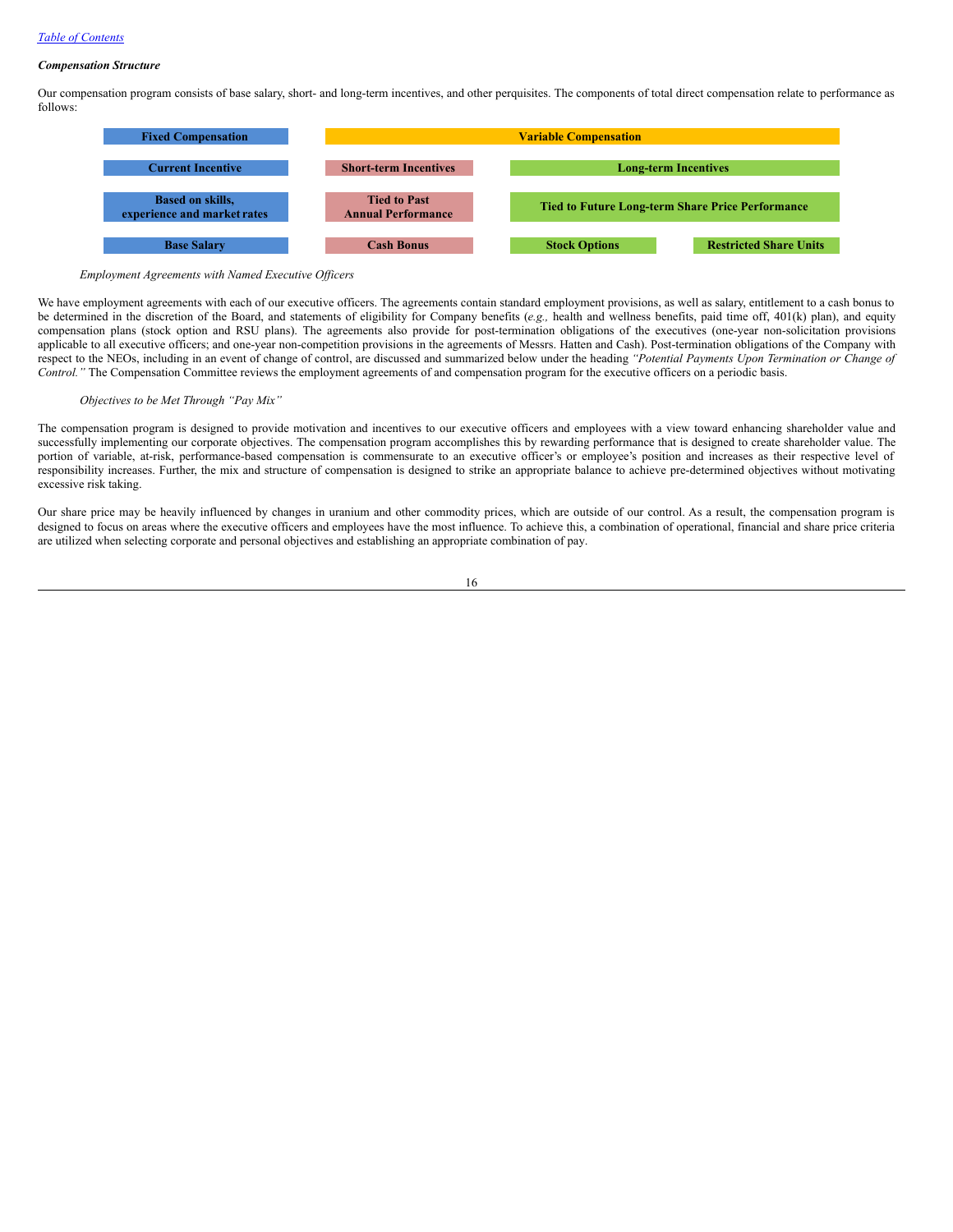[Table of Contents](#)

***Compensation Structure***

Our compensation program consists of base salary, short- and long-term incentives, and other perquisites. The components of total direct compensation relate to performance as follows:

| Fixed Compensation | Variable Compensation | | |
|---|---|---|---|
| Current Incentive | Short-term Incentives | Long-term Incentives | |
| Based on skills, experience and market rates | Tied to Past Annual Performance | Tied to Future Long-term Share Price Performance | |
| Base Salary | Cash Bonus | Stock Options | Restricted Share Units |

*Employment Agreements with Named Executive Officers*

We have employment agreements with each of our executive officers. The agreements contain standard employment provisions, as well as salary, entitlement to a cash bonus to be determined in the discretion of the Board, and statements of eligibility for Company benefits (*e.g.,* health and wellness benefits, paid time off, 401(k) plan), and equity compensation plans (stock option and RSU plans). The agreements also provide for post-termination obligations of the executives (one-year non-solicitation provisions applicable to all executive officers; and one-year non-competition provisions in the agreements of Messrs. Hatten and Cash). Post-termination obligations of the Company with respect to the NEOs, including in an event of change of control, are discussed and summarized below under the heading *"Potential Payments Upon Termination or Change of Control."* The Compensation Committee reviews the employment agreements of and compensation program for the executive officers on a periodic basis.

*Objectives to be Met Through "Pay Mix"*

The compensation program is designed to provide motivation and incentives to our executive officers and employees with a view toward enhancing shareholder value and successfully implementing our corporate objectives. The compensation program accomplishes this by rewarding performance that is designed to create shareholder value. The portion of variable, at-risk, performance-based compensation is commensurate to an executive officer's or employee's position and increases as their respective level of responsibility increases. Further, the mix and structure of compensation is designed to strike an appropriate balance to achieve pre-determined objectives without motivating excessive risk taking.

Our share price may be heavily influenced by changes in uranium and other commodity prices, which are outside of our control. As a result, the compensation program is designed to focus on areas where the executive officers and employees have the most influence. To achieve this, a combination of operational, financial and share price criteria are utilized when selecting corporate and personal objectives and establishing an appropriate combination of pay.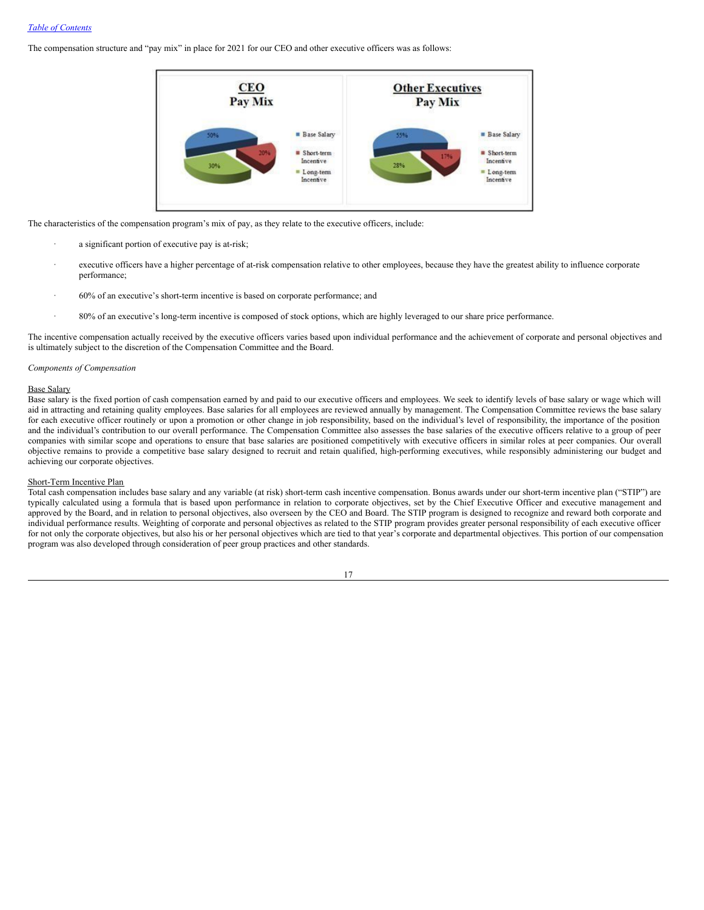The compensation structure and "pay mix" in place for 2021 for our CEO and other executive officers was as follows:

**CEO Pay Mix**

50%
20%
30%

Base Salary
Short-term Incentive
Long-term Incentive

**Other Executives Pay Mix**

55%
17%
28%

Base Salary
Short-term Incentive
Long-term Incentive

The characteristics of the compensation program's mix of pay, as they relate to the executive officers, include:

- a significant portion of executive pay is at-risk;
- executive officers have a higher percentage of at-risk compensation relative to other employees, because they have the greatest ability to influence corporate performance;
- 60% of an executive's short-term incentive is based on corporate performance; and
- 80% of an executive's long-term incentive is composed of stock options, which are highly leveraged to our share price performance.

The incentive compensation actually received by the executive officers varies based upon individual performance and the achievement of corporate and personal objectives and is ultimately subject to the discretion of the Compensation Committee and the Board.

*Components of Compensation*

Base Salary

Base salary is the fixed portion of cash compensation earned by and paid to our executive officers and employees. We seek to identify levels of base salary or wage which will aid in attracting and retaining quality employees. Base salaries for all employees are reviewed annually by management. The Compensation Committee reviews the base salary for each executive officer routinely or upon a promotion or other change in job responsibility, based on the individual's level of responsibility, the importance of the position and the individual's contribution to our overall performance. The Compensation Committee also assesses the base salaries of the executive officers relative to a group of peer companies with similar scope and operations to ensure that base salaries are positioned competitively with executive officers in similar roles at peer companies. Our overall objective remains to provide a competitive base salary designed to recruit and retain qualified, high-performing executives, while responsibly administering our budget and achieving our corporate objectives.

Short-Term Incentive Plan

Total cash compensation includes base salary and any variable (at risk) short-term cash incentive compensation. Bonus awards under our short-term incentive plan ("STIP") are typically calculated using a formula that is based upon performance in relation to corporate objectives, set by the Chief Executive Officer and executive management and approved by the Board, and in relation to personal objectives, also overseen by the CEO and Board. The STIP program is designed to recognize and reward both corporate and individual performance results. Weighting of corporate and personal objectives as related to the STIP program provides greater personal responsibility of each executive officer for not only the corporate objectives, but also his or her personal objectives which are tied to that year's corporate and departmental objectives. This portion of our compensation program was also developed through consideration of peer group practices and other standards.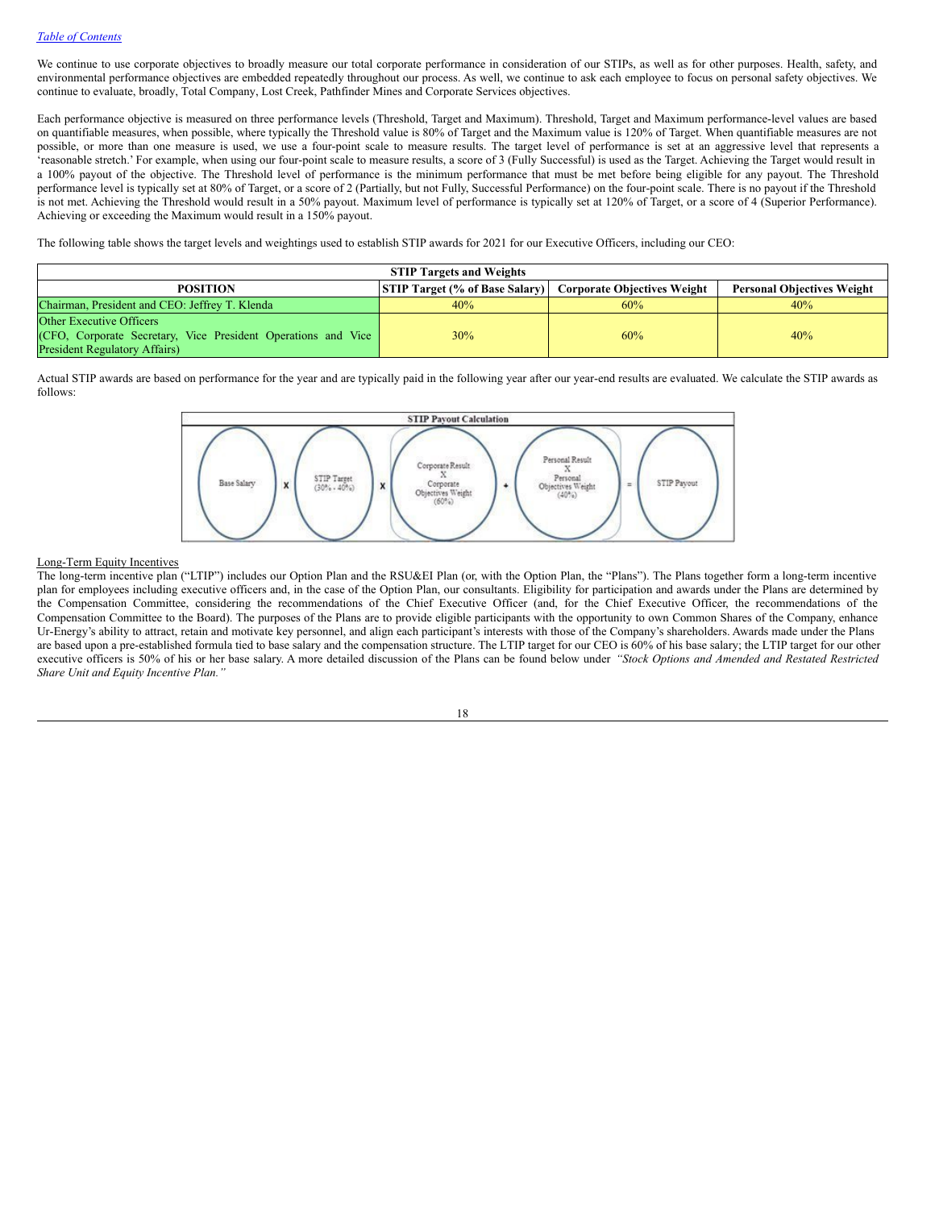We continue to use corporate objectives to broadly measure our total corporate performance in consideration of our STIPs, as well as for other purposes. Health, safety, and environmental performance objectives are embedded repeatedly throughout our process. As well, we continue to ask each employee to focus on personal safety objectives. We continue to evaluate, broadly, Total Company, Lost Creek, Pathfinder Mines and Corporate Services objectives.

Each performance objective is measured on three performance levels (Threshold, Target and Maximum). Threshold, Target and Maximum performance-level values are based on quantifiable measures, when possible, where typically the Threshold value is 80% of Target and the Maximum value is 120% of Target. When quantifiable measures are not possible, or more than one measure is used, we use a four-point scale to measure results. The target level of performance is set at an aggressive level that represents a 'reasonable stretch.' For example, when using our four-point scale to measure results, a score of 3 (Fully Successful) is used as the Target. Achieving the Target would result in a 100% payout of the objective. The Threshold level of performance is the minimum performance that must be met before being eligible for any payout. The Threshold performance level is typically set at 80% of Target, or a score of 2 (Partially, but not Fully, Successful Performance) on the four-point scale. There is no payout if the Threshold is not met. Achieving the Threshold would result in a 50% payout. Maximum level of performance is typically set at 120% of Target, or a score of 4 (Superior Performance). Achieving or exceeding the Maximum would result in a 150% payout.

The following table shows the target levels and weightings used to establish STIP awards for 2021 for our Executive Officers, including our CEO:

| STIP Targets and Weights | | | |
|---|---|---|---|
| **POSITION** | **STIP Target (% of Base Salary)** | **Corporate Objectives Weight** | **Personal Objectives Weight** |
| Chairman, President and CEO: Jeffrey T. Klenda | 40% | 60% | 40% |
| Other Executive Officers (CFO, Corporate Secretary, Vice President Operations and Vice President Regulatory Affairs) | 30% | 60% | 40% |

Actual STIP awards are based on performance for the year and are typically paid in the following year after our year-end results are evaluated. We calculate the STIP awards as follows:

**STIP Payout Calculation**

Base Salary x STIP Target (30% - 40%) x Corporate Result X Corporate Objectives Weight (60%) + Personal Result X Personal Objectives Weight (40%) = STIP Payout

Long-Term Equity Incentives

The long-term incentive plan ("LTIP") includes our Option Plan and the RSU&EI Plan (or, with the Option Plan, the "Plans"). The Plans together form a long-term incentive plan for employees including executive officers and, in the case of the Option Plan, our consultants. Eligibility for participation and awards under the Plans are determined by the Compensation Committee, considering the recommendations of the Chief Executive Officer (and, for the Chief Executive Officer, the recommendations of the Compensation Committee to the Board). The purposes of the Plans are to provide eligible participants with the opportunity to own Common Shares of the Company, enhance Ur-Energy's ability to attract, retain and motivate key personnel, and align each participant's interests with those of the Company's shareholders. Awards made under the Plans are based upon a pre-established formula tied to base salary and the compensation structure. The LTIP target for our CEO is 60% of his base salary; the LTIP target for our other executive officers is 50% of his or her base salary. A more detailed discussion of the Plans can be found below under *"Stock Options and Amended and Restated Restricted Share Unit and Equity Incentive Plan."*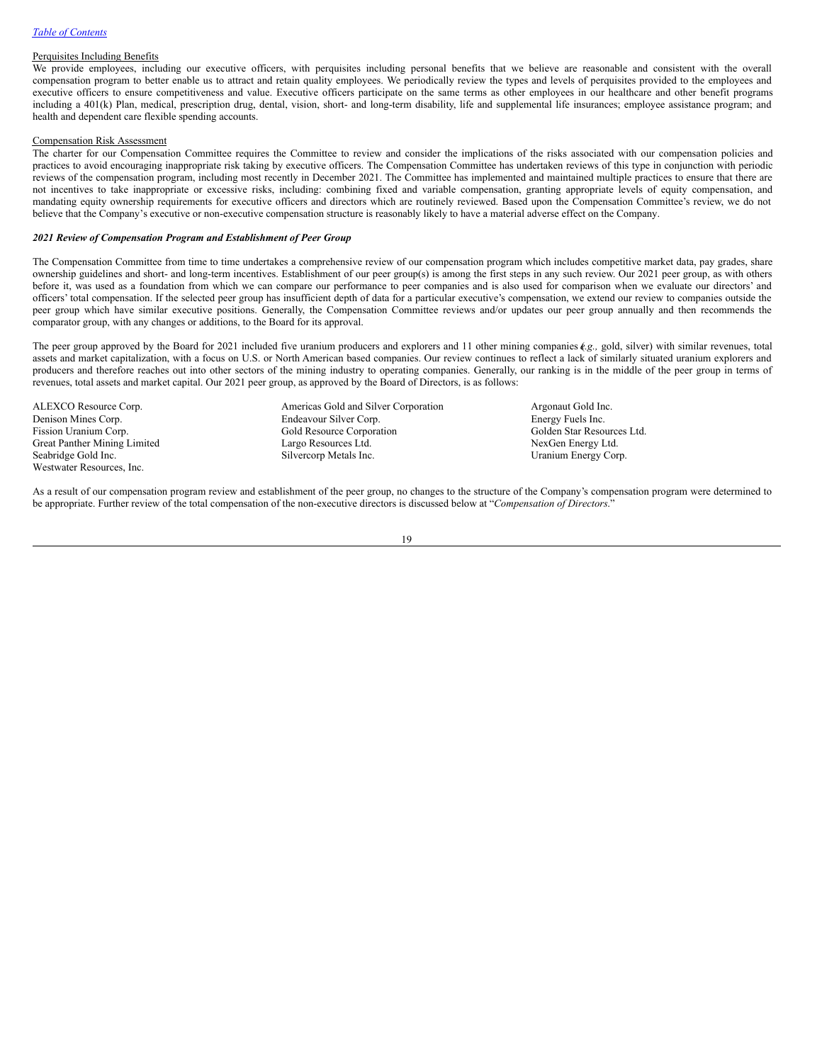Perquisites Including Benefits

We provide employees, including our executive officers, with perquisites including personal benefits that we believe are reasonable and consistent with the overall compensation program to better enable us to attract and retain quality employees. We periodically review the types and levels of perquisites provided to the employees and executive officers to ensure competitiveness and value. Executive officers participate on the same terms as other employees in our healthcare and other benefit programs including a 401(k) Plan, medical, prescription drug, dental, vision, short- and long-term disability, life and supplemental life insurances; employee assistance program; and health and dependent care flexible spending accounts.

Compensation Risk Assessment

The charter for our Compensation Committee requires the Committee to review and consider the implications of the risks associated with our compensation policies and practices to avoid encouraging inappropriate risk taking by executive officers. The Compensation Committee has undertaken reviews of this type in conjunction with periodic reviews of the compensation program, including most recently in December 2021. The Committee has implemented and maintained multiple practices to ensure that there are not incentives to take inappropriate or excessive risks, including: combining fixed and variable compensation, granting appropriate levels of equity compensation, and mandating equity ownership requirements for executive officers and directors which are routinely reviewed. Based upon the Compensation Committee's review, we do not believe that the Company's executive or non-executive compensation structure is reasonably likely to have a material adverse effect on the Company.

***2021 Review of Compensation Program and Establishment of Peer Group***

The Compensation Committee from time to time undertakes a comprehensive review of our compensation program which includes competitive market data, pay grades, share ownership guidelines and short- and long-term incentives. Establishment of our peer group(s) is among the first steps in any such review. Our 2021 peer group, as with others before it, was used as a foundation from which we can compare our performance to peer companies and is also used for comparison when we evaluate our directors' and officers' total compensation. If the selected peer group has insufficient depth of data for a particular executive's compensation, we extend our review to companies outside the peer group which have similar executive positions. Generally, the Compensation Committee reviews and/or updates our peer group annually and then recommends the comparator group, with any changes or additions, to the Board for its approval.

The peer group approved by the Board for 2021 included five uranium producers and explorers and 11 other mining companies (*e.g.,* gold, silver) with similar revenues, total assets and market capitalization, with a focus on U.S. or North American based companies. Our review continues to reflect a lack of similarly situated uranium explorers and producers and therefore reaches out into other sectors of the mining industry to operating companies. Generally, our ranking is in the middle of the peer group in terms of revenues, total assets and market capital. Our 2021 peer group, as approved by the Board of Directors, is as follows:

| | | |
|---|---|---|
| ALEXCO Resource Corp. | Americas Gold and Silver Corporation | Argonaut Gold Inc. |
| Denison Mines Corp. | Endeavour Silver Corp. | Energy Fuels Inc. |
| Fission Uranium Corp. | Gold Resource Corporation | Golden Star Resources Ltd. |
| Great Panther Mining Limited | Largo Resources Ltd. | NexGen Energy Ltd. |
| Seabridge Gold Inc. | Silvercorp Metals Inc. | Uranium Energy Corp. |
| Westwater Resources, Inc. | | |

As a result of our compensation program review and establishment of the peer group, no changes to the structure of the Company's compensation program were determined to be appropriate. Further review of the total compensation of the non-executive directors is discussed below at "*Compensation of Directors.*"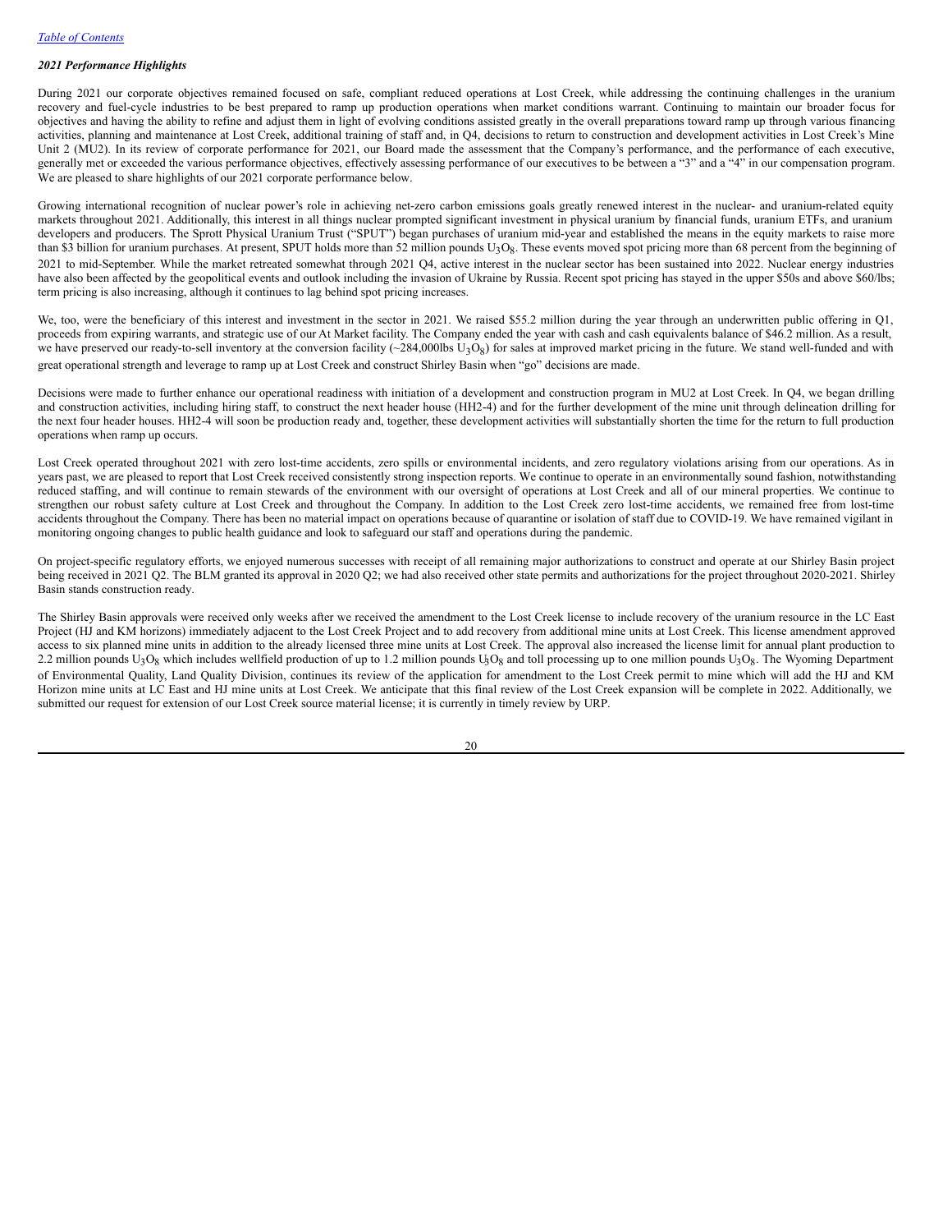[Table of Contents](#)

### *2021 Performance Highlights*

During 2021 our corporate objectives remained focused on safe, compliant reduced operations at Lost Creek, while addressing the continuing challenges in the uranium recovery and fuel-cycle industries to be best prepared to ramp up production operations when market conditions warrant. Continuing to maintain our broader focus for objectives and having the ability to refine and adjust them in light of evolving conditions assisted greatly in the overall preparations toward ramp up through various financing activities, planning and maintenance at Lost Creek, additional training of staff and, in Q4, decisions to return to construction and development activities in Lost Creek's Mine Unit 2 (MU2). In its review of corporate performance for 2021, our Board made the assessment that the Company's performance, and the performance of each executive, generally met or exceeded the various performance objectives, effectively assessing performance of our executives to be between a "3" and a "4" in our compensation program. We are pleased to share highlights of our 2021 corporate performance below.

Growing international recognition of nuclear power's role in achieving net-zero carbon emissions goals greatly renewed interest in the nuclear- and uranium-related equity markets throughout 2021. Additionally, this interest in all things nuclear prompted significant investment in physical uranium by financial funds, uranium ETFs, and uranium developers and producers. The Sprott Physical Uranium Trust ("SPUT") began purchases of uranium mid-year and established the means in the equity markets to raise more than $3 billion for uranium purchases. At present, SPUT holds more than 52 million pounds $U_3O_8$. These events moved spot pricing more than 68 percent from the beginning of 2021 to mid-September. While the market retreated somewhat through 2021 Q4, active interest in the nuclear sector has been sustained into 2022. Nuclear energy industries have also been affected by the geopolitical events and outlook including the invasion of Ukraine by Russia. Recent spot pricing has stayed in the upper $50s and above $60/lbs; term pricing is also increasing, although it continues to lag behind spot pricing increases.

We, too, were the beneficiary of this interest and investment in the sector in 2021. We raised $55.2 million during the year through an underwritten public offering in Q1, proceeds from expiring warrants, and strategic use of our At Market facility. The Company ended the year with cash and cash equivalents balance of $46.2 million. As a result, we have preserved our ready-to-sell inventory at the conversion facility (~284,000lbs $U_3O_8$) for sales at improved market pricing in the future. We stand well-funded and with great operational strength and leverage to ramp up at Lost Creek and construct Shirley Basin when "go" decisions are made.

Decisions were made to further enhance our operational readiness with initiation of a development and construction program in MU2 at Lost Creek. In Q4, we began drilling and construction activities, including hiring staff, to construct the next header house (HH2-4) and for the further development of the mine unit through delineation drilling for the next four header houses. HH2-4 will soon be production ready and, together, these development activities will substantially shorten the time for the return to full production operations when ramp up occurs.

Lost Creek operated throughout 2021 with zero lost-time accidents, zero spills or environmental incidents, and zero regulatory violations arising from our operations. As in years past, we are pleased to report that Lost Creek received consistently strong inspection reports. We continue to operate in an environmentally sound fashion, notwithstanding reduced staffing, and will continue to remain stewards of the environment with our oversight of operations at Lost Creek and all of our mineral properties. We continue to strengthen our robust safety culture at Lost Creek and throughout the Company. In addition to the Lost Creek zero lost-time accidents, we remained free from lost-time accidents throughout the Company. There has been no material impact on operations because of quarantine or isolation of staff due to COVID-19. We have remained vigilant in monitoring ongoing changes to public health guidance and look to safeguard our staff and operations during the pandemic.

On project-specific regulatory efforts, we enjoyed numerous successes with receipt of all remaining major authorizations to construct and operate at our Shirley Basin project being received in 2021 Q2. The BLM granted its approval in 2020 Q2; we had also received other state permits and authorizations for the project throughout 2020-2021. Shirley Basin stands construction ready.

The Shirley Basin approvals were received only weeks after we received the amendment to the Lost Creek license to include recovery of the uranium resource in the LC East Project (HJ and KM horizons) immediately adjacent to the Lost Creek Project and to add recovery from additional mine units at Lost Creek. This license amendment approved access to six planned mine units in addition to the already licensed three mine units at Lost Creek. The approval also increased the license limit for annual plant production to 2.2 million pounds $U_3O_8$ which includes wellfield production of up to 1.2 million pounds $U_3O_8$ and toll processing up to one million pounds $U_3O_8$. The Wyoming Department of Environmental Quality, Land Quality Division, continues its review of the application for amendment to the Lost Creek permit to mine which will add the HJ and KM Horizon mine units at LC East and HJ mine units at Lost Creek. We anticipate that this final review of the Lost Creek expansion will be complete in 2022. Additionally, we submitted our request for extension of our Lost Creek source material license; it is currently in timely review by URP.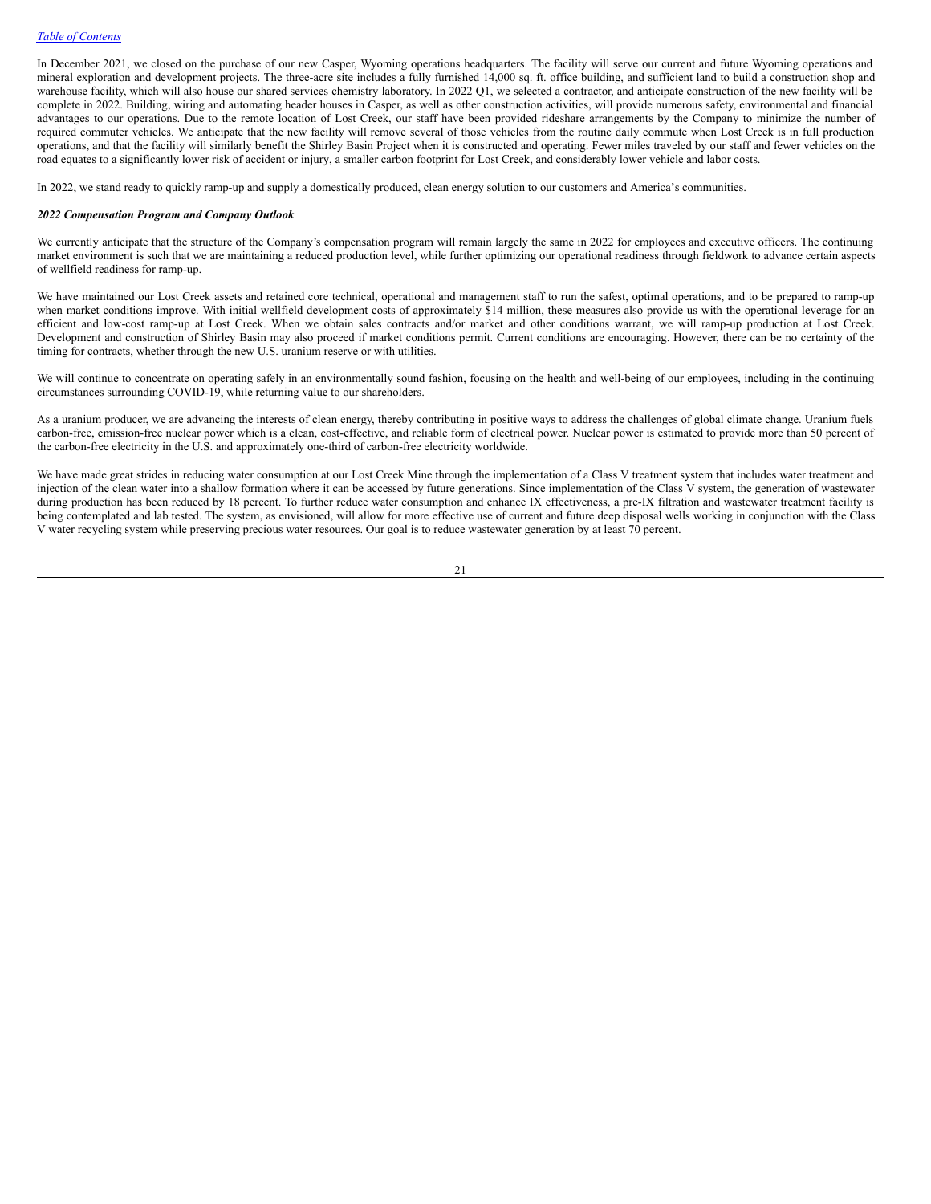In December 2021, we closed on the purchase of our new Casper, Wyoming operations headquarters. The facility will serve our current and future Wyoming operations and mineral exploration and development projects. The three-acre site includes a fully furnished 14,000 sq. ft. office building, and sufficient land to build a construction shop and warehouse facility, which will also house our shared services chemistry laboratory. In 2022 Q1, we selected a contractor, and anticipate construction of the new facility will be complete in 2022. Building, wiring and automating header houses in Casper, as well as other construction activities, will provide numerous safety, environmental and financial advantages to our operations. Due to the remote location of Lost Creek, our staff have been provided rideshare arrangements by the Company to minimize the number of required commuter vehicles. We anticipate that the new facility will remove several of those vehicles from the routine daily commute when Lost Creek is in full production operations, and that the facility will similarly benefit the Shirley Basin Project when it is constructed and operating. Fewer miles traveled by our staff and fewer vehicles on the road equates to a significantly lower risk of accident or injury, a smaller carbon footprint for Lost Creek, and considerably lower vehicle and labor costs.

In 2022, we stand ready to quickly ramp-up and supply a domestically produced, clean energy solution to our customers and America's communities.

***2022 Compensation Program and Company Outlook***

We currently anticipate that the structure of the Company's compensation program will remain largely the same in 2022 for employees and executive officers. The continuing market environment is such that we are maintaining a reduced production level, while further optimizing our operational readiness through fieldwork to advance certain aspects of wellfield readiness for ramp-up.

We have maintained our Lost Creek assets and retained core technical, operational and management staff to run the safest, optimal operations, and to be prepared to ramp-up when market conditions improve. With initial wellfield development costs of approximately $14 million, these measures also provide us with the operational leverage for an efficient and low-cost ramp-up at Lost Creek. When we obtain sales contracts and/or market and other conditions warrant, we will ramp-up production at Lost Creek. Development and construction of Shirley Basin may also proceed if market conditions permit. Current conditions are encouraging. However, there can be no certainty of the timing for contracts, whether through the new U.S. uranium reserve or with utilities.

We will continue to concentrate on operating safely in an environmentally sound fashion, focusing on the health and well-being of our employees, including in the continuing circumstances surrounding COVID-19, while returning value to our shareholders.

As a uranium producer, we are advancing the interests of clean energy, thereby contributing in positive ways to address the challenges of global climate change. Uranium fuels carbon-free, emission-free nuclear power which is a clean, cost-effective, and reliable form of electrical power. Nuclear power is estimated to provide more than 50 percent of the carbon-free electricity in the U.S. and approximately one-third of carbon-free electricity worldwide.

We have made great strides in reducing water consumption at our Lost Creek Mine through the implementation of a Class V treatment system that includes water treatment and injection of the clean water into a shallow formation where it can be accessed by future generations. Since implementation of the Class V system, the generation of wastewater during production has been reduced by 18 percent. To further reduce water consumption and enhance IX effectiveness, a pre-IX filtration and wastewater treatment facility is being contemplated and lab tested. The system, as envisioned, will allow for more effective use of current and future deep disposal wells working in conjunction with the Class V water recycling system while preserving precious water resources. Our goal is to reduce wastewater generation by at least 70 percent.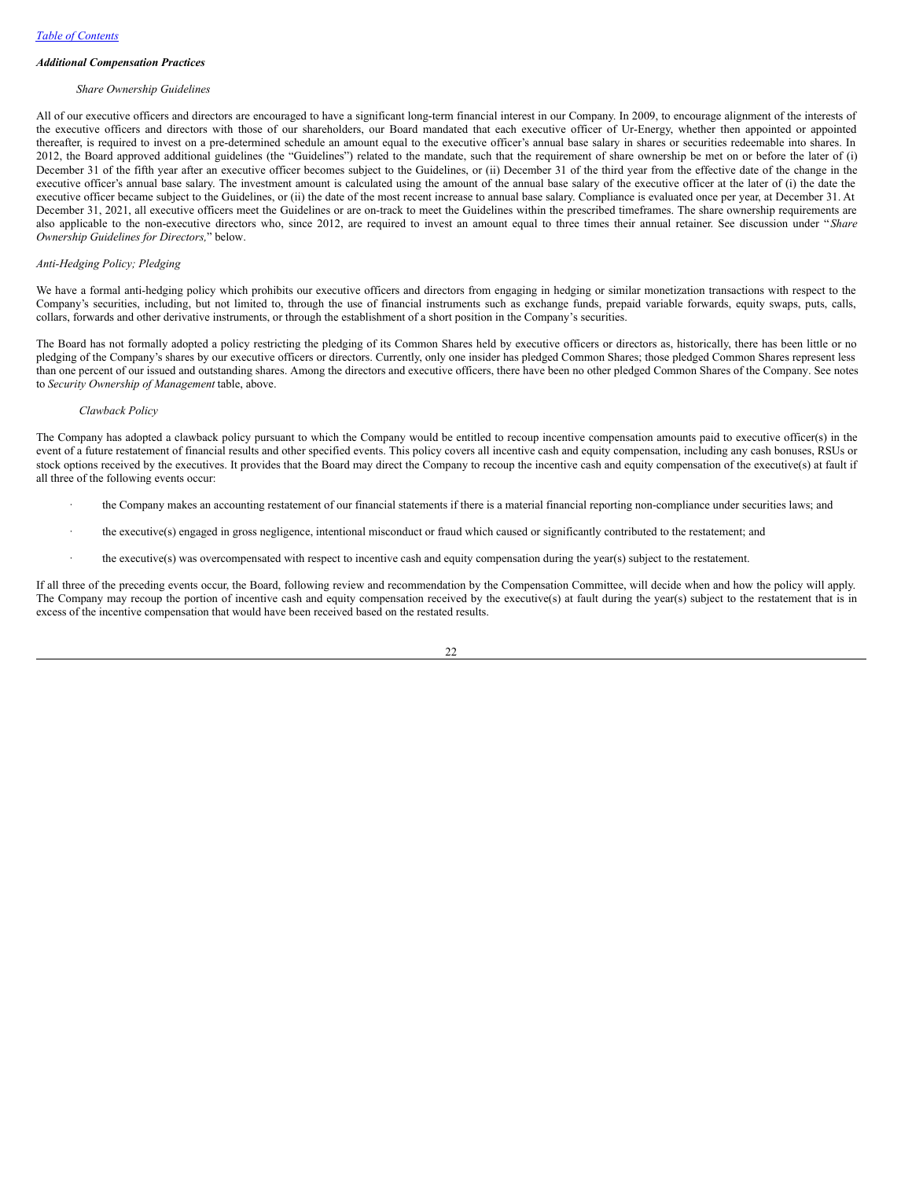### *Additional Compensation Practices*

*Share Ownership Guidelines*

All of our executive officers and directors are encouraged to have a significant long-term financial interest in our Company. In 2009, to encourage alignment of the interests of the executive officers and directors with those of our shareholders, our Board mandated that each executive officer of Ur-Energy, whether then appointed or appointed thereafter, is required to invest on a pre-determined schedule an amount equal to the executive officer's annual base salary in shares or securities redeemable into shares. In 2012, the Board approved additional guidelines (the "Guidelines") related to the mandate, such that the requirement of share ownership be met on or before the later of (i) December 31 of the fifth year after an executive officer becomes subject to the Guidelines, or (ii) December 31 of the third year from the effective date of the change in the executive officer's annual base salary. The investment amount is calculated using the amount of the annual base salary of the executive officer at the later of (i) the date the executive officer became subject to the Guidelines, or (ii) the date of the most recent increase to annual base salary. Compliance is evaluated once per year, at December 31. At December 31, 2021, all executive officers meet the Guidelines or are on-track to meet the Guidelines within the prescribed timeframes. The share ownership requirements are also applicable to the non-executive directors who, since 2012, are required to invest an amount equal to three times their annual retainer. See discussion under "*Share Ownership Guidelines for Directors,*" below.

*Anti-Hedging Policy; Pledging*

We have a formal anti-hedging policy which prohibits our executive officers and directors from engaging in hedging or similar monetization transactions with respect to the Company's securities, including, but not limited to, through the use of financial instruments such as exchange funds, prepaid variable forwards, equity swaps, puts, calls, collars, forwards and other derivative instruments, or through the establishment of a short position in the Company's securities.

The Board has not formally adopted a policy restricting the pledging of its Common Shares held by executive officers or directors as, historically, there has been little or no pledging of the Company's shares by our executive officers or directors. Currently, only one insider has pledged Common Shares; those pledged Common Shares represent less than one percent of our issued and outstanding shares. Among the directors and executive officers, there have been no other pledged Common Shares of the Company. See notes to *Security Ownership of Management* table, above.

*Clawback Policy*

The Company has adopted a clawback policy pursuant to which the Company would be entitled to recoup incentive compensation amounts paid to executive officer(s) in the event of a future restatement of financial results and other specified events. This policy covers all incentive cash and equity compensation, including any cash bonuses, RSUs or stock options received by the executives. It provides that the Board may direct the Company to recoup the incentive cash and equity compensation of the executive(s) at fault if all three of the following events occur:

- the Company makes an accounting restatement of our financial statements if there is a material financial reporting non-compliance under securities laws; and
- the executive(s) engaged in gross negligence, intentional misconduct or fraud which caused or significantly contributed to the restatement; and
- the executive(s) was overcompensated with respect to incentive cash and equity compensation during the year(s) subject to the restatement.

If all three of the preceding events occur, the Board, following review and recommendation by the Compensation Committee, will decide when and how the policy will apply. The Company may recoup the portion of incentive cash and equity compensation received by the executive(s) at fault during the year(s) subject to the restatement that is in excess of the incentive compensation that would have been received based on the restated results.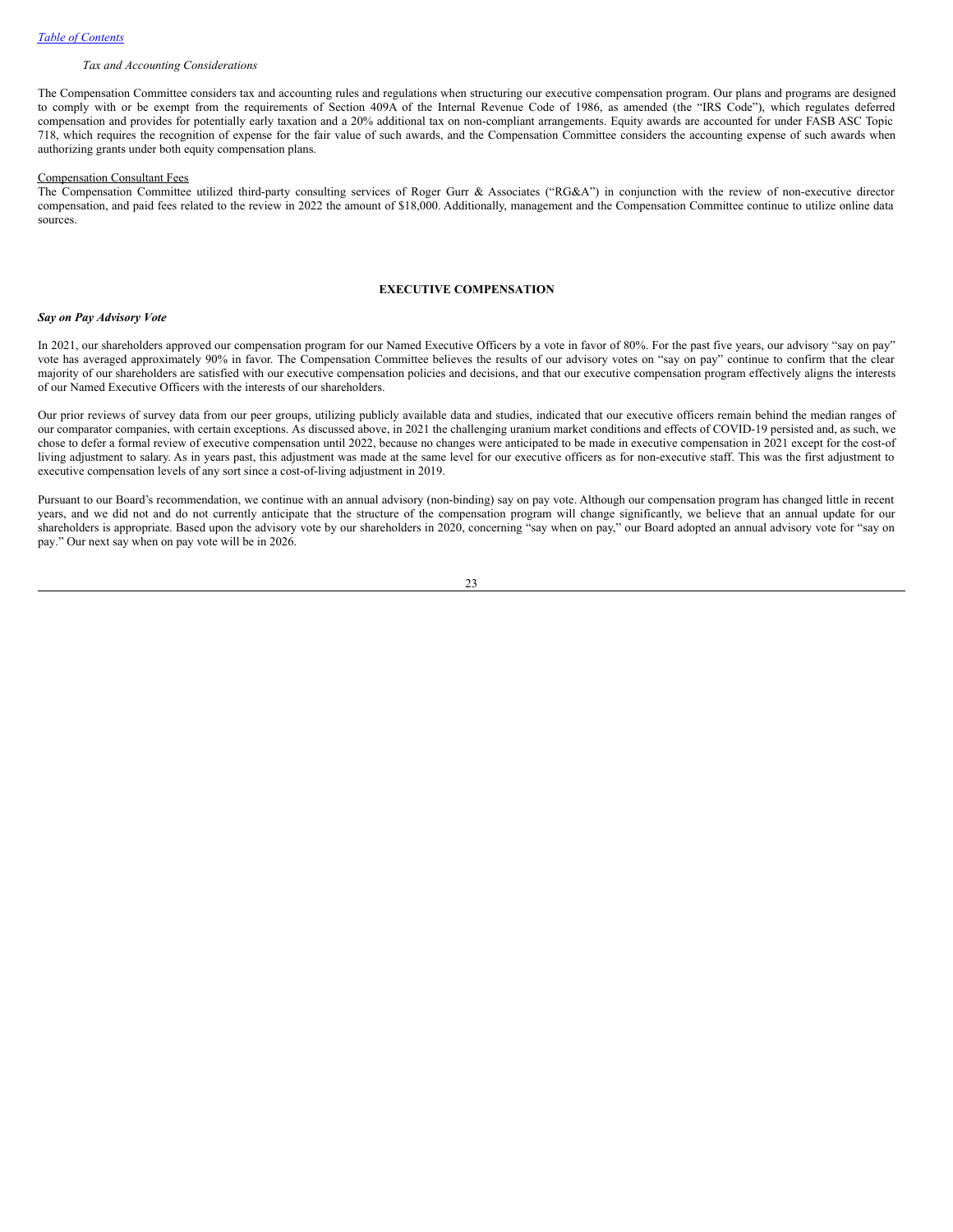*Tax and Accounting Considerations*

The Compensation Committee considers tax and accounting rules and regulations when structuring our executive compensation program. Our plans and programs are designed to comply with or be exempt from the requirements of Section 409A of the Internal Revenue Code of 1986, as amended (the "IRS Code"), which regulates deferred compensation and provides for potentially early taxation and a 20% additional tax on non-compliant arrangements. Equity awards are accounted for under FASB ASC Topic 718, which requires the recognition of expense for the fair value of such awards, and the Compensation Committee considers the accounting expense of such awards when authorizing grants under both equity compensation plans.

Compensation Consultant Fees

The Compensation Committee utilized third-party consulting services of Roger Gurr & Associates ("RG&A") in conjunction with the review of non-executive director compensation, and paid fees related to the review in 2022 the amount of $18,000. Additionally, management and the Compensation Committee continue to utilize online data sources.

## EXECUTIVE COMPENSATION

***Say on Pay Advisory Vote***

In 2021, our shareholders approved our compensation program for our Named Executive Officers by a vote in favor of 80%. For the past five years, our advisory "say on pay" vote has averaged approximately 90% in favor. The Compensation Committee believes the results of our advisory votes on "say on pay" continue to confirm that the clear majority of our shareholders are satisfied with our executive compensation policies and decisions, and that our executive compensation program effectively aligns the interests of our Named Executive Officers with the interests of our shareholders.

Our prior reviews of survey data from our peer groups, utilizing publicly available data and studies, indicated that our executive officers remain behind the median ranges of our comparator companies, with certain exceptions. As discussed above, in 2021 the challenging uranium market conditions and effects of COVID-19 persisted and, as such, we chose to defer a formal review of executive compensation until 2022, because no changes were anticipated to be made in executive compensation in 2021 except for the cost-of living adjustment to salary. As in years past, this adjustment was made at the same level for our executive officers as for non-executive staff. This was the first adjustment to executive compensation levels of any sort since a cost-of-living adjustment in 2019.

Pursuant to our Board's recommendation, we continue with an annual advisory (non-binding) say on pay vote. Although our compensation program has changed little in recent years, and we did not and do not currently anticipate that the structure of the compensation program will change significantly, we believe that an annual update for our shareholders is appropriate. Based upon the advisory vote by our shareholders in 2020, concerning "say when on pay," our Board adopted an annual advisory vote for "say on pay." Our next say when on pay vote will be in 2026.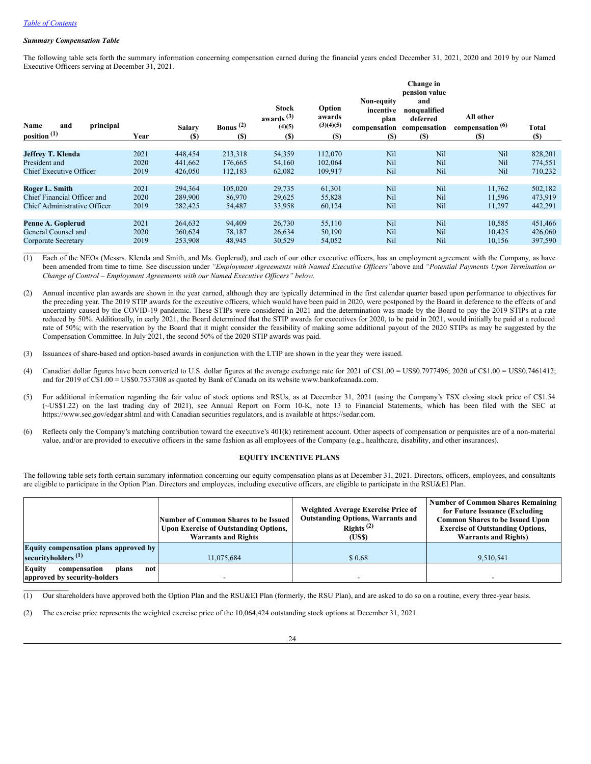*Table of Contents*

***Summary Compensation Table***

The following table sets forth the summary information concerning compensation earned during the financial years ended December 31, 2021, 2020 and 2019 by our Named Executive Officers serving at December 31, 2021.

| Name and principal position [(1)] | Year | Salary ($) | Bonus [(2)] ($) | Stock awards [(3)(4)(5)] ($) | Option awards [(3)(4)(5)] ($) | Non-equity incentive plan compensation ($) | Change in pension value and nonqualified deferred compensation ($) | All other compensation [(6)] ($) | Total ($) |
|---|---|---|---|---|---|---|---|---|---|
| **Jeffrey T. Klenda** | 2021 | 448,454 | 213,318 | 54,359 | 112,070 | Nil | Nil | Nil | 828,201 |
| President and | 2020 | 441,662 | 176,665 | 54,160 | 102,064 | Nil | Nil | Nil | 774,551 |
| Chief Executive Officer | 2019 | 426,050 | 112,183 | 62,082 | 109,917 | Nil | Nil | Nil | 710,232 |
| **Roger L. Smith** | 2021 | 294,364 | 105,020 | 29,735 | 61,301 | Nil | Nil | 11,762 | 502,182 |
| Chief Financial Officer and | 2020 | 289,900 | 86,970 | 29,625 | 55,828 | Nil | Nil | 11,596 | 473,919 |
| Chief Administrative Officer | 2019 | 282,425 | 54,487 | 33,958 | 60,124 | Nil | Nil | 11,297 | 442,291 |
| **Penne A. Goplerud** | 2021 | 264,632 | 94,409 | 26,730 | 55,110 | Nil | Nil | 10,585 | 451,466 |
| General Counsel and | 2020 | 260,624 | 78,187 | 26,634 | 50,190 | Nil | Nil | 10,425 | 426,060 |
| Corporate Secretary | 2019 | 253,908 | 48,945 | 30,529 | 54,052 | Nil | Nil | 10,156 | 397,590 |

(1) Each of the NEOs (Messrs. Klenda and Smith, and Ms. Goplerud), and each of our other executive officers, has an employment agreement with the Company, as have been amended from time to time. See discussion under *"Employment Agreements with Named Executive Officers"* above and *"Potential Payments Upon Termination or Change of Control – Employment Agreements with our Named Executive Officers" below.*

(2) Annual incentive plan awards are shown in the year earned, although they are typically determined in the first calendar quarter based upon performance to objectives for the preceding year. The 2019 STIP awards for the executive officers, which would have been paid in 2020, were postponed by the Board in deference to the effects of and uncertainty caused by the COVID-19 pandemic. These STIPs were considered in 2021 and the determination was made by the Board to pay the 2019 STIPs at a rate reduced by 50%. Additionally, in early 2021, the Board determined that the STIP awards for executives for 2020, to be paid in 2021, would initially be paid at a reduced rate of 50%; with the reservation by the Board that it might consider the feasibility of making some additional payout of the 2020 STIPs as may be suggested by the Compensation Committee. In July 2021, the second 50% of the 2020 STIP awards was paid.

(3) Issuances of share-based and option-based awards in conjunction with the LTIP are shown in the year they were issued.

(4) Canadian dollar figures have been converted to U.S. dollar figures at the average exchange rate for 2021 of C$1.00 = US$0.7977496; 2020 of C$1.00 = US$0.7461412; and for 2019 of C$1.00 = US$0.7537308 as quoted by Bank of Canada on its website www.bankofcanada.com.

(5) For additional information regarding the fair value of stock options and RSUs, as at December 31, 2021 (using the Company's TSX closing stock price of C$1.54 (~US$1.22) on the last trading day of 2021), see Annual Report on Form 10-K, note 13 to Financial Statements, which has been filed with the SEC at https://www.sec.gov/edgar.shtml and with Canadian securities regulators, and is available at https://sedar.com.

(6) Reflects only the Company's matching contribution toward the executive's 401(k) retirement account. Other aspects of compensation or perquisites are of a non-material value, and/or are provided to executive officers in the same fashion as all employees of the Company (e.g., healthcare, disability, and other insurances).

## EQUITY INCENTIVE PLANS

The following table sets forth certain summary information concerning our equity compensation plans as at December 31, 2021. Directors, officers, employees, and consultants are eligible to participate in the Option Plan. Directors and employees, including executive officers, are eligible to participate in the RSU&EI Plan.

| | Number of Common Shares to be Issued Upon Exercise of Outstanding Options, Warrants and Rights | Weighted Average Exercise Price of Outstanding Options, Warrants and Rights [(2)] (US$) | Number of Common Shares Remaining for Future Issuance (Excluding Common Shares to be Issued Upon Exercise of Outstanding Options, Warrants and Rights) |
|---|---|---|---|
| **Equity compensation plans approved by securityholders [(1)]** | 11,075,684 | $ 0.68 | 9,510,541 |
| **Equity compensation plans not approved by security-holders** | - | - | - |

(1) Our shareholders have approved both the Option Plan and the RSU&EI Plan (formerly, the RSU Plan), and are asked to do so on a routine, every three-year basis.

(2) The exercise price represents the weighted exercise price of the 10,064,424 outstanding stock options at December 31, 2021.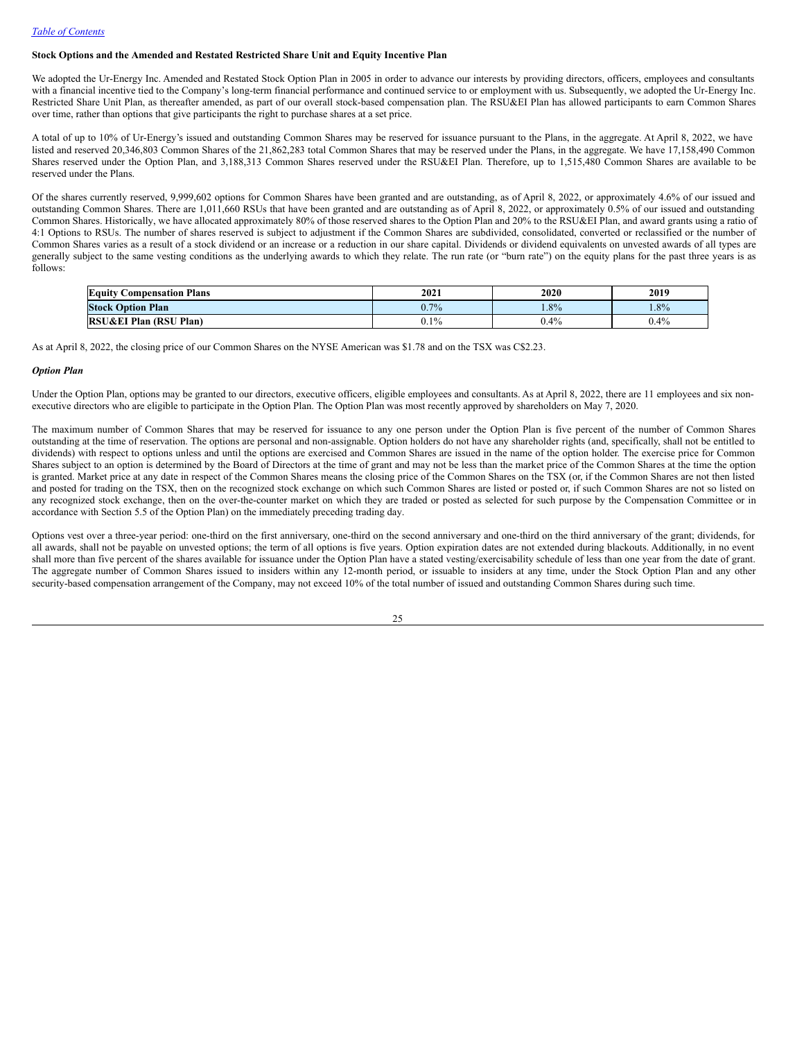**Stock Options and the Amended and Restated Restricted Share Unit and Equity Incentive Plan**

We adopted the Ur-Energy Inc. Amended and Restated Stock Option Plan in 2005 in order to advance our interests by providing directors, officers, employees and consultants with a financial incentive tied to the Company's long-term financial performance and continued service to or employment with us. Subsequently, we adopted the Ur-Energy Inc. Restricted Share Unit Plan, as thereafter amended, as part of our overall stock-based compensation plan. The RSU&EI Plan has allowed participants to earn Common Shares over time, rather than options that give participants the right to purchase shares at a set price.

A total of up to 10% of Ur-Energy's issued and outstanding Common Shares may be reserved for issuance pursuant to the Plans, in the aggregate. At April 8, 2022, we have listed and reserved 20,346,803 Common Shares of the 21,862,283 total Common Shares that may be reserved under the Plans, in the aggregate. We have 17,158,490 Common Shares reserved under the Option Plan, and 3,188,313 Common Shares reserved under the RSU&EI Plan. Therefore, up to 1,515,480 Common Shares are available to be reserved under the Plans.

Of the shares currently reserved, 9,999,602 options for Common Shares have been granted and are outstanding, as of April 8, 2022, or approximately 4.6% of our issued and outstanding Common Shares. There are 1,011,660 RSUs that have been granted and are outstanding as of April 8, 2022, or approximately 0.5% of our issued and outstanding Common Shares. Historically, we have allocated approximately 80% of those reserved shares to the Option Plan and 20% to the RSU&EI Plan, and award grants using a ratio of 4:1 Options to RSUs. The number of shares reserved is subject to adjustment if the Common Shares are subdivided, consolidated, converted or reclassified or the number of Common Shares varies as a result of a stock dividend or an increase or a reduction in our share capital. Dividends or dividend equivalents on unvested awards of all types are generally subject to the same vesting conditions as the underlying awards to which they relate. The run rate (or "burn rate") on the equity plans for the past three years is as follows:

| Equity Compensation Plans | 2021 | 2020 | 2019 |
|---|---|---|---|
| Stock Option Plan | 0.7% | 1.8% | 1.8% |
| RSU&EI Plan (RSU Plan) | 0.1% | 0.4% | 0.4% |

As at April 8, 2022, the closing price of our Common Shares on the NYSE American was $1.78 and on the TSX was C$2.23.

***Option Plan***

Under the Option Plan, options may be granted to our directors, executive officers, eligible employees and consultants. As at April 8, 2022, there are 11 employees and six non-executive directors who are eligible to participate in the Option Plan. The Option Plan was most recently approved by shareholders on May 7, 2020.

The maximum number of Common Shares that may be reserved for issuance to any one person under the Option Plan is five percent of the number of Common Shares outstanding at the time of reservation. The options are personal and non-assignable. Option holders do not have any shareholder rights (and, specifically, shall not be entitled to dividends) with respect to options unless and until the options are exercised and Common Shares are issued in the name of the option holder. The exercise price for Common Shares subject to an option is determined by the Board of Directors at the time of grant and may not be less than the market price of the Common Shares at the time the option is granted. Market price at any date in respect of the Common Shares means the closing price of the Common Shares on the TSX (or, if the Common Shares are not then listed and posted for trading on the TSX, then on the recognized stock exchange on which such Common Shares are listed or posted or, if such Common Shares are not so listed on any recognized stock exchange, then on the over-the-counter market on which they are traded or posted as selected for such purpose by the Compensation Committee or in accordance with Section 5.5 of the Option Plan) on the immediately preceding trading day.

Options vest over a three-year period: one-third on the first anniversary, one-third on the second anniversary and one-third on the third anniversary of the grant; dividends, for all awards, shall not be payable on unvested options; the term of all options is five years. Option expiration dates are not extended during blackouts. Additionally, in no event shall more than five percent of the shares available for issuance under the Option Plan have a stated vesting/exercisability schedule of less than one year from the date of grant. The aggregate number of Common Shares issued to insiders within any 12-month period, or issuable to insiders at any time, under the Stock Option Plan and any other security-based compensation arrangement of the Company, may not exceed 10% of the total number of issued and outstanding Common Shares during such time.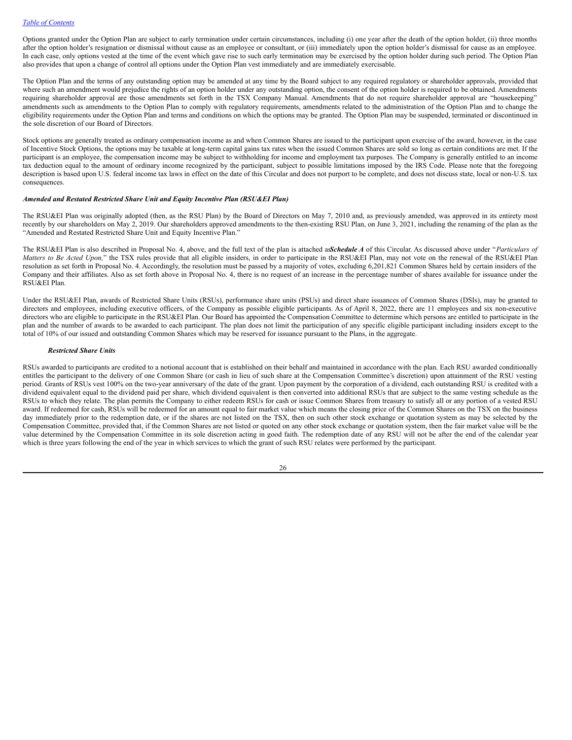Options granted under the Option Plan are subject to early termination under certain circumstances, including (i) one year after the death of the option holder, (ii) three months after the option holder's resignation or dismissal without cause as an employee or consultant, or (iii) immediately upon the option holder's dismissal for cause as an employee. In each case, only options vested at the time of the event which gave rise to such early termination may be exercised by the option holder during such period. The Option Plan also provides that upon a change of control all options under the Option Plan vest immediately and are immediately exercisable.

The Option Plan and the terms of any outstanding option may be amended at any time by the Board subject to any required regulatory or shareholder approvals, provided that where such an amendment would prejudice the rights of an option holder under any outstanding option, the consent of the option holder is required to be obtained. Amendments requiring shareholder approval are those amendments set forth in the TSX Company Manual. Amendments that do not require shareholder approval are "housekeeping" amendments such as amendments to the Option Plan to comply with regulatory requirements, amendments related to the administration of the Option Plan and to change the eligibility requirements under the Option Plan and terms and conditions on which the options may be granted. The Option Plan may be suspended, terminated or discontinued in the sole discretion of our Board of Directors.

Stock options are generally treated as ordinary compensation income as and when Common Shares are issued to the participant upon exercise of the award, however, in the case of Incentive Stock Options, the options may be taxable at long-term capital gains tax rates when the issued Common Shares are sold so long as certain conditions are met. If the participant is an employee, the compensation income may be subject to withholding for income and employment tax purposes. The Company is generally entitled to an income tax deduction equal to the amount of ordinary income recognized by the participant, subject to possible limitations imposed by the IRS Code. Please note that the foregoing description is based upon U.S. federal income tax laws in effect on the date of this Circular and does not purport to be complete, and does not discuss state, local or non-U.S. tax consequences.

***Amended and Restated Restricted Share Unit and Equity Incentive Plan (RSU&EI Plan)***

The RSU&EI Plan was originally adopted (then, as the RSU Plan) by the Board of Directors on May 7, 2010 and, as previously amended, was approved in its entirety most recently by our shareholders on May 2, 2019. Our shareholders approved amendments to the then-existing RSU Plan, on June 3, 2021, including the renaming of the plan as the "Amended and Restated Restricted Share Unit and Equity Incentive Plan."

The RSU&EI Plan is also described in Proposal No. 4, above, and the full text of the plan is attached as ***Schedule A*** of this Circular. As discussed above under "*Particulars of Matters to Be Acted Upon,*" the TSX rules provide that all eligible insiders, in order to participate in the RSU&EI Plan, may not vote on the renewal of the RSU&EI Plan resolution as set forth in Proposal No. 4. Accordingly, the resolution must be passed by a majority of votes, excluding 6,201,821 Common Shares held by certain insiders of the Company and their affiliates. Also as set forth above in Proposal No. 4, there is no request of an increase in the percentage number of shares available for issuance under the RSU&EI Plan.

Under the RSU&EI Plan, awards of Restricted Share Units (RSUs), performance share units (PSUs) and direct share issuances of Common Shares (DSIs), may be granted to directors and employees, including executive officers, of the Company as possible eligible participants. As of April 8, 2022, there are 11 employees and six non-executive directors who are eligible to participate in the RSU&EI Plan. Our Board has appointed the Compensation Committee to determine which persons are entitled to participate in the plan and the number of awards to be awarded to each participant. The plan does not limit the participation of any specific eligible participant including insiders except to the total of 10% of our issued and outstanding Common Shares which may be reserved for issuance pursuant to the Plans, in the aggregate.

***Restricted Share Units***

RSUs awarded to participants are credited to a notional account that is established on their behalf and maintained in accordance with the plan. Each RSU awarded conditionally entitles the participant to the delivery of one Common Share (or cash in lieu of such share at the Compensation Committee's discretion) upon attainment of the RSU vesting period. Grants of RSUs vest 100% on the two-year anniversary of the date of the grant. Upon payment by the corporation of a dividend, each outstanding RSU is credited with a dividend equivalent equal to the dividend paid per share, which dividend equivalent is then converted into additional RSUs that are subject to the same vesting schedule as the RSUs to which they relate. The plan permits the Company to either redeem RSUs for cash or issue Common Shares from treasury to satisfy all or any portion of a vested RSU award. If redeemed for cash, RSUs will be redeemed for an amount equal to fair market value which means the closing price of the Common Shares on the TSX on the business day immediately prior to the redemption date, or if the shares are not listed on the TSX, then on such other stock exchange or quotation system as may be selected by the Compensation Committee, provided that, if the Common Shares are not listed or quoted on any other stock exchange or quotation system, then the fair market value will be the value determined by the Compensation Committee in its sole discretion acting in good faith. The redemption date of any RSU will not be after the end of the calendar year which is three years following the end of the year in which services to which the grant of such RSU relates were performed by the participant.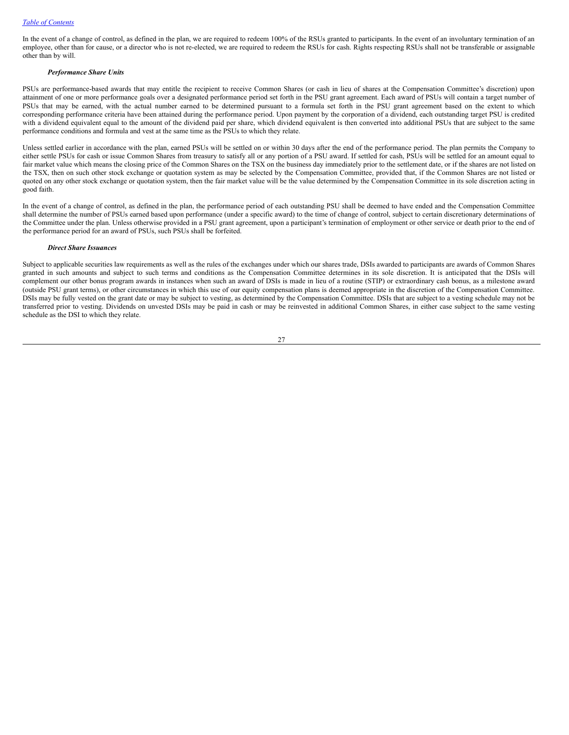In the event of a change of control, as defined in the plan, we are required to redeem 100% of the RSUs granted to participants. In the event of an involuntary termination of an employee, other than for cause, or a director who is not re-elected, we are required to redeem the RSUs for cash. Rights respecting RSUs shall not be transferable or assignable other than by will.

***Performance Share Units***

PSUs are performance-based awards that may entitle the recipient to receive Common Shares (or cash in lieu of shares at the Compensation Committee's discretion) upon attainment of one or more performance goals over a designated performance period set forth in the PSU grant agreement. Each award of PSUs will contain a target number of PSUs that may be earned, with the actual number earned to be determined pursuant to a formula set forth in the PSU grant agreement based on the extent to which corresponding performance criteria have been attained during the performance period. Upon payment by the corporation of a dividend, each outstanding target PSU is credited with a dividend equivalent equal to the amount of the dividend paid per share, which dividend equivalent is then converted into additional PSUs that are subject to the same performance conditions and formula and vest at the same time as the PSUs to which they relate.

Unless settled earlier in accordance with the plan, earned PSUs will be settled on or within 30 days after the end of the performance period. The plan permits the Company to either settle PSUs for cash or issue Common Shares from treasury to satisfy all or any portion of a PSU award. If settled for cash, PSUs will be settled for an amount equal to fair market value which means the closing price of the Common Shares on the TSX on the business day immediately prior to the settlement date, or if the shares are not listed on the TSX, then on such other stock exchange or quotation system as may be selected by the Compensation Committee, provided that, if the Common Shares are not listed or quoted on any other stock exchange or quotation system, then the fair market value will be the value determined by the Compensation Committee in its sole discretion acting in good faith.

In the event of a change of control, as defined in the plan, the performance period of each outstanding PSU shall be deemed to have ended and the Compensation Committee shall determine the number of PSUs earned based upon performance (under a specific award) to the time of change of control, subject to certain discretionary determinations of the Committee under the plan. Unless otherwise provided in a PSU grant agreement, upon a participant's termination of employment or other service or death prior to the end of the performance period for an award of PSUs, such PSUs shall be forfeited.

***Direct Share Issuances***

Subject to applicable securities law requirements as well as the rules of the exchanges under which our shares trade, DSIs awarded to participants are awards of Common Shares granted in such amounts and subject to such terms and conditions as the Compensation Committee determines in its sole discretion. It is anticipated that the DSIs will complement our other bonus program awards in instances when such an award of DSIs is made in lieu of a routine (STIP) or extraordinary cash bonus, as a milestone award (outside PSU grant terms), or other circumstances in which this use of our equity compensation plans is deemed appropriate in the discretion of the Compensation Committee. DSIs may be fully vested on the grant date or may be subject to vesting, as determined by the Compensation Committee. DSIs that are subject to a vesting schedule may not be transferred prior to vesting. Dividends on unvested DSIs may be paid in cash or may be reinvested in additional Common Shares, in either case subject to the same vesting schedule as the DSI to which they relate.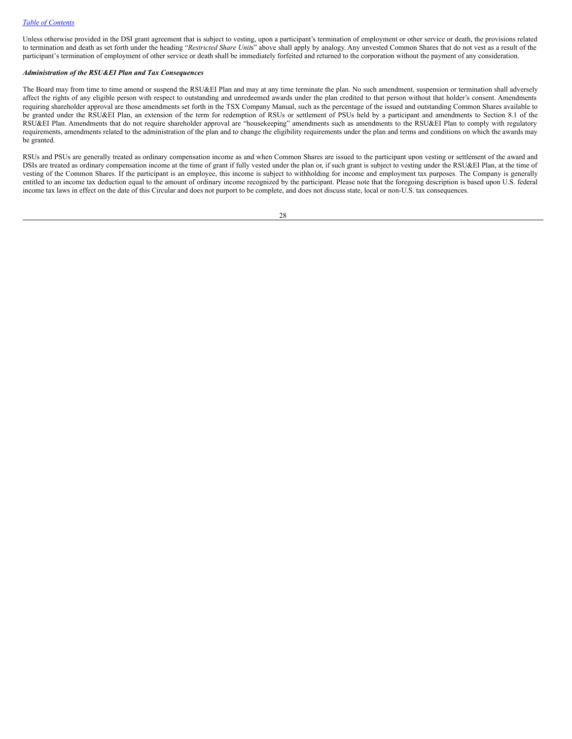Unless otherwise provided in the DSI grant agreement that is subject to vesting, upon a participant's termination of employment or other service or death, the provisions related to termination and death as set forth under the heading "*Restricted Share Units*" above shall apply by analogy. Any unvested Common Shares that do not vest as a result of the participant's termination of employment of other service or death shall be immediately forfeited and returned to the corporation without the payment of any consideration.

***Administration of the RSU&EI Plan and Tax Consequences***

The Board may from time to time amend or suspend the RSU&EI Plan and may at any time terminate the plan. No such amendment, suspension or termination shall adversely affect the rights of any eligible person with respect to outstanding and unredeemed awards under the plan credited to that person without that holder's consent. Amendments requiring shareholder approval are those amendments set forth in the TSX Company Manual, such as the percentage of the issued and outstanding Common Shares available to be granted under the RSU&EI Plan, an extension of the term for redemption of RSUs or settlement of PSUs held by a participant and amendments to Section 8.1 of the RSU&EI Plan. Amendments that do not require shareholder approval are "housekeeping" amendments such as amendments to the RSU&EI Plan to comply with regulatory requirements, amendments related to the administration of the plan and to change the eligibility requirements under the plan and terms and conditions on which the awards may be granted.

RSUs and PSUs are generally treated as ordinary compensation income as and when Common Shares are issued to the participant upon vesting or settlement of the award and DSIs are treated as ordinary compensation income at the time of grant if fully vested under the plan or, if such grant is subject to vesting under the RSU&EI Plan, at the time of vesting of the Common Shares. If the participant is an employee, this income is subject to withholding for income and employment tax purposes. The Company is generally entitled to an income tax deduction equal to the amount of ordinary income recognized by the participant. Please note that the foregoing description is based upon U.S. federal income tax laws in effect on the date of this Circular and does not purport to be complete, and does not discuss state, local or non-U.S. tax consequences.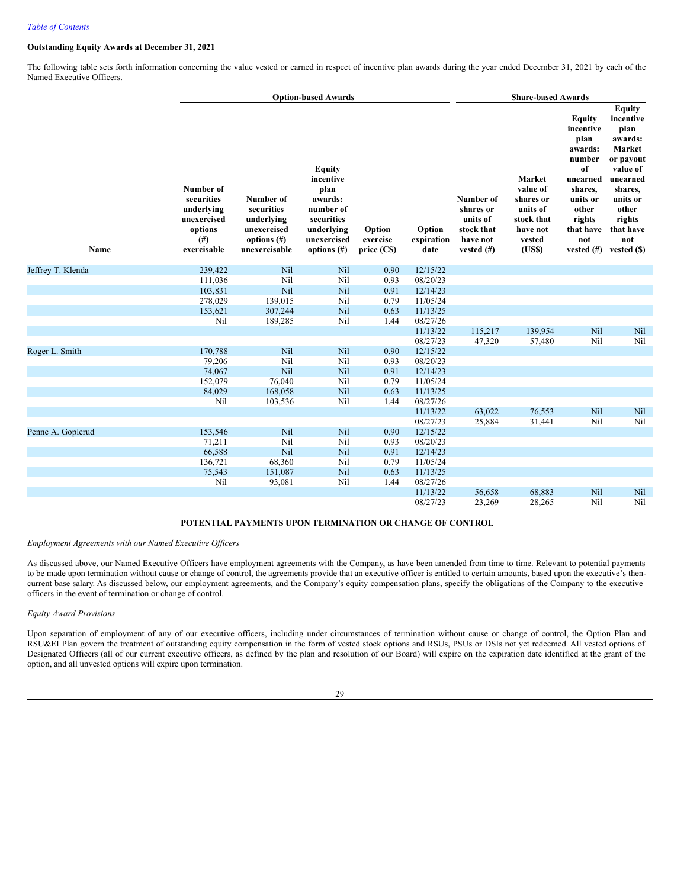[Table of Contents](#)

**Outstanding Equity Awards at December 31, 2021**

The following table sets forth information concerning the value vested or earned in respect of incentive plan awards during the year ended December 31, 2021 by each of the Named Executive Officers.

| | Option-based Awards | | | | | Share-based Awards | | | |
|---|---|---|---|---|---|---|---|---|---|
| Name | Number of securities underlying unexercised options (#) exercisable | Number of securities underlying unexercised options (#) unexercisable | Equity incentive plan awards: number of securities underlying unexercised options (#) | Option exercise price (C$) | Option expiration date | Number of shares or units of stock that have not vested (#) | Market value of shares or units of stock that have not vested (US$) | Equity incentive plan awards: number of unearned shares, units or other rights that have not vested (#) | Equity incentive plan awards: Market or payout value of unearned shares, units or other rights that have not vested ($) |
| Jeffrey T. Klenda | 239,422 | Nil | Nil | 0.90 | 12/15/22 | | | | |
| | 111,036 | Nil | Nil | 0.93 | 08/20/23 | | | | |
| | 103,831 | Nil | Nil | 0.91 | 12/14/23 | | | | |
| | 278,029 | 139,015 | Nil | 0.79 | 11/05/24 | | | | |
| | 153,621 | 307,244 | Nil | 0.63 | 11/13/25 | | | | |
| | Nil | 189,285 | Nil | 1.44 | 08/27/26 | | | | |
| | | | | | 11/13/22 | 115,217 | 139,954 | Nil | Nil |
| | | | | | 08/27/23 | 47,320 | 57,480 | Nil | Nil |
| Roger L. Smith | 170,788 | Nil | Nil | 0.90 | 12/15/22 | | | | |
| | 79,206 | Nil | Nil | 0.93 | 08/20/23 | | | | |
| | 74,067 | Nil | Nil | 0.91 | 12/14/23 | | | | |
| | 152,079 | 76,040 | Nil | 0.79 | 11/05/24 | | | | |
| | 84,029 | 168,058 | Nil | 0.63 | 11/13/25 | | | | |
| | Nil | 103,536 | Nil | 1.44 | 08/27/26 | | | | |
| | | | | | 11/13/22 | 63,022 | 76,553 | Nil | Nil |
| | | | | | 08/27/23 | 25,884 | 31,441 | Nil | Nil |
| Penne A. Goplerud | 153,546 | Nil | Nil | 0.90 | 12/15/22 | | | | |
| | 71,211 | Nil | Nil | 0.93 | 08/20/23 | | | | |
| | 66,588 | Nil | Nil | 0.91 | 12/14/23 | | | | |
| | 136,721 | 68,360 | Nil | 0.79 | 11/05/24 | | | | |
| | 75,543 | 151,087 | Nil | 0.63 | 11/13/25 | | | | |
| | Nil | 93,081 | Nil | 1.44 | 08/27/26 | | | | |
| | | | | | 11/13/22 | 56,658 | 68,883 | Nil | Nil |
| | | | | | 08/27/23 | 23,269 | 28,265 | Nil | Nil |

**POTENTIAL PAYMENTS UPON TERMINATION OR CHANGE OF CONTROL**

*Employment Agreements with our Named Executive Officers*

As discussed above, our Named Executive Officers have employment agreements with the Company, as have been amended from time to time. Relevant to potential payments to be made upon termination without cause or change of control, the agreements provide that an executive officer is entitled to certain amounts, based upon the executive's then-current base salary. As discussed below, our employment agreements, and the Company's equity compensation plans, specify the obligations of the Company to the executive officers in the event of termination or change of control.

*Equity Award Provisions*

Upon separation of employment of any of our executive officers, including under circumstances of termination without cause or change of control, the Option Plan and RSU&EI Plan govern the treatment of outstanding equity compensation in the form of vested stock options and RSUs, PSUs or DSIs not yet redeemed. All vested options of Designated Officers (all of our current executive officers, as defined by the plan and resolution of our Board) will expire on the expiration date identified at the grant of the option, and all unvested options will expire upon termination.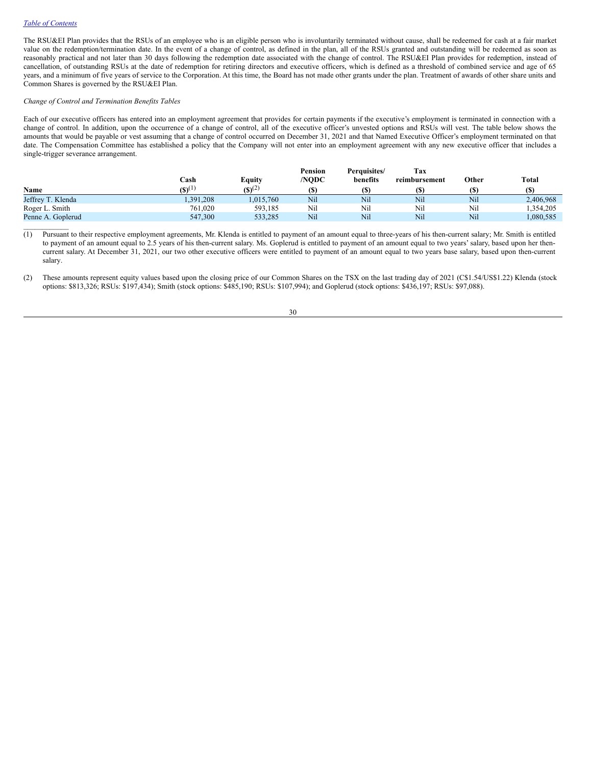The RSU&EI Plan provides that the RSUs of an employee who is an eligible person who is involuntarily terminated without cause, shall be redeemed for cash at a fair market value on the redemption/termination date. In the event of a change of control, as defined in the plan, all of the RSUs granted and outstanding will be redeemed as soon as reasonably practical and not later than 30 days following the redemption date associated with the change of control. The RSU&EI Plan provides for redemption, instead of cancellation, of outstanding RSUs at the date of redemption for retiring directors and executive officers, which is defined as a threshold of combined service and age of 65 years, and a minimum of five years of service to the Corporation. At this time, the Board has not made other grants under the plan. Treatment of awards of other share units and Common Shares is governed by the RSU&EI Plan.

*Change of Control and Termination Benefits Tables*

Each of our executive officers has entered into an employment agreement that provides for certain payments if the executive's employment is terminated in connection with a change of control. In addition, upon the occurrence of a change of control, all of the executive officer's unvested options and RSUs will vest. The table below shows the amounts that would be payable or vest assuming that a change of control occurred on December 31, 2021 and that Named Executive Officer's employment terminated on that date. The Compensation Committee has established a policy that the Company will not enter into an employment agreement with any new executive officer that includes a single-trigger severance arrangement.

| Name | Cash ($)(1) | Equity ($)(2) | Pension /NQDC ($) | Perquisites/ benefits ($) | Tax reimbursement ($) | Other ($) | Total ($) |
|---|---|---|---|---|---|---|---|
| Jeffrey T. Klenda | 1,391,208 | 1,015,760 | Nil | Nil | Nil | Nil | 2,406,968 |
| Roger L. Smith | 761,020 | 593,185 | Nil | Nil | Nil | Nil | 1,354,205 |
| Penne A. Goplerud | 547,300 | 533,285 | Nil | Nil | Nil | Nil | 1,080,585 |

(1) Pursuant to their respective employment agreements, Mr. Klenda is entitled to payment of an amount equal to three-years of his then-current salary; Mr. Smith is entitled to payment of an amount equal to 2.5 years of his then-current salary. Ms. Goplerud is entitled to payment of an amount equal to two years' salary, based upon her then-current salary. At December 31, 2021, our two other executive officers were entitled to payment of an amount equal to two years base salary, based upon then-current salary.

(2) These amounts represent equity values based upon the closing price of our Common Shares on the TSX on the last trading day of 2021 (C$1.54/US$1.22) Klenda (stock options: $813,326; RSUs: $197,434); Smith (stock options: $485,190; RSUs: $107,994); and Goplerud (stock options: $436,197; RSUs: $97,088).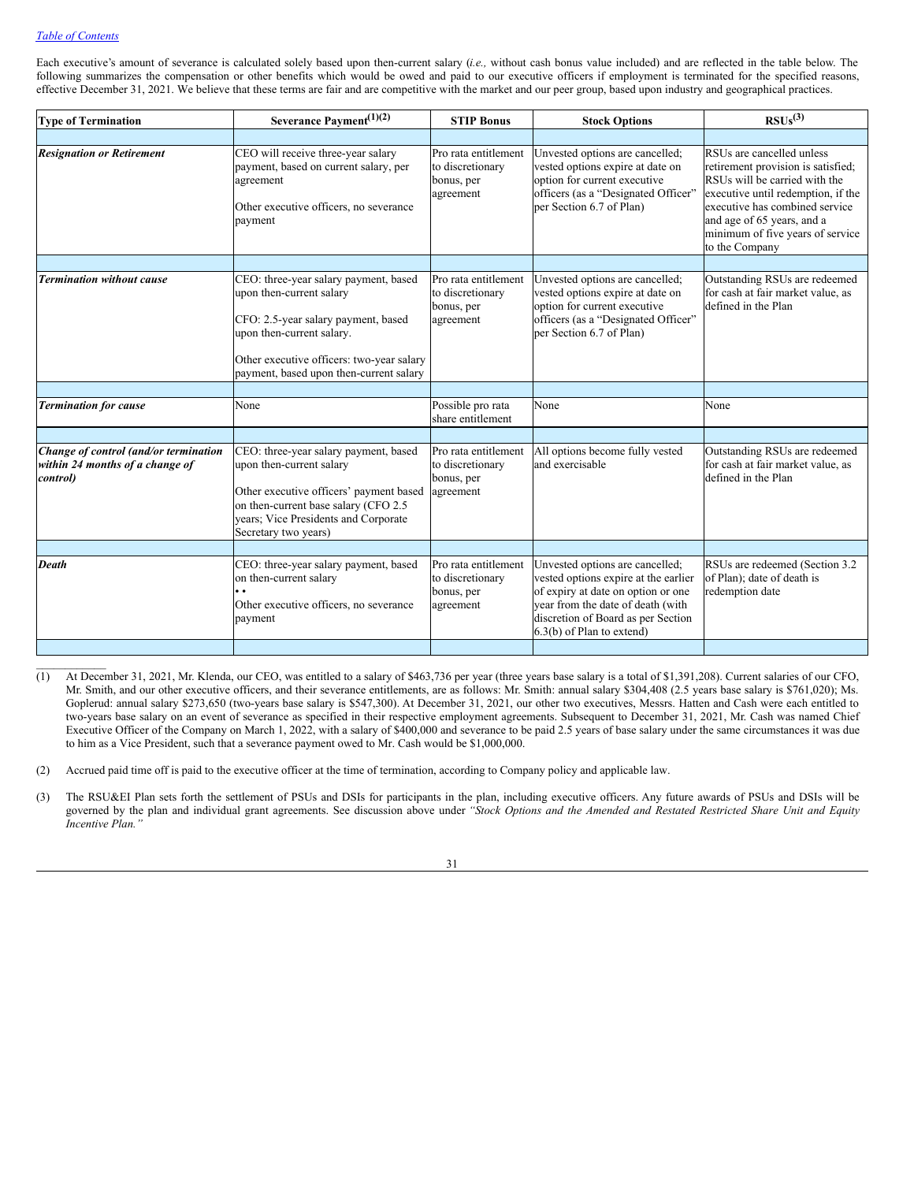[Table of Contents](#)

Each executive's amount of severance is calculated solely based upon then-current salary (*i.e.,* without cash bonus value included) and are reflected in the table below. The following summarizes the compensation or other benefits which would be owed and paid to our executive officers if employment is terminated for the specified reasons, effective December 31, 2021. We believe that these terms are fair and are competitive with the market and our peer group, based upon industry and geographical practices.

| Type of Termination | Severance Payment[(1)(2)] | STIP Bonus | Stock Options | RSUs[(3)] |
|---|---|---|---|---|
| ***Resignation or Retirement*** | CEO will receive three-year salary payment, based on current salary, per agreement<br><br>Other executive officers, no severance payment | Pro rata entitlement to discretionary bonus, per agreement | Unvested options are cancelled; vested options expire at date on option for current executive officers (as a "Designated Officer" per Section 6.7 of Plan) | RSUs are cancelled unless retirement provision is satisfied; RSUs will be carried with the executive until redemption, if the executive has combined service and age of 65 years, and a minimum of five years of service to the Company |
| ***Termination without cause*** | CEO: three-year salary payment, based upon then-current salary<br><br>CFO: 2.5-year salary payment, based upon then-current salary.<br><br>Other executive officers: two-year salary payment, based upon then-current salary | Pro rata entitlement to discretionary bonus, per agreement | Unvested options are cancelled; vested options expire at date on option for current executive officers (as a "Designated Officer" per Section 6.7 of Plan) | Outstanding RSUs are redeemed for cash at fair market value, as defined in the Plan |
| ***Termination for cause*** | None | Possible pro rata share entitlement | None | None |
| ***Change of control (and/or termination within 24 months of a change of control)*** | CEO: three-year salary payment, based upon then-current salary<br><br>Other executive officers' payment based on then-current base salary (CFO 2.5 years; Vice Presidents and Corporate Secretary two years) | Pro rata entitlement to discretionary bonus, per agreement | All options become fully vested and exercisable | Outstanding RSUs are redeemed for cash at fair market value, as defined in the Plan |
| ***Death*** | CEO: three-year salary payment, based on then-current salary<br>• •<br>Other executive officers, no severance payment | Pro rata entitlement to discretionary bonus, per agreement | Unvested options are cancelled; vested options expire at the earlier of expiry at date on option or one year from the date of death (with discretion of Board as per Section 6.3(b) of Plan to extend) | RSUs are redeemed (Section 3.2 of Plan); date of death is redemption date |

(1) At December 31, 2021, Mr. Klenda, our CEO, was entitled to a salary of $463,736 per year (three years base salary is a total of $1,391,208). Current salaries of our CFO, Mr. Smith, and our other executive officers, and their severance entitlements, are as follows: Mr. Smith: annual salary $304,408 (2.5 years base salary is $761,020); Ms. Goplerud: annual salary $273,650 (two-years base salary is $547,300). At December 31, 2021, our other two executives, Messrs. Hatten and Cash were each entitled to two-years base salary on an event of severance as specified in their respective employment agreements. Subsequent to December 31, 2021, Mr. Cash was named Chief Executive Officer of the Company on March 1, 2022, with a salary of $400,000 and severance to be paid 2.5 years of base salary under the same circumstances it was due to him as a Vice President, such that a severance payment owed to Mr. Cash would be $1,000,000.

(2) Accrued paid time off is paid to the executive officer at the time of termination, according to Company policy and applicable law.

(3) The RSU&EI Plan sets forth the settlement of PSUs and DSIs for participants in the plan, including executive officers. Any future awards of PSUs and DSIs will be governed by the plan and individual grant agreements. See discussion above under *"Stock Options and the Amended and Restated Restricted Share Unit and Equity Incentive Plan."*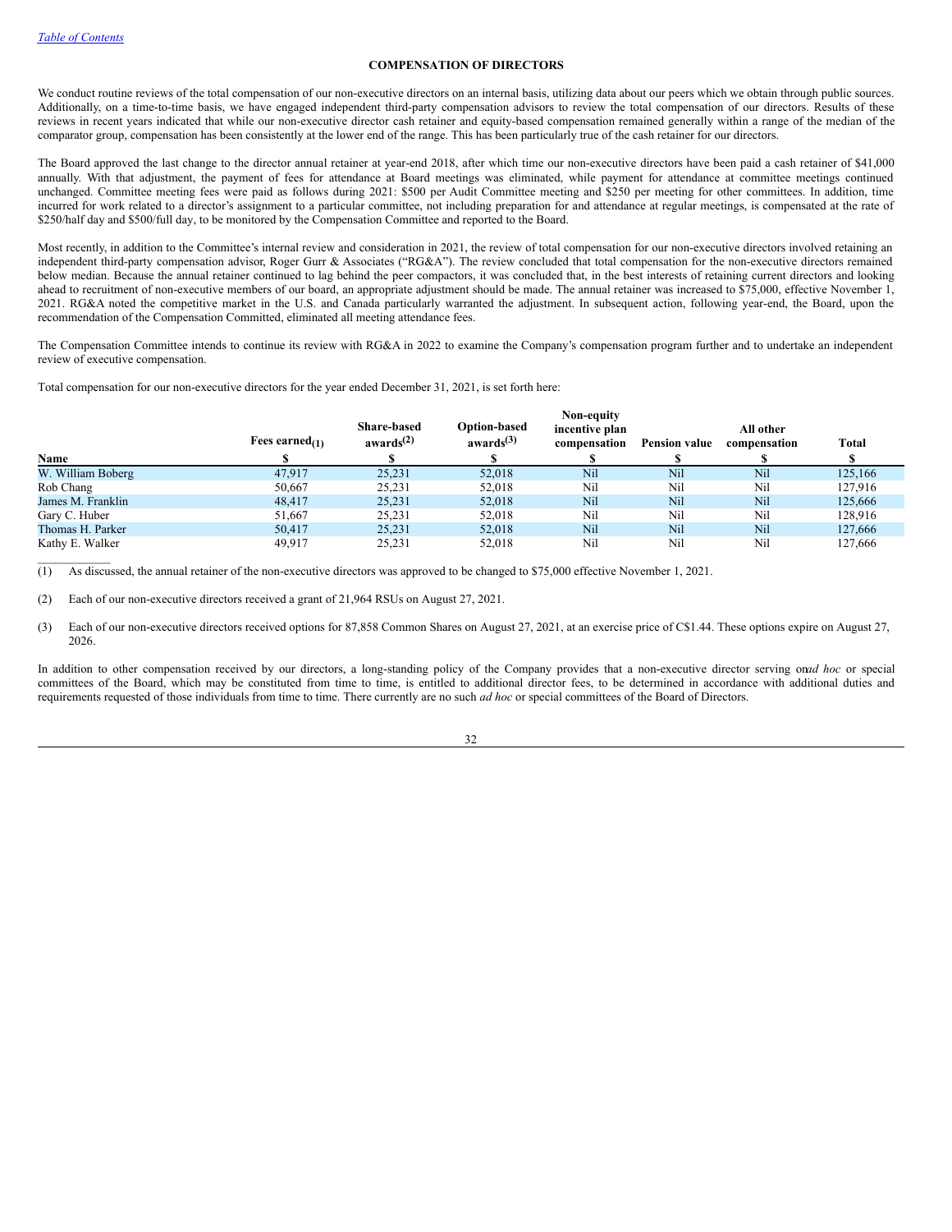## COMPENSATION OF DIRECTORS

We conduct routine reviews of the total compensation of our non-executive directors on an internal basis, utilizing data about our peers which we obtain through public sources. Additionally, on a time-to-time basis, we have engaged independent third-party compensation advisors to review the total compensation of our directors. Results of these reviews in recent years indicated that while our non-executive director cash retainer and equity-based compensation remained generally within a range of the median of the comparator group, compensation has been consistently at the lower end of the range. This has been particularly true of the cash retainer for our directors.

The Board approved the last change to the director annual retainer at year-end 2018, after which time our non-executive directors have been paid a cash retainer of $41,000 annually. With that adjustment, the payment of fees for attendance at Board meetings was eliminated, while payment for attendance at committee meetings continued unchanged. Committee meeting fees were paid as follows during 2021: $500 per Audit Committee meeting and $250 per meeting for other committees. In addition, time incurred for work related to a director's assignment to a particular committee, not including preparation for and attendance at regular meetings, is compensated at the rate of $250/half day and $500/full day, to be monitored by the Compensation Committee and reported to the Board.

Most recently, in addition to the Committee's internal review and consideration in 2021, the review of total compensation for our non-executive directors involved retaining an independent third-party compensation advisor, Roger Gurr & Associates ("RG&A"). The review concluded that total compensation for the non-executive directors remained below median. Because the annual retainer continued to lag behind the peer compactors, it was concluded that, in the best interests of retaining current directors and looking ahead to recruitment of non-executive members of our board, an appropriate adjustment should be made. The annual retainer was increased to $75,000, effective November 1, 2021. RG&A noted the competitive market in the U.S. and Canada particularly warranted the adjustment. In subsequent action, following year-end, the Board, upon the recommendation of the Compensation Committed, eliminated all meeting attendance fees.

The Compensation Committee intends to continue its review with RG&A in 2022 to examine the Company's compensation program further and to undertake an independent review of executive compensation.

Total compensation for our non-executive directors for the year ended December 31, 2021, is set forth here:

| Name | Fees earned(1) $ | Share-based awards(2) $ | Option-based awards(3) $ | Non-equity incentive plan compensation $ | Pension value $ | All other compensation $ | Total $ |
|---|---|---|---|---|---|---|---|
| W. William Boberg | 47,917 | 25,231 | 52,018 | Nil | Nil | Nil | 125,166 |
| Rob Chang | 50,667 | 25,231 | 52,018 | Nil | Nil | Nil | 127,916 |
| James M. Franklin | 48,417 | 25,231 | 52,018 | Nil | Nil | Nil | 125,666 |
| Gary C. Huber | 51,667 | 25,231 | 52,018 | Nil | Nil | Nil | 128,916 |
| Thomas H. Parker | 50,417 | 25,231 | 52,018 | Nil | Nil | Nil | 127,666 |
| Kathy E. Walker | 49,917 | 25,231 | 52,018 | Nil | Nil | Nil | 127,666 |

(1) As discussed, the annual retainer of the non-executive directors was approved to be changed to $75,000 effective November 1, 2021.

(2) Each of our non-executive directors received a grant of 21,964 RSUs on August 27, 2021.

(3) Each of our non-executive directors received options for 87,858 Common Shares on August 27, 2021, at an exercise price of C$1.44. These options expire on August 27, 2026.

In addition to other compensation received by our directors, a long-standing policy of the Company provides that a non-executive director serving on *ad hoc* or special committees of the Board, which may be constituted from time to time, is entitled to additional director fees, to be determined in accordance with additional duties and requirements requested of those individuals from time to time. There currently are no such *ad hoc* or special committees of the Board of Directors.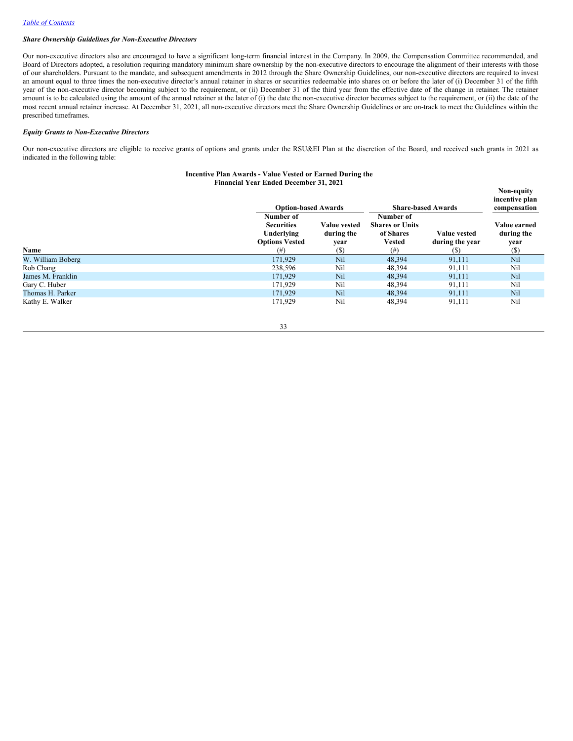[Table of Contents](#)

### *Share Ownership Guidelines for Non-Executive Directors*

Our non-executive directors also are encouraged to have a significant long-term financial interest in the Company. In 2009, the Compensation Committee recommended, and Board of Directors adopted, a resolution requiring mandatory minimum share ownership by the non-executive directors to encourage the alignment of their interests with those of our shareholders. Pursuant to the mandate, and subsequent amendments in 2012 through the Share Ownership Guidelines, our non-executive directors are required to invest an amount equal to three times the non-executive director's annual retainer in shares or securities redeemable into shares on or before the later of (i) December 31 of the fifth year of the non-executive director becoming subject to the requirement, or (ii) December 31 of the third year from the effective date of the change in retainer. The retainer amount is to be calculated using the amount of the annual retainer at the later of (i) the date the non-executive director becomes subject to the requirement, or (ii) the date of the most recent annual retainer increase. At December 31, 2021, all non-executive directors meet the Share Ownership Guidelines or are on-track to meet the Guidelines within the prescribed timeframes.

### *Equity Grants to Non-Executive Directors*

Our non-executive directors are eligible to receive grants of options and grants under the RSU&EI Plan at the discretion of the Board, and received such grants in 2021 as indicated in the following table:

**Incentive Plan Awards - Value Vested or Earned During the Financial Year Ended December 31, 2021**

| | Option-based Awards | | Share-based Awards | | Non-equity incentive plan compensation |
|---|---|---|---|---|---|
| **Name** | **Number of Securities Underlying Options Vested** (#) | **Value vested during the year** ($) | **Number of Shares or Units of Shares Vested** (#) | **Value vested during the year** ($) | **Value earned during the year** ($) |
| W. William Boberg | 171,929 | Nil | 48,394 | 91,111 | Nil |
| Rob Chang | 238,596 | Nil | 48,394 | 91,111 | Nil |
| James M. Franklin | 171,929 | Nil | 48,394 | 91,111 | Nil |
| Gary C. Huber | 171,929 | Nil | 48,394 | 91,111 | Nil |
| Thomas H. Parker | 171,929 | Nil | 48,394 | 91,111 | Nil |
| Kathy E. Walker | 171,929 | Nil | 48,394 | 91,111 | Nil |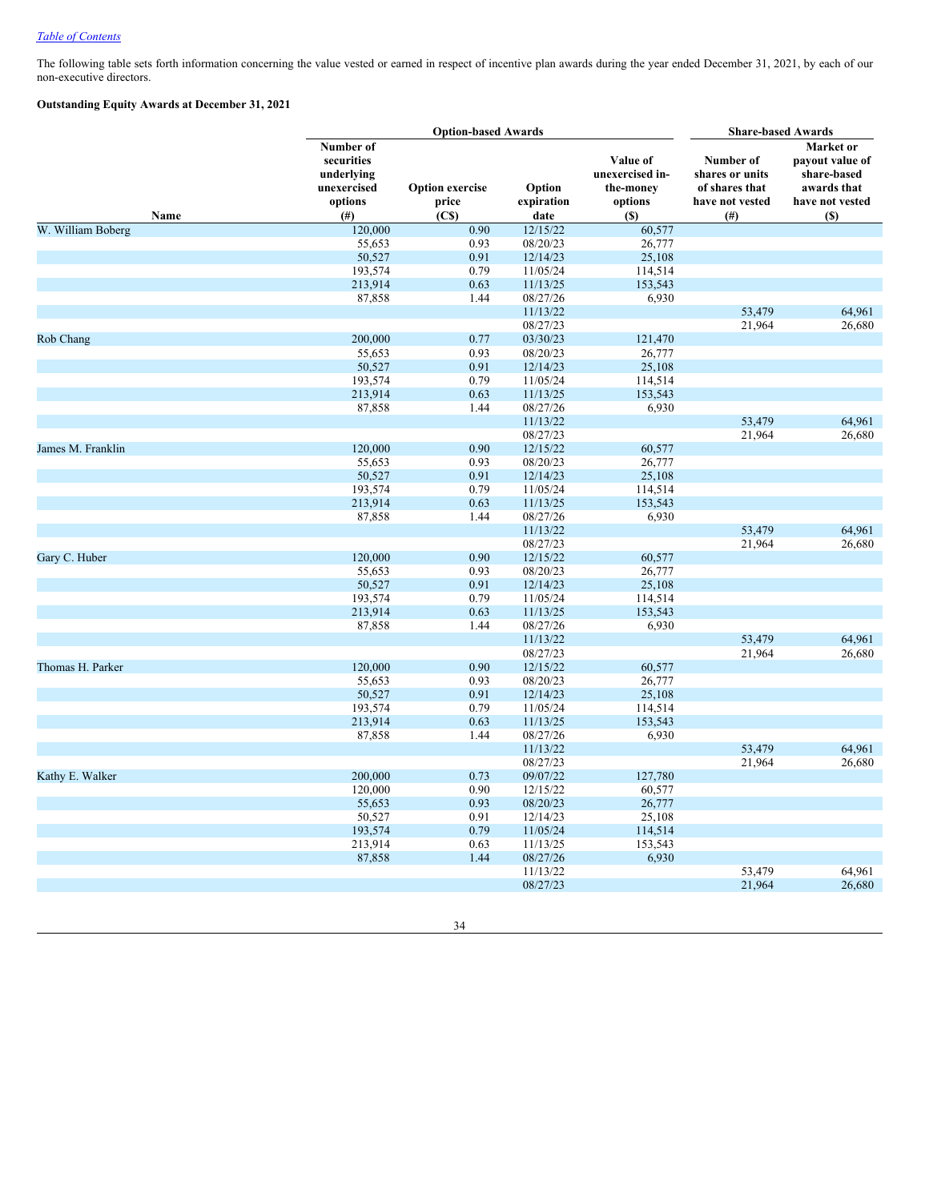*Table of Contents*

The following table sets forth information concerning the value vested or earned in respect of incentive plan awards during the year ended December 31, 2021, by each of our non-executive directors.

**Outstanding Equity Awards at December 31, 2021**

| | Option-based Awards | | | | Share-based Awards | |
|---|---|---|---|---|---|---|
| Name | Number of securities underlying unexercised options (#) | Option exercise price (C$) | Option expiration date | Value of unexercised in-the-money options ($) | Number of shares or units of shares that have not vested (#) | Market or payout value of share-based awards that have not vested ($) |
| W. William Boberg | 120,000 | 0.90 | 12/15/22 | 60,577 | | |
| | 55,653 | 0.93 | 08/20/23 | 26,777 | | |
| | 50,527 | 0.91 | 12/14/23 | 25,108 | | |
| | 193,574 | 0.79 | 11/05/24 | 114,514 | | |
| | 213,914 | 0.63 | 11/13/25 | 153,543 | | |
| | 87,858 | 1.44 | 08/27/26 | 6,930 | | |
| | | | 11/13/22 | | 53,479 | 64,961 |
| | | | 08/27/23 | | 21,964 | 26,680 |
| Rob Chang | 200,000 | 0.77 | 03/30/23 | 121,470 | | |
| | 55,653 | 0.93 | 08/20/23 | 26,777 | | |
| | 50,527 | 0.91 | 12/14/23 | 25,108 | | |
| | 193,574 | 0.79 | 11/05/24 | 114,514 | | |
| | 213,914 | 0.63 | 11/13/25 | 153,543 | | |
| | 87,858 | 1.44 | 08/27/26 | 6,930 | | |
| | | | 11/13/22 | | 53,479 | 64,961 |
| | | | 08/27/23 | | 21,964 | 26,680 |
| James M. Franklin | 120,000 | 0.90 | 12/15/22 | 60,577 | | |
| | 55,653 | 0.93 | 08/20/23 | 26,777 | | |
| | 50,527 | 0.91 | 12/14/23 | 25,108 | | |
| | 193,574 | 0.79 | 11/05/24 | 114,514 | | |
| | 213,914 | 0.63 | 11/13/25 | 153,543 | | |
| | 87,858 | 1.44 | 08/27/26 | 6,930 | | |
| | | | 11/13/22 | | 53,479 | 64,961 |
| | | | 08/27/23 | | 21,964 | 26,680 |
| Gary C. Huber | 120,000 | 0.90 | 12/15/22 | 60,577 | | |
| | 55,653 | 0.93 | 08/20/23 | 26,777 | | |
| | 50,527 | 0.91 | 12/14/23 | 25,108 | | |
| | 193,574 | 0.79 | 11/05/24 | 114,514 | | |
| | 213,914 | 0.63 | 11/13/25 | 153,543 | | |
| | 87,858 | 1.44 | 08/27/26 | 6,930 | | |
| | | | 11/13/22 | | 53,479 | 64,961 |
| | | | 08/27/23 | | 21,964 | 26,680 |
| Thomas H. Parker | 120,000 | 0.90 | 12/15/22 | 60,577 | | |
| | 55,653 | 0.93 | 08/20/23 | 26,777 | | |
| | 50,527 | 0.91 | 12/14/23 | 25,108 | | |
| | 193,574 | 0.79 | 11/05/24 | 114,514 | | |
| | 213,914 | 0.63 | 11/13/25 | 153,543 | | |
| | 87,858 | 1.44 | 08/27/26 | 6,930 | | |
| | | | 11/13/22 | | 53,479 | 64,961 |
| | | | 08/27/23 | | 21,964 | 26,680 |
| Kathy E. Walker | 200,000 | 0.73 | 09/07/22 | 127,780 | | |
| | 120,000 | 0.90 | 12/15/22 | 60,577 | | |
| | 55,653 | 0.93 | 08/20/23 | 26,777 | | |
| | 50,527 | 0.91 | 12/14/23 | 25,108 | | |
| | 193,574 | 0.79 | 11/05/24 | 114,514 | | |
| | 213,914 | 0.63 | 11/13/25 | 153,543 | | |
| | 87,858 | 1.44 | 08/27/26 | 6,930 | | |
| | | | 11/13/22 | | 53,479 | 64,961 |
| | | | 08/27/23 | | 21,964 | 26,680 |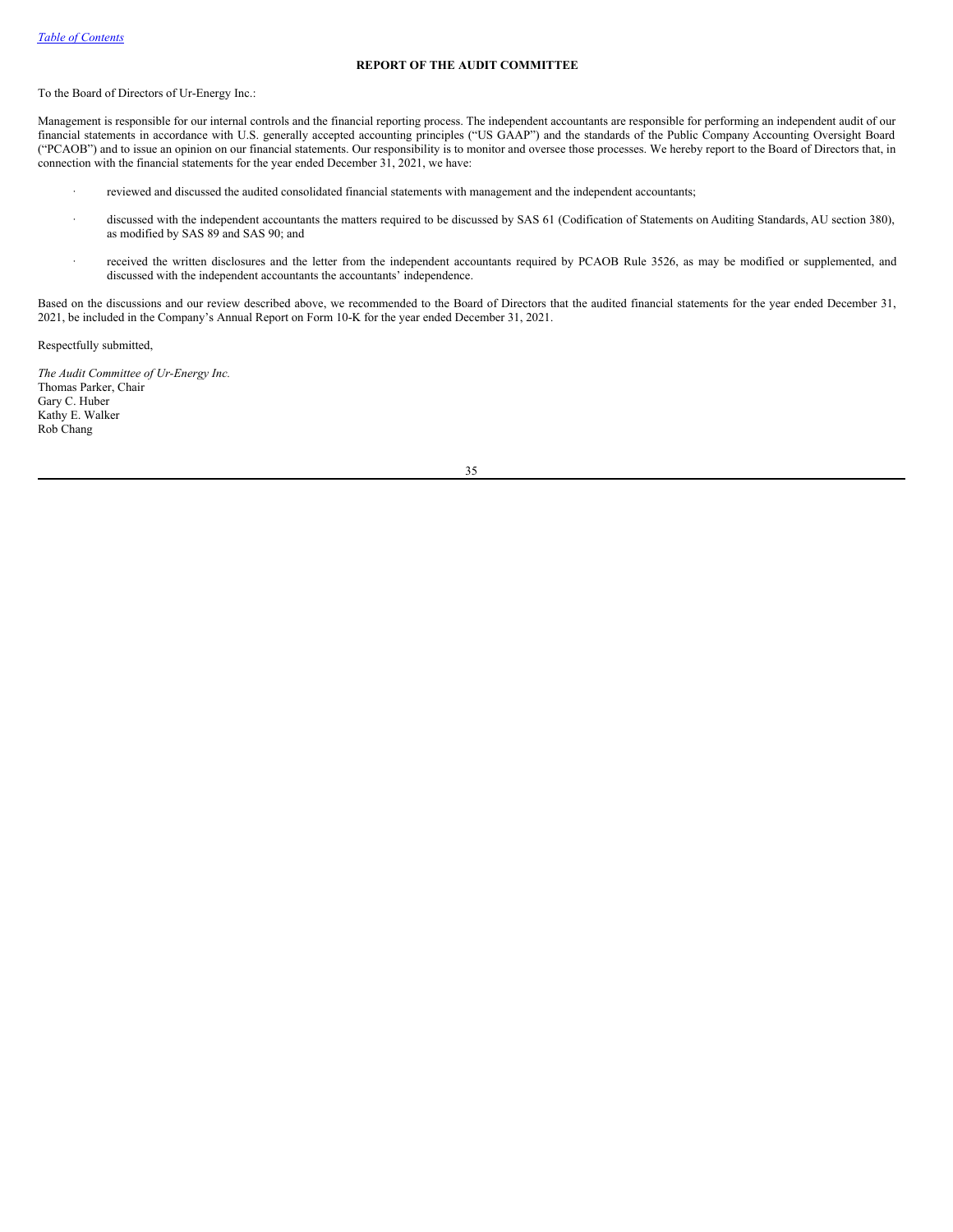## REPORT OF THE AUDIT COMMITTEE

To the Board of Directors of Ur-Energy Inc.:

Management is responsible for our internal controls and the financial reporting process. The independent accountants are responsible for performing an independent audit of our financial statements in accordance with U.S. generally accepted accounting principles ("US GAAP") and the standards of the Public Company Accounting Oversight Board ("PCAOB") and to issue an opinion on our financial statements. Our responsibility is to monitor and oversee those processes. We hereby report to the Board of Directors that, in connection with the financial statements for the year ended December 31, 2021, we have:

- reviewed and discussed the audited consolidated financial statements with management and the independent accountants;
- discussed with the independent accountants the matters required to be discussed by SAS 61 (Codification of Statements on Auditing Standards, AU section 380), as modified by SAS 89 and SAS 90; and
- received the written disclosures and the letter from the independent accountants required by PCAOB Rule 3526, as may be modified or supplemented, and discussed with the independent accountants the accountants' independence.

Based on the discussions and our review described above, we recommended to the Board of Directors that the audited financial statements for the year ended December 31, 2021, be included in the Company's Annual Report on Form 10-K for the year ended December 31, 2021.

Respectfully submitted,

*The Audit Committee of Ur-Energy Inc.*
Thomas Parker, Chair
Gary C. Huber
Kathy E. Walker
Rob Chang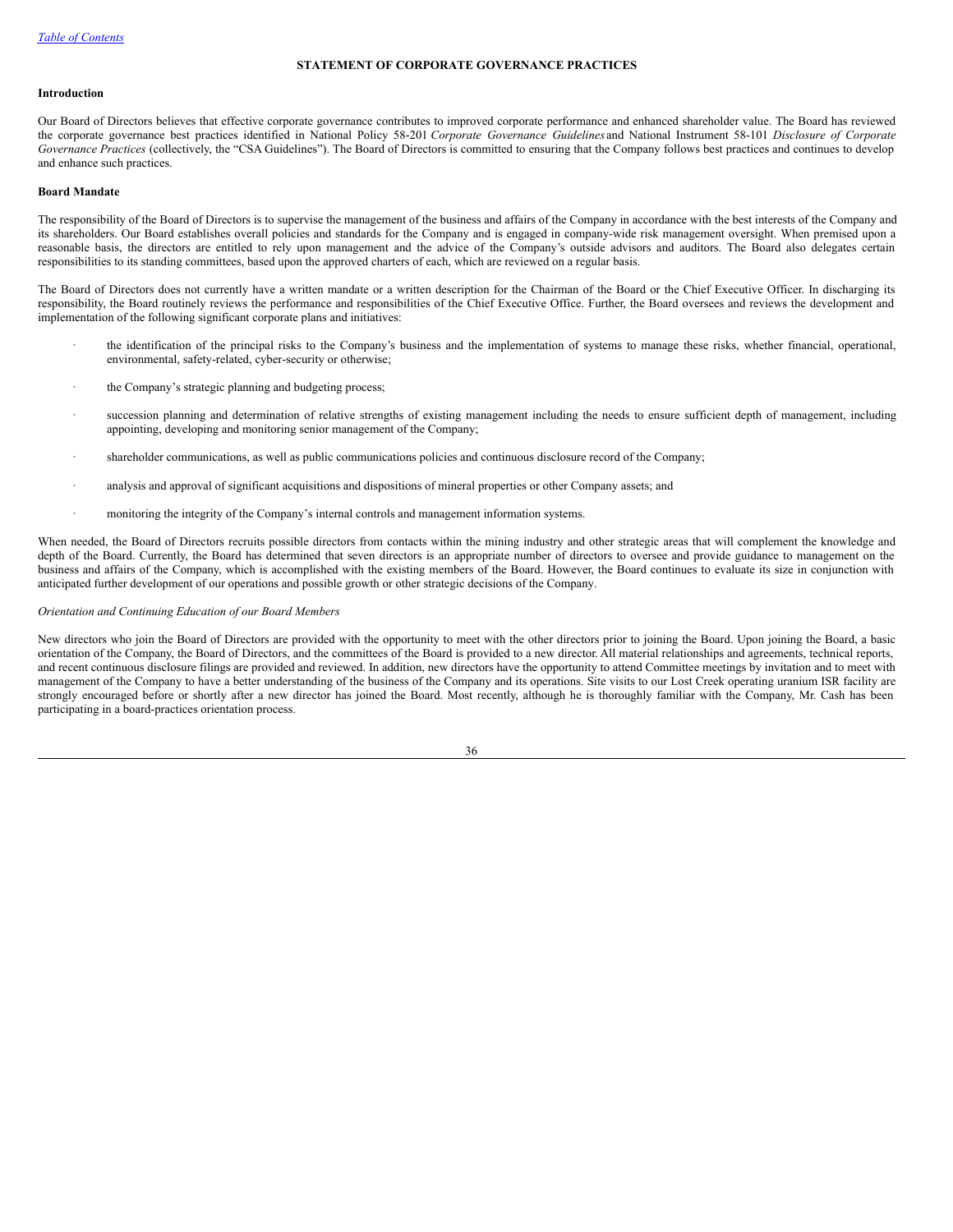## STATEMENT OF CORPORATE GOVERNANCE PRACTICES

### Introduction

Our Board of Directors believes that effective corporate governance contributes to improved corporate performance and enhanced shareholder value. The Board has reviewed the corporate governance best practices identified in National Policy 58-201 *Corporate Governance Guidelines* and National Instrument 58-101 *Disclosure of Corporate Governance Practices* (collectively, the "CSA Guidelines"). The Board of Directors is committed to ensuring that the Company follows best practices and continues to develop and enhance such practices.

### Board Mandate

The responsibility of the Board of Directors is to supervise the management of the business and affairs of the Company in accordance with the best interests of the Company and its shareholders. Our Board establishes overall policies and standards for the Company and is engaged in company-wide risk management oversight. When premised upon a reasonable basis, the directors are entitled to rely upon management and the advice of the Company's outside advisors and auditors. The Board also delegates certain responsibilities to its standing committees, based upon the approved charters of each, which are reviewed on a regular basis.

The Board of Directors does not currently have a written mandate or a written description for the Chairman of the Board or the Chief Executive Officer. In discharging its responsibility, the Board routinely reviews the performance and responsibilities of the Chief Executive Office. Further, the Board oversees and reviews the development and implementation of the following significant corporate plans and initiatives:

- the identification of the principal risks to the Company's business and the implementation of systems to manage these risks, whether financial, operational, environmental, safety-related, cyber-security or otherwise;
- the Company's strategic planning and budgeting process;
- succession planning and determination of relative strengths of existing management including the needs to ensure sufficient depth of management, including appointing, developing and monitoring senior management of the Company;
- shareholder communications, as well as public communications policies and continuous disclosure record of the Company;
- analysis and approval of significant acquisitions and dispositions of mineral properties or other Company assets; and
- monitoring the integrity of the Company's internal controls and management information systems.

When needed, the Board of Directors recruits possible directors from contacts within the mining industry and other strategic areas that will complement the knowledge and depth of the Board. Currently, the Board has determined that seven directors is an appropriate number of directors to oversee and provide guidance to management on the business and affairs of the Company, which is accomplished with the existing members of the Board. However, the Board continues to evaluate its size in conjunction with anticipated further development of our operations and possible growth or other strategic decisions of the Company.

*Orientation and Continuing Education of our Board Members*

New directors who join the Board of Directors are provided with the opportunity to meet with the other directors prior to joining the Board. Upon joining the Board, a basic orientation of the Company, the Board of Directors, and the committees of the Board is provided to a new director. All material relationships and agreements, technical reports, and recent continuous disclosure filings are provided and reviewed. In addition, new directors have the opportunity to attend Committee meetings by invitation and to meet with management of the Company to have a better understanding of the business of the Company and its operations. Site visits to our Lost Creek operating uranium ISR facility are strongly encouraged before or shortly after a new director has joined the Board. Most recently, although he is thoroughly familiar with the Company, Mr. Cash has been participating in a board-practices orientation process.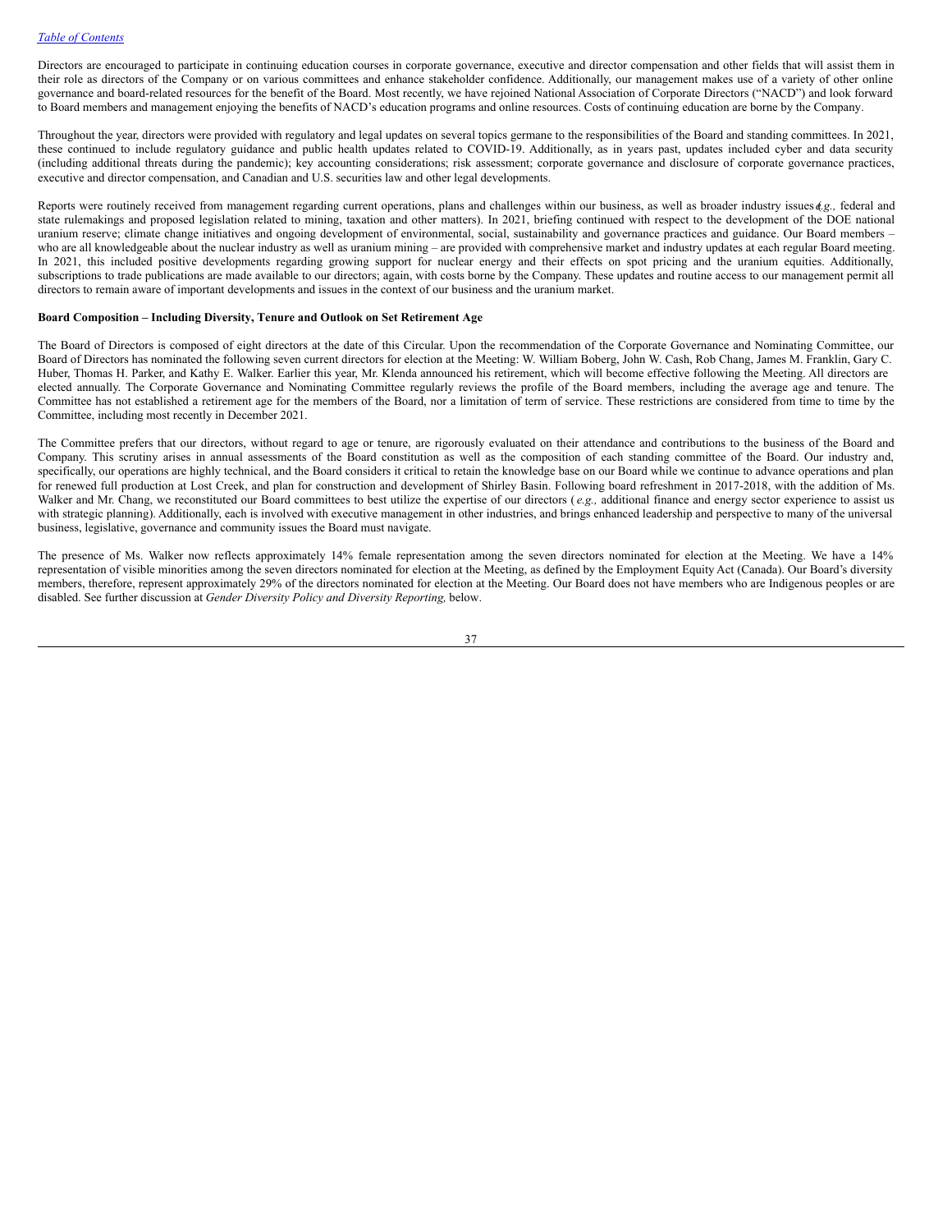Directors are encouraged to participate in continuing education courses in corporate governance, executive and director compensation and other fields that will assist them in their role as directors of the Company or on various committees and enhance stakeholder confidence. Additionally, our management makes use of a variety of other online governance and board-related resources for the benefit of the Board. Most recently, we have rejoined National Association of Corporate Directors ("NACD") and look forward to Board members and management enjoying the benefits of NACD's education programs and online resources. Costs of continuing education are borne by the Company.

Throughout the year, directors were provided with regulatory and legal updates on several topics germane to the responsibilities of the Board and standing committees. In 2021, these continued to include regulatory guidance and public health updates related to COVID-19. Additionally, as in years past, updates included cyber and data security (including additional threats during the pandemic); key accounting considerations; risk assessment; corporate governance and disclosure of corporate governance practices, executive and director compensation, and Canadian and U.S. securities law and other legal developments.

Reports were routinely received from management regarding current operations, plans and challenges within our business, as well as broader industry issues (*e.g.,* federal and state rulemakings and proposed legislation related to mining, taxation and other matters). In 2021, briefing continued with respect to the development of the DOE national uranium reserve; climate change initiatives and ongoing development of environmental, social, sustainability and governance practices and guidance. Our Board members – who are all knowledgeable about the nuclear industry as well as uranium mining – are provided with comprehensive market and industry updates at each regular Board meeting. In 2021, this included positive developments regarding growing support for nuclear energy and their effects on spot pricing and the uranium equities. Additionally, subscriptions to trade publications are made available to our directors; again, with costs borne by the Company. These updates and routine access to our management permit all directors to remain aware of important developments and issues in the context of our business and the uranium market.

**Board Composition – Including Diversity, Tenure and Outlook on Set Retirement Age**

The Board of Directors is composed of eight directors at the date of this Circular. Upon the recommendation of the Corporate Governance and Nominating Committee, our Board of Directors has nominated the following seven current directors for election at the Meeting: W. William Boberg, John W. Cash, Rob Chang, James M. Franklin, Gary C. Huber, Thomas H. Parker, and Kathy E. Walker. Earlier this year, Mr. Klenda announced his retirement, which will become effective following the Meeting. All directors are elected annually. The Corporate Governance and Nominating Committee regularly reviews the profile of the Board members, including the average age and tenure. The Committee has not established a retirement age for the members of the Board, nor a limitation of term of service. These restrictions are considered from time to time by the Committee, including most recently in December 2021.

The Committee prefers that our directors, without regard to age or tenure, are rigorously evaluated on their attendance and contributions to the business of the Board and Company. This scrutiny arises in annual assessments of the Board constitution as well as the composition of each standing committee of the Board. Our industry and, specifically, our operations are highly technical, and the Board considers it critical to retain the knowledge base on our Board while we continue to advance operations and plan for renewed full production at Lost Creek, and plan for construction and development of Shirley Basin. Following board refreshment in 2017-2018, with the addition of Ms. Walker and Mr. Chang, we reconstituted our Board committees to best utilize the expertise of our directors (*e.g.,* additional finance and energy sector experience to assist us with strategic planning). Additionally, each is involved with executive management in other industries, and brings enhanced leadership and perspective to many of the universal business, legislative, governance and community issues the Board must navigate.

The presence of Ms. Walker now reflects approximately 14% female representation among the seven directors nominated for election at the Meeting. We have a 14% representation of visible minorities among the seven directors nominated for election at the Meeting, as defined by the Employment Equity Act (Canada). Our Board's diversity members, therefore, represent approximately 29% of the directors nominated for election at the Meeting. Our Board does not have members who are Indigenous peoples or are disabled. See further discussion at *Gender Diversity Policy and Diversity Reporting,* below.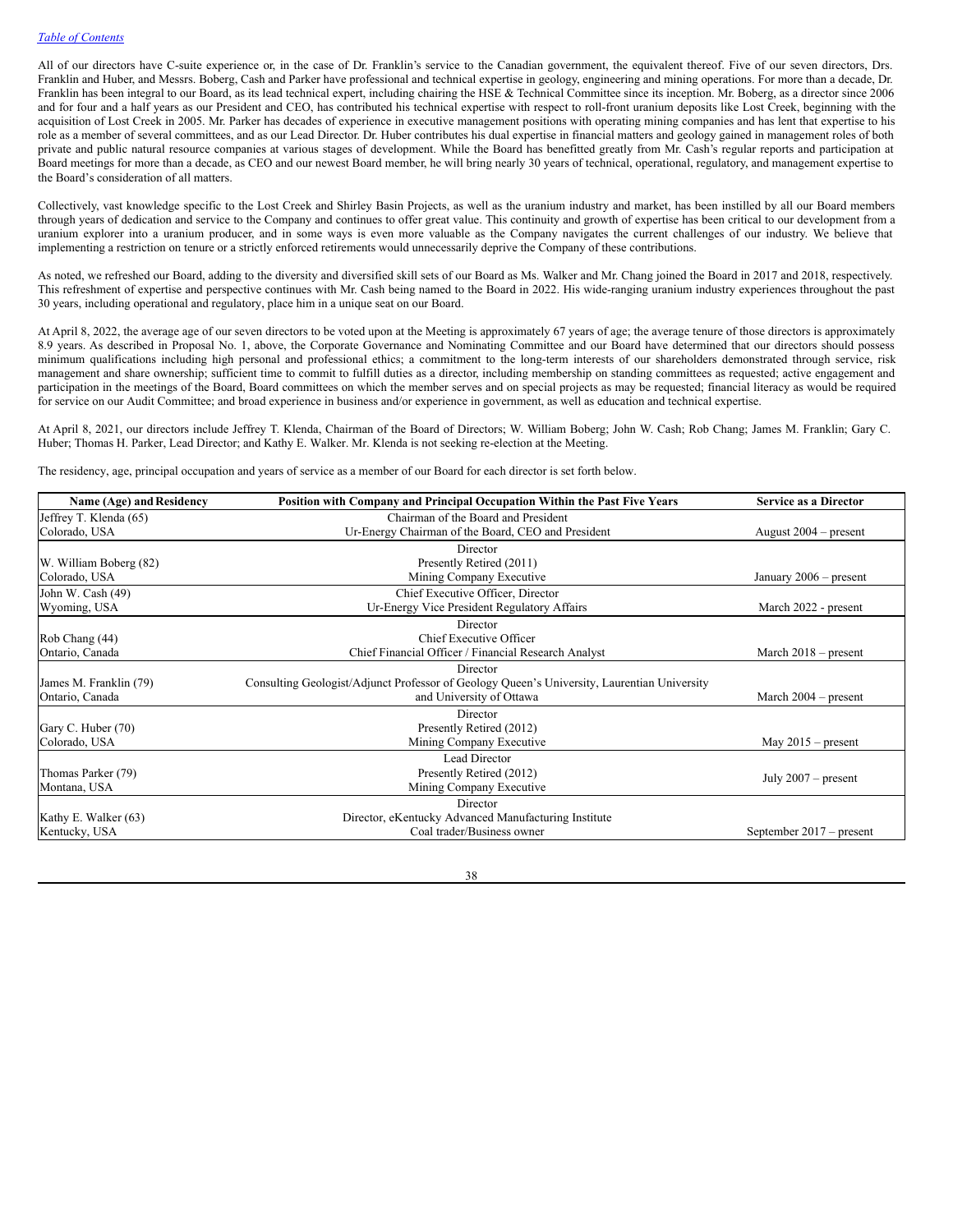All of our directors have C-suite experience or, in the case of Dr. Franklin's service to the Canadian government, the equivalent thereof. Five of our seven directors, Drs. Franklin and Huber, and Messrs. Boberg, Cash and Parker have professional and technical expertise in geology, engineering and mining operations. For more than a decade, Dr. Franklin has been integral to our Board, as its lead technical expert, including chairing the HSE & Technical Committee since its inception. Mr. Boberg, as a director since 2006 and for four and a half years as our President and CEO, has contributed his technical expertise with respect to roll-front uranium deposits like Lost Creek, beginning with the acquisition of Lost Creek in 2005. Mr. Parker has decades of experience in executive management positions with operating mining companies and has lent that expertise to his role as a member of several committees, and as our Lead Director. Dr. Huber contributes his dual expertise in financial matters and geology gained in management roles of both private and public natural resource companies at various stages of development. While the Board has benefitted greatly from Mr. Cash's regular reports and participation at Board meetings for more than a decade, as CEO and our newest Board member, he will bring nearly 30 years of technical, operational, regulatory, and management expertise to the Board's consideration of all matters.

Collectively, vast knowledge specific to the Lost Creek and Shirley Basin Projects, as well as the uranium industry and market, has been instilled by all our Board members through years of dedication and service to the Company and continues to offer great value. This continuity and growth of expertise has been critical to our development from a uranium explorer into a uranium producer, and in some ways is even more valuable as the Company navigates the current challenges of our industry. We believe that implementing a restriction on tenure or a strictly enforced retirements would unnecessarily deprive the Company of these contributions.

As noted, we refreshed our Board, adding to the diversity and diversified skill sets of our Board as Ms. Walker and Mr. Chang joined the Board in 2017 and 2018, respectively. This refreshment of expertise and perspective continues with Mr. Cash being named to the Board in 2022. His wide-ranging uranium industry experiences throughout the past 30 years, including operational and regulatory, place him in a unique seat on our Board.

At April 8, 2022, the average age of our seven directors to be voted upon at the Meeting is approximately 67 years of age; the average tenure of those directors is approximately 8.9 years. As described in Proposal No. 1, above, the Corporate Governance and Nominating Committee and our Board have determined that our directors should possess minimum qualifications including high personal and professional ethics; a commitment to the long-term interests of our shareholders demonstrated through service, risk management and share ownership; sufficient time to commit to fulfill duties as a director, including membership on standing committees as requested; active engagement and participation in the meetings of the Board, Board committees on which the member serves and on special projects as may be requested; financial literacy as would be required for service on our Audit Committee; and broad experience in business and/or experience in government, as well as education and technical expertise.

At April 8, 2021, our directors include Jeffrey T. Klenda, Chairman of the Board of Directors; W. William Boberg; John W. Cash; Rob Chang; James M. Franklin; Gary C. Huber; Thomas H. Parker, Lead Director; and Kathy E. Walker. Mr. Klenda is not seeking re-election at the Meeting.

The residency, age, principal occupation and years of service as a member of our Board for each director is set forth below.

| Name (Age) and Residency | Position with Company and Principal Occupation Within the Past Five Years | Service as a Director |
|---|---|---|
| Jeffrey T. Klenda (65)<br>Colorado, USA | Chairman of the Board and President<br>Ur-Energy Chairman of the Board, CEO and President | August 2004 – present |
| W. William Boberg (82)<br>Colorado, USA | Director<br>Presently Retired (2011)<br>Mining Company Executive | January 2006 – present |
| John W. Cash (49)<br>Wyoming, USA | Chief Executive Officer, Director<br>Ur-Energy Vice President Regulatory Affairs | March 2022 - present |
| Rob Chang (44)<br>Ontario, Canada | Director<br>Chief Executive Officer<br>Chief Financial Officer / Financial Research Analyst | March 2018 – present |
| James M. Franklin (79)<br>Ontario, Canada | Director<br>Consulting Geologist/Adjunct Professor of Geology Queen's University, Laurentian University and University of Ottawa | March 2004 – present |
| Gary C. Huber (70)<br>Colorado, USA | Director<br>Presently Retired (2012)<br>Mining Company Executive | May 2015 – present |
| Thomas Parker (79)<br>Montana, USA | Lead Director<br>Presently Retired (2012)<br>Mining Company Executive | July 2007 – present |
| Kathy E. Walker (63)<br>Kentucky, USA | Director<br>Director, eKentucky Advanced Manufacturing Institute<br>Coal trader/Business owner | September 2017 – present |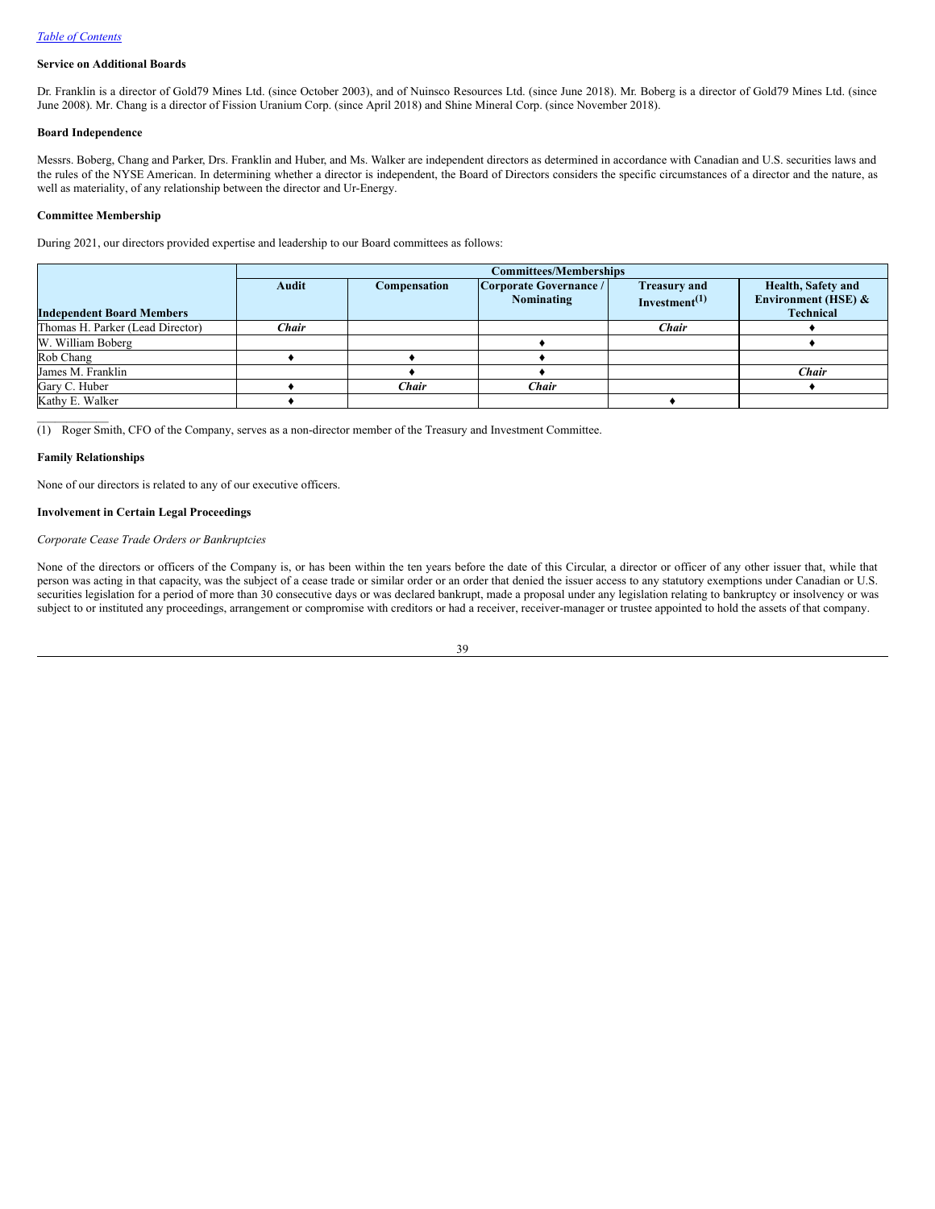[Table of Contents](#)

**Service on Additional Boards**

Dr. Franklin is a director of Gold79 Mines Ltd. (since October 2003), and of Nuinsco Resources Ltd. (since June 2018). Mr. Boberg is a director of Gold79 Mines Ltd. (since June 2008). Mr. Chang is a director of Fission Uranium Corp. (since April 2018) and Shine Mineral Corp. (since November 2018).

**Board Independence**

Messrs. Boberg, Chang and Parker, Drs. Franklin and Huber, and Ms. Walker are independent directors as determined in accordance with Canadian and U.S. securities laws and the rules of the NYSE American. In determining whether a director is independent, the Board of Directors considers the specific circumstances of a director and the nature, as well as materiality, of any relationship between the director and Ur-Energy.

**Committee Membership**

During 2021, our directors provided expertise and leadership to our Board committees as follows:

| | Committees/Memberships | | | | |
|---|---|---|---|---|---|
| **Independent Board Members** | **Audit** | **Compensation** | **Corporate Governance / Nominating** | **Treasury and Investment[(1)]** | **Health, Safety and Environment (HSE) & Technical** |
| Thomas H. Parker (Lead Director) | ***Chair*** | | | ***Chair*** | ♦ |
| W. William Boberg | | | ♦ | | ♦ |
| Rob Chang | ♦ | ♦ | ♦ | | |
| James M. Franklin | | ♦ | ♦ | | ***Chair*** |
| Gary C. Huber | ♦ | ***Chair*** | ***Chair*** | | ♦ |
| Kathy E. Walker | ♦ | | | ♦ | |

(1) Roger Smith, CFO of the Company, serves as a non-director member of the Treasury and Investment Committee.

**Family Relationships**

None of our directors is related to any of our executive officers.

**Involvement in Certain Legal Proceedings**

*Corporate Cease Trade Orders or Bankruptcies*

None of the directors or officers of the Company is, or has been within the ten years before the date of this Circular, a director or officer of any other issuer that, while that person was acting in that capacity, was the subject of a cease trade or similar order or an order that denied the issuer access to any statutory exemptions under Canadian or U.S. securities legislation for a period of more than 30 consecutive days or was declared bankrupt, made a proposal under any legislation relating to bankruptcy or insolvency or was subject to or instituted any proceedings, arrangement or compromise with creditors or had a receiver, receiver-manager or trustee appointed to hold the assets of that company.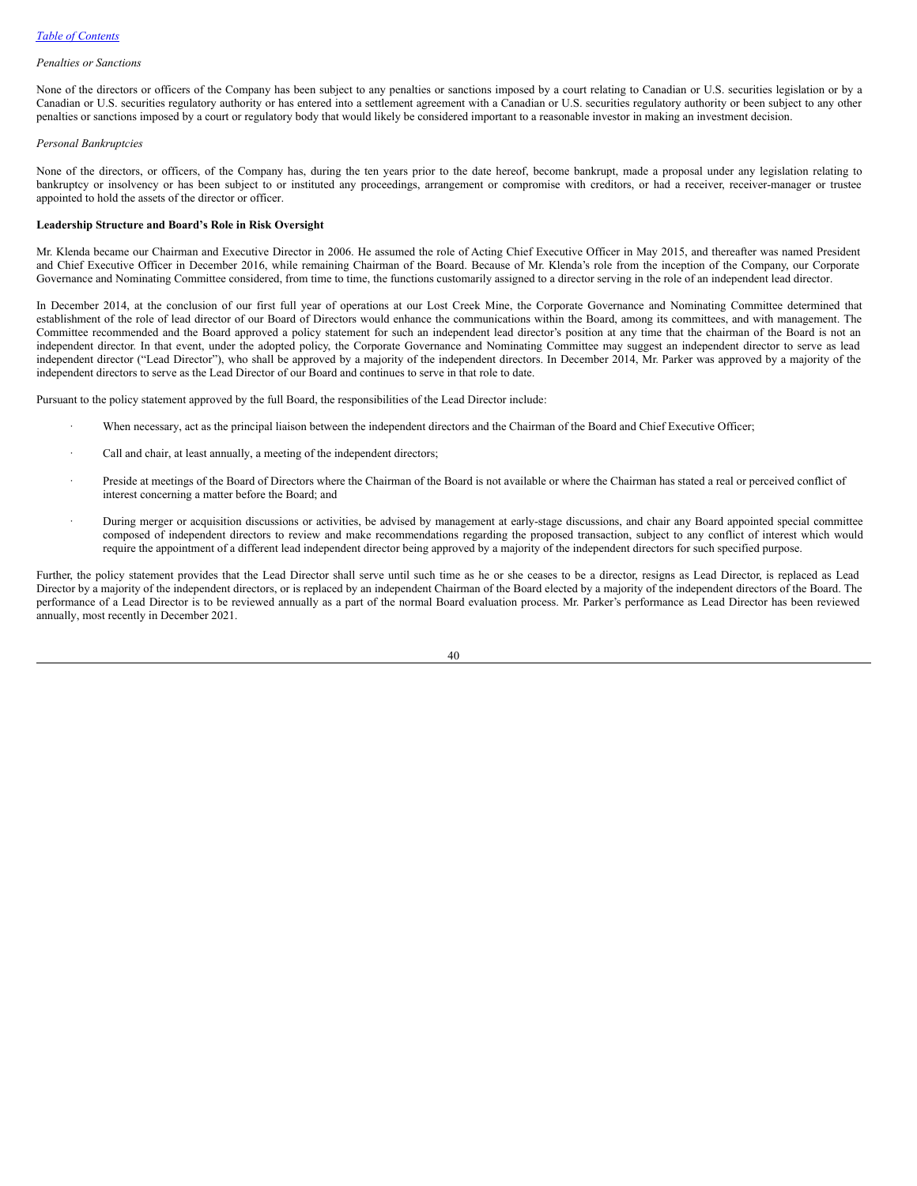*Penalties or Sanctions*

None of the directors or officers of the Company has been subject to any penalties or sanctions imposed by a court relating to Canadian or U.S. securities legislation or by a Canadian or U.S. securities regulatory authority or has entered into a settlement agreement with a Canadian or U.S. securities regulatory authority or been subject to any other penalties or sanctions imposed by a court or regulatory body that would likely be considered important to a reasonable investor in making an investment decision.

*Personal Bankruptcies*

None of the directors, or officers, of the Company has, during the ten years prior to the date hereof, become bankrupt, made a proposal under any legislation relating to bankruptcy or insolvency or has been subject to or instituted any proceedings, arrangement or compromise with creditors, or had a receiver, receiver-manager or trustee appointed to hold the assets of the director or officer.

**Leadership Structure and Board's Role in Risk Oversight**

Mr. Klenda became our Chairman and Executive Director in 2006. He assumed the role of Acting Chief Executive Officer in May 2015, and thereafter was named President and Chief Executive Officer in December 2016, while remaining Chairman of the Board. Because of Mr. Klenda's role from the inception of the Company, our Corporate Governance and Nominating Committee considered, from time to time, the functions customarily assigned to a director serving in the role of an independent lead director.

In December 2014, at the conclusion of our first full year of operations at our Lost Creek Mine, the Corporate Governance and Nominating Committee determined that establishment of the role of lead director of our Board of Directors would enhance the communications within the Board, among its committees, and with management. The Committee recommended and the Board approved a policy statement for such an independent lead director's position at any time that the chairman of the Board is not an independent director. In that event, under the adopted policy, the Corporate Governance and Nominating Committee may suggest an independent director to serve as lead independent director ("Lead Director"), who shall be approved by a majority of the independent directors. In December 2014, Mr. Parker was approved by a majority of the independent directors to serve as the Lead Director of our Board and continues to serve in that role to date.

Pursuant to the policy statement approved by the full Board, the responsibilities of the Lead Director include:

- When necessary, act as the principal liaison between the independent directors and the Chairman of the Board and Chief Executive Officer;
- Call and chair, at least annually, a meeting of the independent directors;
- Preside at meetings of the Board of Directors where the Chairman of the Board is not available or where the Chairman has stated a real or perceived conflict of interest concerning a matter before the Board; and
- During merger or acquisition discussions or activities, be advised by management at early-stage discussions, and chair any Board appointed special committee composed of independent directors to review and make recommendations regarding the proposed transaction, subject to any conflict of interest which would require the appointment of a different lead independent director being approved by a majority of the independent directors for such specified purpose.

Further, the policy statement provides that the Lead Director shall serve until such time as he or she ceases to be a director, resigns as Lead Director, is replaced as Lead Director by a majority of the independent directors, or is replaced by an independent Chairman of the Board elected by a majority of the independent directors of the Board. The performance of a Lead Director is to be reviewed annually as a part of the normal Board evaluation process. Mr. Parker's performance as Lead Director has been reviewed annually, most recently in December 2021.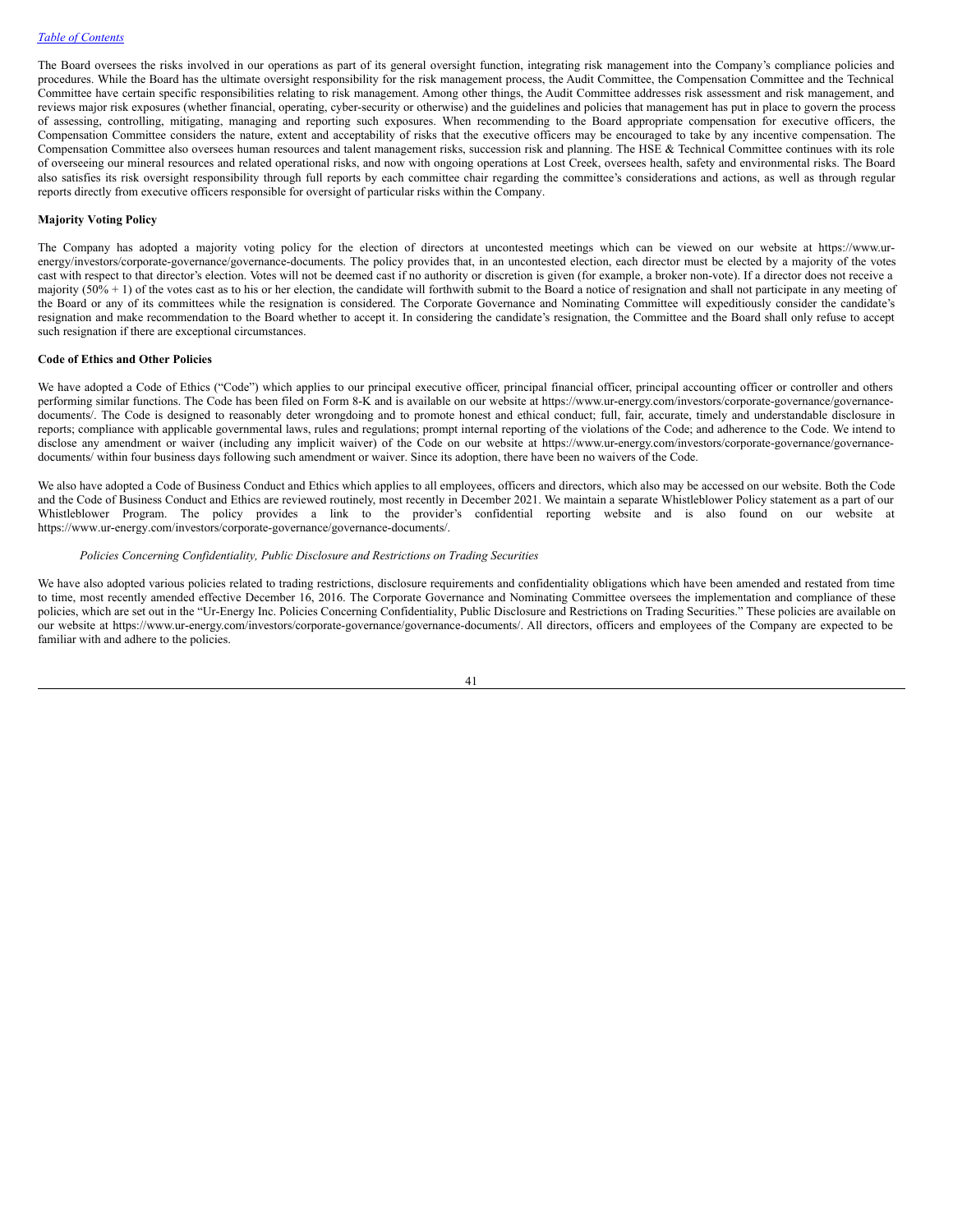The Board oversees the risks involved in our operations as part of its general oversight function, integrating risk management into the Company's compliance policies and procedures. While the Board has the ultimate oversight responsibility for the risk management process, the Audit Committee, the Compensation Committee and the Technical Committee have certain specific responsibilities relating to risk management. Among other things, the Audit Committee addresses risk assessment and risk management, and reviews major risk exposures (whether financial, operating, cyber-security or otherwise) and the guidelines and policies that management has put in place to govern the process of assessing, controlling, mitigating, managing and reporting such exposures. When recommending to the Board appropriate compensation for executive officers, the Compensation Committee considers the nature, extent and acceptability of risks that the executive officers may be encouraged to take by any incentive compensation. The Compensation Committee also oversees human resources and talent management risks, succession risk and planning. The HSE & Technical Committee continues with its role of overseeing our mineral resources and related operational risks, and now with ongoing operations at Lost Creek, oversees health, safety and environmental risks. The Board also satisfies its risk oversight responsibility through full reports by each committee chair regarding the committee's considerations and actions, as well as through regular reports directly from executive officers responsible for oversight of particular risks within the Company.

**Majority Voting Policy**

The Company has adopted a majority voting policy for the election of directors at uncontested meetings which can be viewed on our website at https://www.ur-energy/investors/corporate-governance/governance-documents. The policy provides that, in an uncontested election, each director must be elected by a majority of the votes cast with respect to that director's election. Votes will not be deemed cast if no authority or discretion is given (for example, a broker non-vote). If a director does not receive a majority (50% + 1) of the votes cast as to his or her election, the candidate will forthwith submit to the Board a notice of resignation and shall not participate in any meeting of the Board or any of its committees while the resignation is considered. The Corporate Governance and Nominating Committee will expeditiously consider the candidate's resignation and make recommendation to the Board whether to accept it. In considering the candidate's resignation, the Committee and the Board shall only refuse to accept such resignation if there are exceptional circumstances.

**Code of Ethics and Other Policies**

We have adopted a Code of Ethics ("Code") which applies to our principal executive officer, principal financial officer, principal accounting officer or controller and others performing similar functions. The Code has been filed on Form 8-K and is available on our website at https://www.ur-energy.com/investors/corporate-governance/governance-documents/. The Code is designed to reasonably deter wrongdoing and to promote honest and ethical conduct; full, fair, accurate, timely and understandable disclosure in reports; compliance with applicable governmental laws, rules and regulations; prompt internal reporting of the violations of the Code; and adherence to the Code. We intend to disclose any amendment or waiver (including any implicit waiver) of the Code on our website at https://www.ur-energy.com/investors/corporate-governance/governance-documents/ within four business days following such amendment or waiver. Since its adoption, there have been no waivers of the Code.

We also have adopted a Code of Business Conduct and Ethics which applies to all employees, officers and directors, which also may be accessed on our website. Both the Code and the Code of Business Conduct and Ethics are reviewed routinely, most recently in December 2021. We maintain a separate Whistleblower Policy statement as a part of our Whistleblower Program. The policy provides a link to the provider's confidential reporting website and is also found on our website at https://www.ur-energy.com/investors/corporate-governance/governance-documents/.

*Policies Concerning Confidentiality, Public Disclosure and Restrictions on Trading Securities*

We have also adopted various policies related to trading restrictions, disclosure requirements and confidentiality obligations which have been amended and restated from time to time, most recently amended effective December 16, 2016. The Corporate Governance and Nominating Committee oversees the implementation and compliance of these policies, which are set out in the "Ur-Energy Inc. Policies Concerning Confidentiality, Public Disclosure and Restrictions on Trading Securities." These policies are available on our website at https://www.ur-energy.com/investors/corporate-governance/governance-documents/. All directors, officers and employees of the Company are expected to be familiar with and adhere to the policies.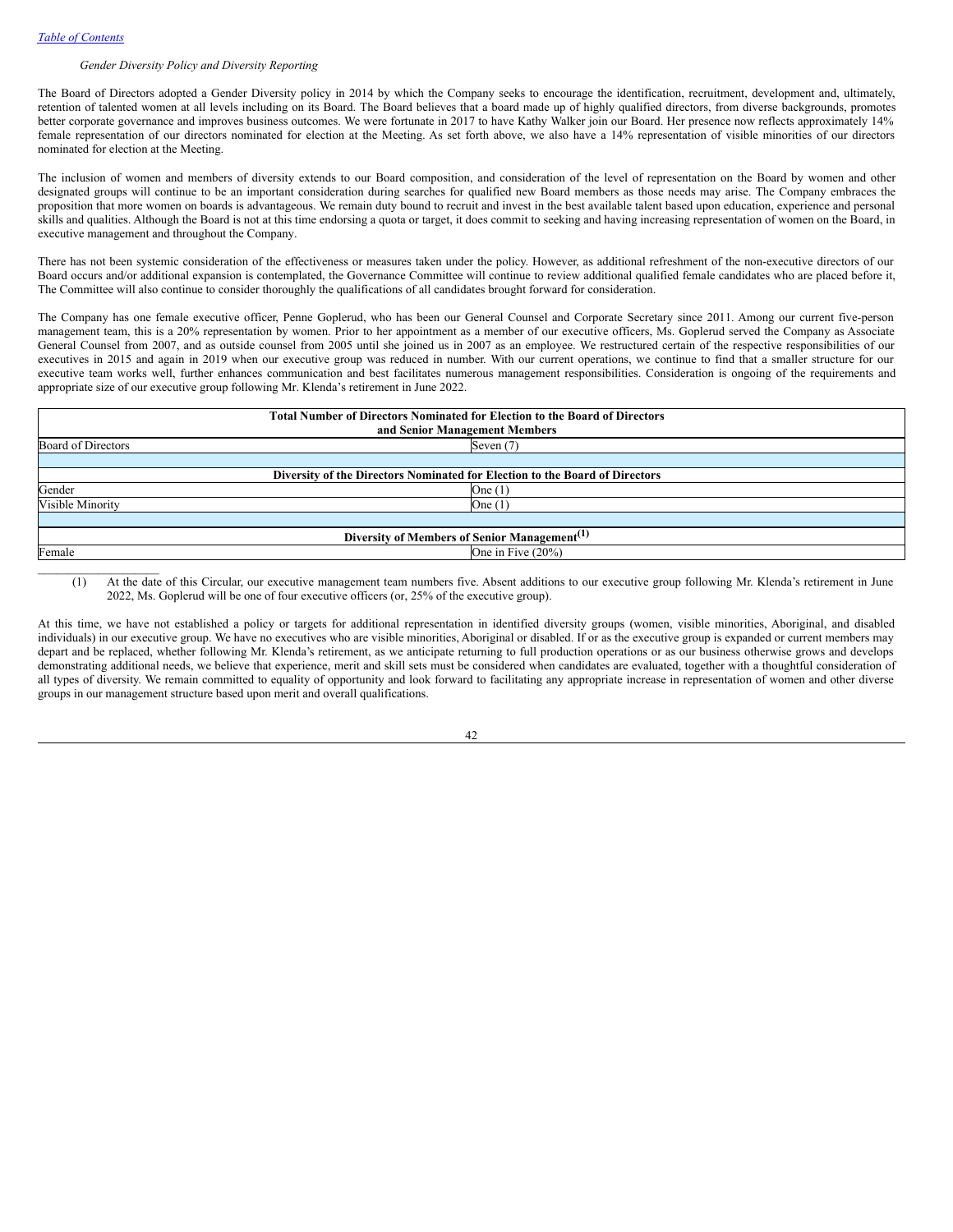*Gender Diversity Policy and Diversity Reporting*

The Board of Directors adopted a Gender Diversity policy in 2014 by which the Company seeks to encourage the identification, recruitment, development and, ultimately, retention of talented women at all levels including on its Board. The Board believes that a board made up of highly qualified directors, from diverse backgrounds, promotes better corporate governance and improves business outcomes. We were fortunate in 2017 to have Kathy Walker join our Board. Her presence now reflects approximately 14% female representation of our directors nominated for election at the Meeting. As set forth above, we also have a 14% representation of visible minorities of our directors nominated for election at the Meeting.

The inclusion of women and members of diversity extends to our Board composition, and consideration of the level of representation on the Board by women and other designated groups will continue to be an important consideration during searches for qualified new Board members as those needs may arise. The Company embraces the proposition that more women on boards is advantageous. We remain duty bound to recruit and invest in the best available talent based upon education, experience and personal skills and qualities. Although the Board is not at this time endorsing a quota or target, it does commit to seeking and having increasing representation of women on the Board, in executive management and throughout the Company.

There has not been systemic consideration of the effectiveness or measures taken under the policy. However, as additional refreshment of the non-executive directors of our Board occurs and/or additional expansion is contemplated, the Governance Committee will continue to review additional qualified female candidates who are placed before it, The Committee will also continue to consider thoroughly the qualifications of all candidates brought forward for consideration.

The Company has one female executive officer, Penne Goplerud, who has been our General Counsel and Corporate Secretary since 2011. Among our current five-person management team, this is a 20% representation by women. Prior to her appointment as a member of our executive officers, Ms. Goplerud served the Company as Associate General Counsel from 2007, and as outside counsel from 2005 until she joined us in 2007 as an employee. We restructured certain of the respective responsibilities of our executives in 2015 and again in 2019 when our executive group was reduced in number. With our current operations, we continue to find that a smaller structure for our executive team works well, further enhances communication and best facilitates numerous management responsibilities. Consideration is ongoing of the requirements and appropriate size of our executive group following Mr. Klenda's retirement in June 2022.

| Total Number of Directors Nominated for Election to the Board of Directors and Senior Management Members | |
|---|---|
| Board of Directors | Seven (7) |
| | |
| **Diversity of the Directors Nominated for Election to the Board of Directors** | |
| Gender | One (1) |
| Visible Minority | One (1) |
| | |
| **Diversity of Members of Senior Management[(1)]** | |
| Female | One in Five (20%) |

(1) At the date of this Circular, our executive management team numbers five. Absent additions to our executive group following Mr. Klenda's retirement in June 2022, Ms. Goplerud will be one of four executive officers (or, 25% of the executive group).

At this time, we have not established a policy or targets for additional representation in identified diversity groups (women, visible minorities, Aboriginal, and disabled individuals) in our executive group. We have no executives who are visible minorities, Aboriginal or disabled. If or as the executive group is expanded or current members may depart and be replaced, whether following Mr. Klenda's retirement, as we anticipate returning to full production operations or as our business otherwise grows and develops demonstrating additional needs, we believe that experience, merit and skill sets must be considered when candidates are evaluated, together with a thoughtful consideration of all types of diversity. We remain committed to equality of opportunity and look forward to facilitating any appropriate increase in representation of women and other diverse groups in our management structure based upon merit and overall qualifications.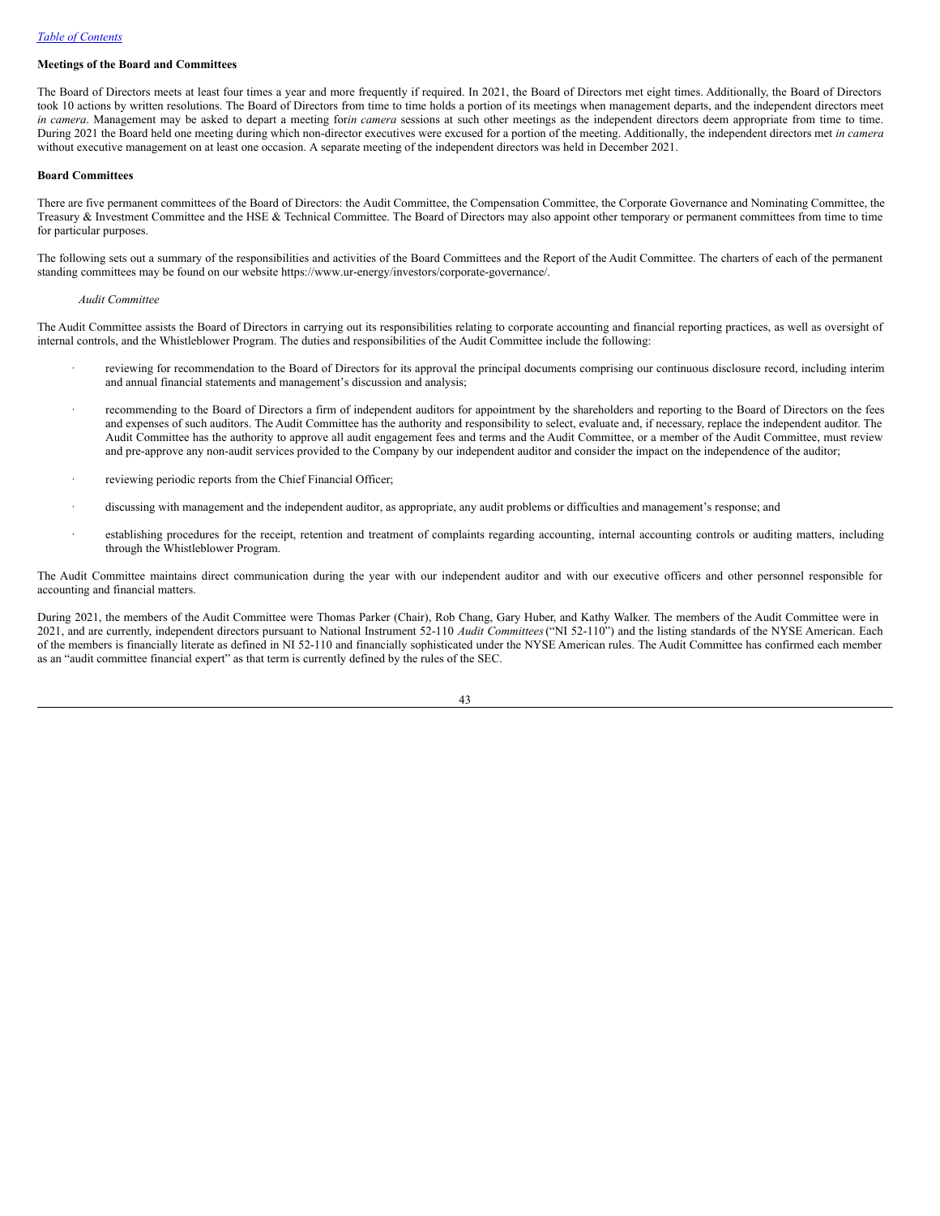**Meetings of the Board and Committees**

The Board of Directors meets at least four times a year and more frequently if required. In 2021, the Board of Directors met eight times. Additionally, the Board of Directors took 10 actions by written resolutions. The Board of Directors from time to time holds a portion of its meetings when management departs, and the independent directors meet *in camera*. Management may be asked to depart a meeting for *in camera* sessions at such other meetings as the independent directors deem appropriate from time to time. During 2021 the Board held one meeting during which non-director executives were excused for a portion of the meeting. Additionally, the independent directors met *in camera* without executive management on at least one occasion. A separate meeting of the independent directors was held in December 2021.

**Board Committees**

There are five permanent committees of the Board of Directors: the Audit Committee, the Compensation Committee, the Corporate Governance and Nominating Committee, the Treasury & Investment Committee and the HSE & Technical Committee. The Board of Directors may also appoint other temporary or permanent committees from time to time for particular purposes.

The following sets out a summary of the responsibilities and activities of the Board Committees and the Report of the Audit Committee. The charters of each of the permanent standing committees may be found on our website https://www.ur-energy/investors/corporate-governance/.

*Audit Committee*

The Audit Committee assists the Board of Directors in carrying out its responsibilities relating to corporate accounting and financial reporting practices, as well as oversight of internal controls, and the Whistleblower Program. The duties and responsibilities of the Audit Committee include the following:

- reviewing for recommendation to the Board of Directors for its approval the principal documents comprising our continuous disclosure record, including interim and annual financial statements and management's discussion and analysis;

- recommending to the Board of Directors a firm of independent auditors for appointment by the shareholders and reporting to the Board of Directors on the fees and expenses of such auditors. The Audit Committee has the authority and responsibility to select, evaluate and, if necessary, replace the independent auditor. The Audit Committee has the authority to approve all audit engagement fees and terms and the Audit Committee, or a member of the Audit Committee, must review and pre-approve any non-audit services provided to the Company by our independent auditor and consider the impact on the independence of the auditor;

- reviewing periodic reports from the Chief Financial Officer;

- discussing with management and the independent auditor, as appropriate, any audit problems or difficulties and management's response; and

- establishing procedures for the receipt, retention and treatment of complaints regarding accounting, internal accounting controls or auditing matters, including through the Whistleblower Program.

The Audit Committee maintains direct communication during the year with our independent auditor and with our executive officers and other personnel responsible for accounting and financial matters.

During 2021, the members of the Audit Committee were Thomas Parker (Chair), Rob Chang, Gary Huber, and Kathy Walker. The members of the Audit Committee were in 2021, and are currently, independent directors pursuant to National Instrument 52-110 *Audit Committees* ("NI 52-110") and the listing standards of the NYSE American. Each of the members is financially literate as defined in NI 52-110 and financially sophisticated under the NYSE American rules. The Audit Committee has confirmed each member as an "audit committee financial expert" as that term is currently defined by the rules of the SEC.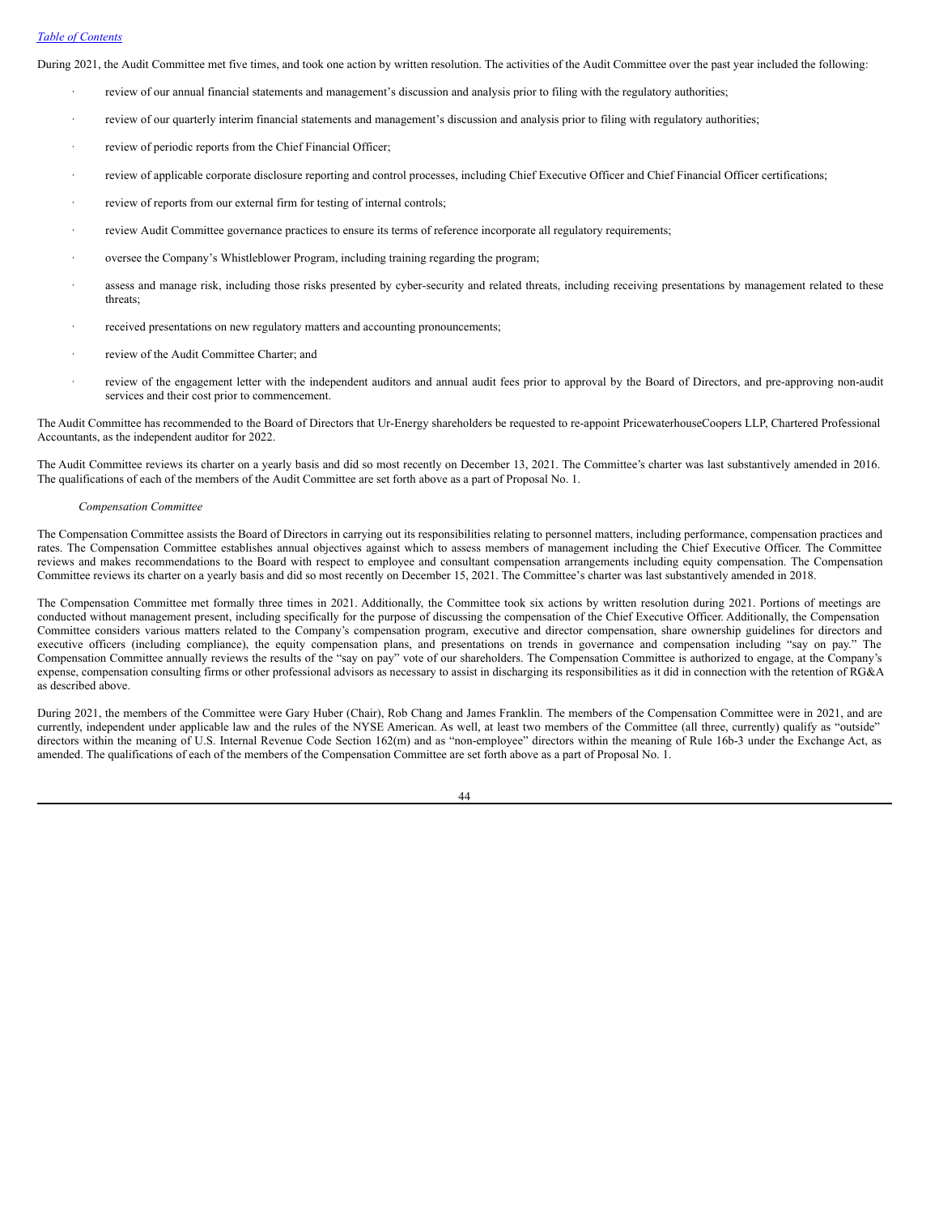During 2021, the Audit Committee met five times, and took one action by written resolution. The activities of the Audit Committee over the past year included the following:

- review of our annual financial statements and management's discussion and analysis prior to filing with the regulatory authorities;
- review of our quarterly interim financial statements and management's discussion and analysis prior to filing with regulatory authorities;
- review of periodic reports from the Chief Financial Officer;
- review of applicable corporate disclosure reporting and control processes, including Chief Executive Officer and Chief Financial Officer certifications;
- review of reports from our external firm for testing of internal controls;
- review Audit Committee governance practices to ensure its terms of reference incorporate all regulatory requirements;
- oversee the Company's Whistleblower Program, including training regarding the program;
- assess and manage risk, including those risks presented by cyber-security and related threats, including receiving presentations by management related to these threats;
- received presentations on new regulatory matters and accounting pronouncements;
- review of the Audit Committee Charter; and
- review of the engagement letter with the independent auditors and annual audit fees prior to approval by the Board of Directors, and pre-approving non-audit services and their cost prior to commencement.

The Audit Committee has recommended to the Board of Directors that Ur-Energy shareholders be requested to re-appoint PricewaterhouseCoopers LLP, Chartered Professional Accountants, as the independent auditor for 2022.

The Audit Committee reviews its charter on a yearly basis and did so most recently on December 13, 2021. The Committee's charter was last substantively amended in 2016. The qualifications of each of the members of the Audit Committee are set forth above as a part of Proposal No. 1.

*Compensation Committee*

The Compensation Committee assists the Board of Directors in carrying out its responsibilities relating to personnel matters, including performance, compensation practices and rates. The Compensation Committee establishes annual objectives against which to assess members of management including the Chief Executive Officer. The Committee reviews and makes recommendations to the Board with respect to employee and consultant compensation arrangements including equity compensation. The Compensation Committee reviews its charter on a yearly basis and did so most recently on December 15, 2021. The Committee's charter was last substantively amended in 2018.

The Compensation Committee met formally three times in 2021. Additionally, the Committee took six actions by written resolution during 2021. Portions of meetings are conducted without management present, including specifically for the purpose of discussing the compensation of the Chief Executive Officer. Additionally, the Compensation Committee considers various matters related to the Company's compensation program, executive and director compensation, share ownership guidelines for directors and executive officers (including compliance), the equity compensation plans, and presentations on trends in governance and compensation including "say on pay." The Compensation Committee annually reviews the results of the "say on pay" vote of our shareholders. The Compensation Committee is authorized to engage, at the Company's expense, compensation consulting firms or other professional advisors as necessary to assist in discharging its responsibilities as it did in connection with the retention of RG&A as described above.

During 2021, the members of the Committee were Gary Huber (Chair), Rob Chang and James Franklin. The members of the Compensation Committee were in 2021, and are currently, independent under applicable law and the rules of the NYSE American. As well, at least two members of the Committee (all three, currently) qualify as "outside" directors within the meaning of U.S. Internal Revenue Code Section 162(m) and as "non-employee" directors within the meaning of Rule 16b-3 under the Exchange Act, as amended. The qualifications of each of the members of the Compensation Committee are set forth above as a part of Proposal No. 1.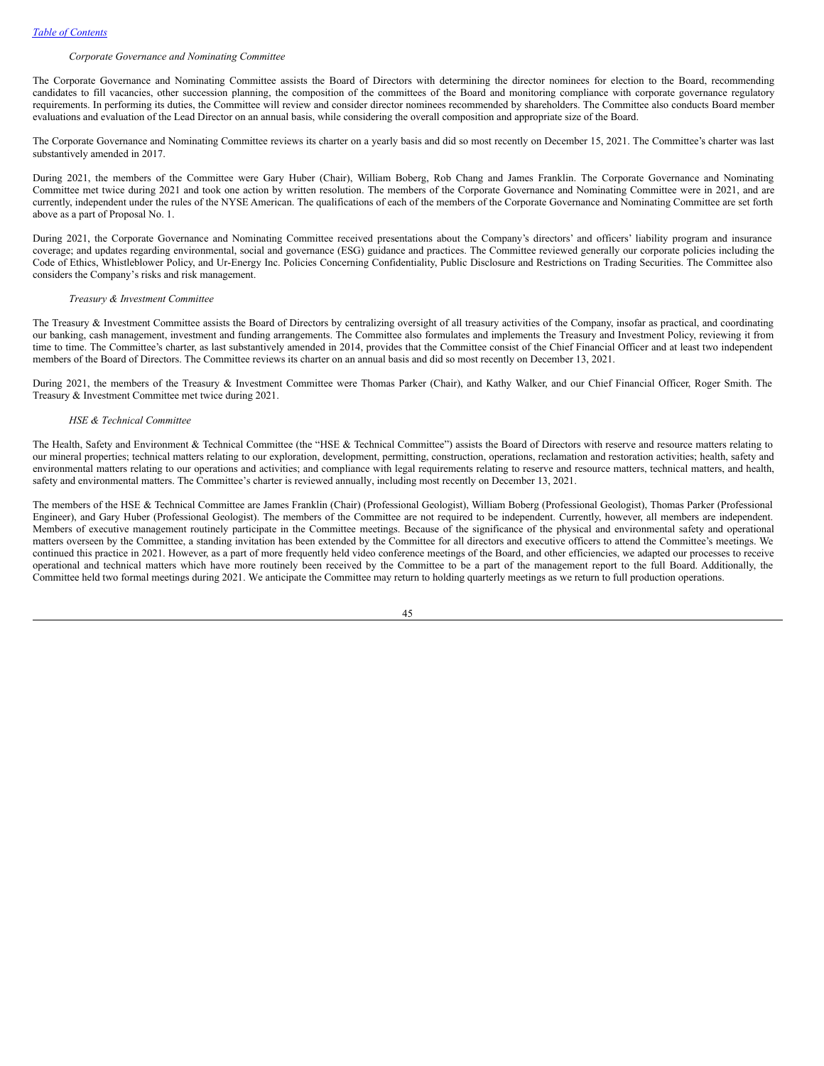*Corporate Governance and Nominating Committee*

The Corporate Governance and Nominating Committee assists the Board of Directors with determining the director nominees for election to the Board, recommending candidates to fill vacancies, other succession planning, the composition of the committees of the Board and monitoring compliance with corporate governance regulatory requirements. In performing its duties, the Committee will review and consider director nominees recommended by shareholders. The Committee also conducts Board member evaluations and evaluation of the Lead Director on an annual basis, while considering the overall composition and appropriate size of the Board.

The Corporate Governance and Nominating Committee reviews its charter on a yearly basis and did so most recently on December 15, 2021. The Committee's charter was last substantively amended in 2017.

During 2021, the members of the Committee were Gary Huber (Chair), William Boberg, Rob Chang and James Franklin. The Corporate Governance and Nominating Committee met twice during 2021 and took one action by written resolution. The members of the Corporate Governance and Nominating Committee were in 2021, and are currently, independent under the rules of the NYSE American. The qualifications of each of the members of the Corporate Governance and Nominating Committee are set forth above as a part of Proposal No. 1.

During 2021, the Corporate Governance and Nominating Committee received presentations about the Company's directors' and officers' liability program and insurance coverage; and updates regarding environmental, social and governance (ESG) guidance and practices. The Committee reviewed generally our corporate policies including the Code of Ethics, Whistleblower Policy, and Ur-Energy Inc. Policies Concerning Confidentiality, Public Disclosure and Restrictions on Trading Securities. The Committee also considers the Company's risks and risk management.

*Treasury & Investment Committee*

The Treasury & Investment Committee assists the Board of Directors by centralizing oversight of all treasury activities of the Company, insofar as practical, and coordinating our banking, cash management, investment and funding arrangements. The Committee also formulates and implements the Treasury and Investment Policy, reviewing it from time to time. The Committee's charter, as last substantively amended in 2014, provides that the Committee consist of the Chief Financial Officer and at least two independent members of the Board of Directors. The Committee reviews its charter on an annual basis and did so most recently on December 13, 2021.

During 2021, the members of the Treasury & Investment Committee were Thomas Parker (Chair), and Kathy Walker, and our Chief Financial Officer, Roger Smith. The Treasury & Investment Committee met twice during 2021.

*HSE & Technical Committee*

The Health, Safety and Environment & Technical Committee (the "HSE & Technical Committee") assists the Board of Directors with reserve and resource matters relating to our mineral properties; technical matters relating to our exploration, development, permitting, construction, operations, reclamation and restoration activities; health, safety and environmental matters relating to our operations and activities; and compliance with legal requirements relating to reserve and resource matters, technical matters, and health, safety and environmental matters. The Committee's charter is reviewed annually, including most recently on December 13, 2021.

The members of the HSE & Technical Committee are James Franklin (Chair) (Professional Geologist), William Boberg (Professional Geologist), Thomas Parker (Professional Engineer), and Gary Huber (Professional Geologist). The members of the Committee are not required to be independent. Currently, however, all members are independent. Members of executive management routinely participate in the Committee meetings. Because of the significance of the physical and environmental safety and operational matters overseen by the Committee, a standing invitation has been extended by the Committee for all directors and executive officers to attend the Committee's meetings. We continued this practice in 2021. However, as a part of more frequently held video conference meetings of the Board, and other efficiencies, we adapted our processes to receive operational and technical matters which have more routinely been received by the Committee to be a part of the management report to the full Board. Additionally, the Committee held two formal meetings during 2021. We anticipate the Committee may return to holding quarterly meetings as we return to full production operations.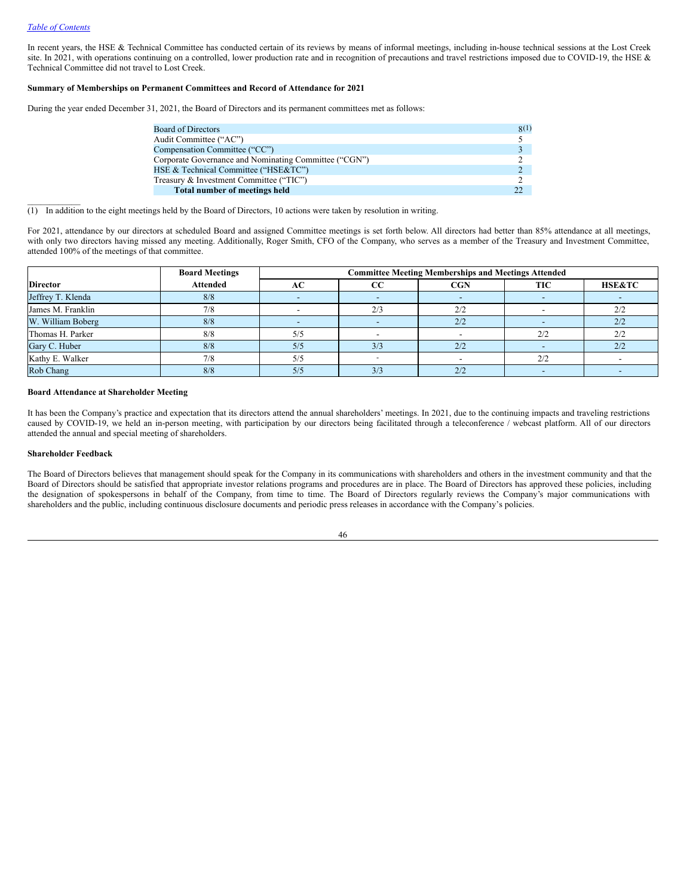In recent years, the HSE & Technical Committee has conducted certain of its reviews by means of informal meetings, including in-house technical sessions at the Lost Creek site. In 2021, with operations continuing on a controlled, lower production rate and in recognition of precautions and travel restrictions imposed due to COVID-19, the HSE & Technical Committee did not travel to Lost Creek.

**Summary of Memberships on Permanent Committees and Record of Attendance for 2021**

During the year ended December 31, 2021, the Board of Directors and its permanent committees met as follows:

| | |
|---|---|
| Board of Directors | 8(1) |
| Audit Committee ("AC") | 5 |
| Compensation Committee ("CC") | 3 |
| Corporate Governance and Nominating Committee ("CGN") | 2 |
| HSE & Technical Committee ("HSE&TC") | 2 |
| Treasury & Investment Committee ("TIC") | 2 |
| **Total number of meetings held** | 22 |

(1) In addition to the eight meetings held by the Board of Directors, 10 actions were taken by resolution in writing.

For 2021, attendance by our directors at scheduled Board and assigned Committee meetings is set forth below. All directors had better than 85% attendance at all meetings, with only two directors having missed any meeting. Additionally, Roger Smith, CFO of the Company, who serves as a member of the Treasury and Investment Committee, attended 100% of the meetings of that committee.

| | Board Meetings | Committee Meeting Memberships and Meetings Attended | | | | |
|---|---|---|---|---|---|---|
| **Director** | **Attended** | **AC** | **CC** | **CGN** | **TIC** | **HSE&TC** |
| Jeffrey T. Klenda | 8/8 | - | - | - | - | - |
| James M. Franklin | 7/8 | - | 2/3 | 2/2 | - | 2/2 |
| W. William Boberg | 8/8 | - | - | 2/2 | - | 2/2 |
| Thomas H. Parker | 8/8 | 5/5 | - | - | 2/2 | 2/2 |
| Gary C. Huber | 8/8 | 5/5 | 3/3 | 2/2 | - | 2/2 |
| Kathy E. Walker | 7/8 | 5/5 | - | - | 2/2 | - |
| Rob Chang | 8/8 | 5/5 | 3/3 | 2/2 | - | - |

**Board Attendance at Shareholder Meeting**

It has been the Company's practice and expectation that its directors attend the annual shareholders' meetings. In 2021, due to the continuing impacts and traveling restrictions caused by COVID-19, we held an in-person meeting, with participation by our directors being facilitated through a teleconference / webcast platform. All of our directors attended the annual and special meeting of shareholders.

**Shareholder Feedback**

The Board of Directors believes that management should speak for the Company in its communications with shareholders and others in the investment community and that the Board of Directors should be satisfied that appropriate investor relations programs and procedures are in place. The Board of Directors has approved these policies, including the designation of spokespersons in behalf of the Company, from time to time. The Board of Directors regularly reviews the Company's major communications with shareholders and the public, including continuous disclosure documents and periodic press releases in accordance with the Company's policies.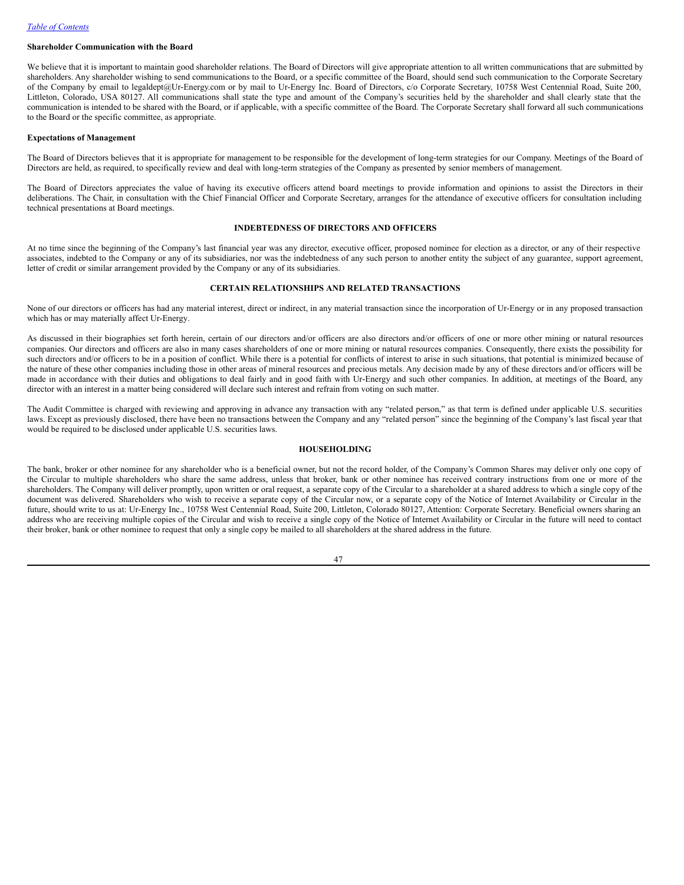**Shareholder Communication with the Board**

We believe that it is important to maintain good shareholder relations. The Board of Directors will give appropriate attention to all written communications that are submitted by shareholders. Any shareholder wishing to send communications to the Board, or a specific committee of the Board, should send such communication to the Corporate Secretary of the Company by email to legaldept@Ur-Energy.com or by mail to Ur-Energy Inc. Board of Directors, c/o Corporate Secretary, 10758 West Centennial Road, Suite 200, Littleton, Colorado, USA 80127. All communications shall state the type and amount of the Company's securities held by the shareholder and shall clearly state that the communication is intended to be shared with the Board, or if applicable, with a specific committee of the Board. The Corporate Secretary shall forward all such communications to the Board or the specific committee, as appropriate.

**Expectations of Management**

The Board of Directors believes that it is appropriate for management to be responsible for the development of long-term strategies for our Company. Meetings of the Board of Directors are held, as required, to specifically review and deal with long-term strategies of the Company as presented by senior members of management.

The Board of Directors appreciates the value of having its executive officers attend board meetings to provide information and opinions to assist the Directors in their deliberations. The Chair, in consultation with the Chief Financial Officer and Corporate Secretary, arranges for the attendance of executive officers for consultation including technical presentations at Board meetings.

## INDEBTEDNESS OF DIRECTORS AND OFFICERS

At no time since the beginning of the Company's last financial year was any director, executive officer, proposed nominee for election as a director, or any of their respective associates, indebted to the Company or any of its subsidiaries, nor was the indebtedness of any such person to another entity the subject of any guarantee, support agreement, letter of credit or similar arrangement provided by the Company or any of its subsidiaries.

## CERTAIN RELATIONSHIPS AND RELATED TRANSACTIONS

None of our directors or officers has had any material interest, direct or indirect, in any material transaction since the incorporation of Ur-Energy or in any proposed transaction which has or may materially affect Ur-Energy.

As discussed in their biographies set forth herein, certain of our directors and/or officers are also directors and/or officers of one or more other mining or natural resources companies. Our directors and officers are also in many cases shareholders of one or more mining or natural resources companies. Consequently, there exists the possibility for such directors and/or officers to be in a position of conflict. While there is a potential for conflicts of interest to arise in such situations, that potential is minimized because of the nature of these other companies including those in other areas of mineral resources and precious metals. Any decision made by any of these directors and/or officers will be made in accordance with their duties and obligations to deal fairly and in good faith with Ur-Energy and such other companies. In addition, at meetings of the Board, any director with an interest in a matter being considered will declare such interest and refrain from voting on such matter.

The Audit Committee is charged with reviewing and approving in advance any transaction with any "related person," as that term is defined under applicable U.S. securities laws. Except as previously disclosed, there have been no transactions between the Company and any "related person" since the beginning of the Company's last fiscal year that would be required to be disclosed under applicable U.S. securities laws.

## HOUSEHOLDING

The bank, broker or other nominee for any shareholder who is a beneficial owner, but not the record holder, of the Company's Common Shares may deliver only one copy of the Circular to multiple shareholders who share the same address, unless that broker, bank or other nominee has received contrary instructions from one or more of the shareholders. The Company will deliver promptly, upon written or oral request, a separate copy of the Circular to a shareholder at a shared address to which a single copy of the document was delivered. Shareholders who wish to receive a separate copy of the Circular now, or a separate copy of the Notice of Internet Availability or Circular in the future, should write to us at: Ur-Energy Inc., 10758 West Centennial Road, Suite 200, Littleton, Colorado 80127, Attention: Corporate Secretary. Beneficial owners sharing an address who are receiving multiple copies of the Circular and wish to receive a single copy of the Notice of Internet Availability or Circular in the future will need to contact their broker, bank or other nominee to request that only a single copy be mailed to all shareholders at the shared address in the future.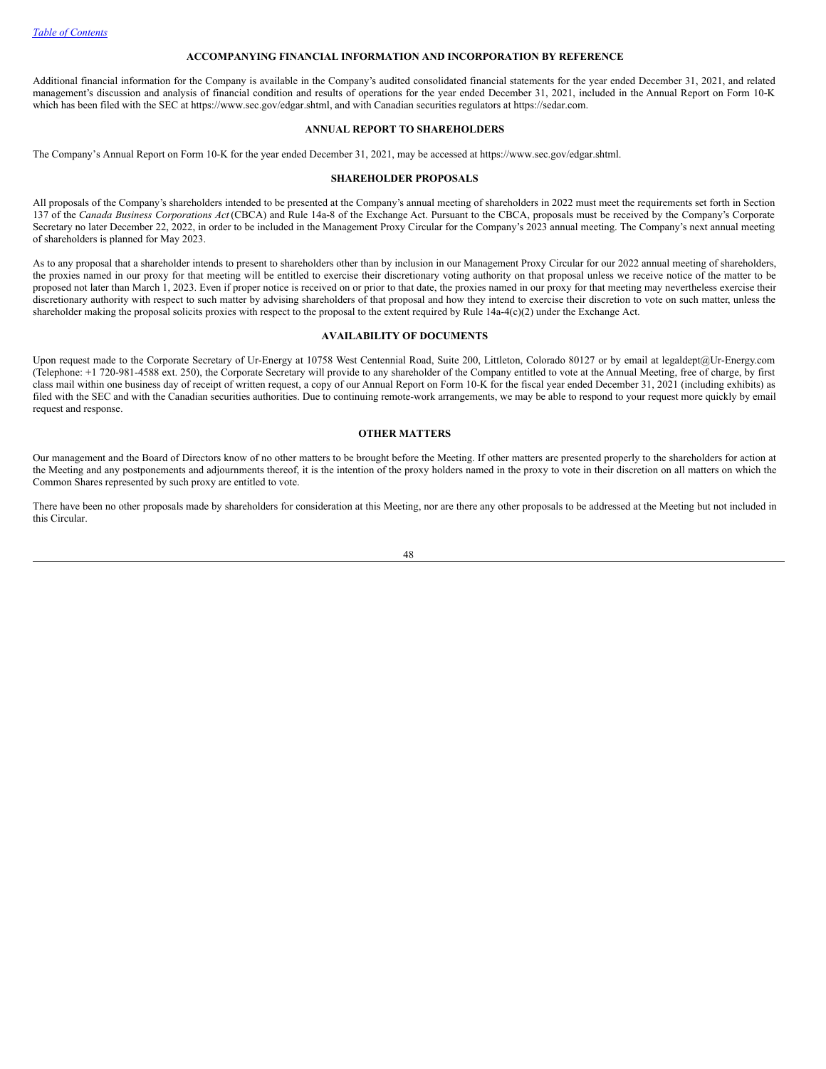## ACCOMPANYING FINANCIAL INFORMATION AND INCORPORATION BY REFERENCE

Additional financial information for the Company is available in the Company's audited consolidated financial statements for the year ended December 31, 2021, and related management's discussion and analysis of financial condition and results of operations for the year ended December 31, 2021, included in the Annual Report on Form 10-K which has been filed with the SEC at https://www.sec.gov/edgar.shtml, and with Canadian securities regulators at https://sedar.com.

## ANNUAL REPORT TO SHAREHOLDERS

The Company's Annual Report on Form 10-K for the year ended December 31, 2021, may be accessed at https://www.sec.gov/edgar.shtml.

## SHAREHOLDER PROPOSALS

All proposals of the Company's shareholders intended to be presented at the Company's annual meeting of shareholders in 2022 must meet the requirements set forth in Section 137 of the *Canada Business Corporations Act* (CBCA) and Rule 14a-8 of the Exchange Act. Pursuant to the CBCA, proposals must be received by the Company's Corporate Secretary no later December 22, 2022, in order to be included in the Management Proxy Circular for the Company's 2023 annual meeting. The Company's next annual meeting of shareholders is planned for May 2023.

As to any proposal that a shareholder intends to present to shareholders other than by inclusion in our Management Proxy Circular for our 2022 annual meeting of shareholders, the proxies named in our proxy for that meeting will be entitled to exercise their discretionary voting authority on that proposal unless we receive notice of the matter to be proposed not later than March 1, 2023. Even if proper notice is received on or prior to that date, the proxies named in our proxy for that meeting may nevertheless exercise their discretionary authority with respect to such matter by advising shareholders of that proposal and how they intend to exercise their discretion to vote on such matter, unless the shareholder making the proposal solicits proxies with respect to the proposal to the extent required by Rule 14a-4(c)(2) under the Exchange Act.

## AVAILABILITY OF DOCUMENTS

Upon request made to the Corporate Secretary of Ur-Energy at 10758 West Centennial Road, Suite 200, Littleton, Colorado 80127 or by email at legaldept@Ur-Energy.com (Telephone: +1 720-981-4588 ext. 250), the Corporate Secretary will provide to any shareholder of the Company entitled to vote at the Annual Meeting, free of charge, by first class mail within one business day of receipt of written request, a copy of our Annual Report on Form 10-K for the fiscal year ended December 31, 2021 (including exhibits) as filed with the SEC and with the Canadian securities authorities. Due to continuing remote-work arrangements, we may be able to respond to your request more quickly by email request and response.

## OTHER MATTERS

Our management and the Board of Directors know of no other matters to be brought before the Meeting. If other matters are presented properly to the shareholders for action at the Meeting and any postponements and adjournments thereof, it is the intention of the proxy holders named in the proxy to vote in their discretion on all matters on which the Common Shares represented by such proxy are entitled to vote.

There have been no other proposals made by shareholders for consideration at this Meeting, nor are there any other proposals to be addressed at the Meeting but not included in this Circular.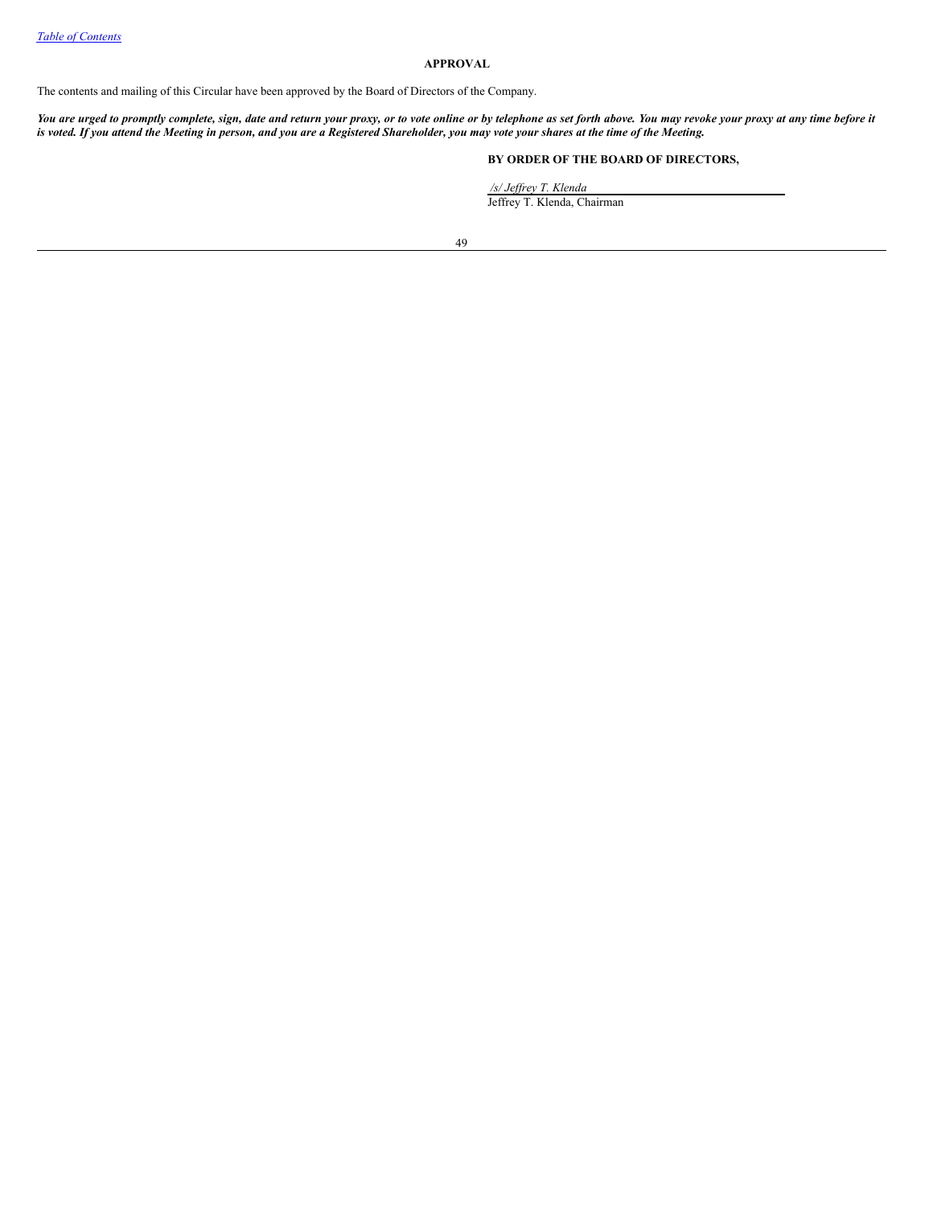[*Table of Contents*](#)

**APPROVAL**

The contents and mailing of this Circular have been approved by the Board of Directors of the Company.

***You are urged to promptly complete, sign, date and return your proxy, or to vote online or by telephone as set forth above. You may revoke your proxy at any time before it is voted. If you attend the Meeting in person, and you are a Registered Shareholder, you may vote your shares at the time of the Meeting.***

**BY ORDER OF THE BOARD OF DIRECTORS,**

*/s/ Jeffrey T. Klenda*

Jeffrey T. Klenda, Chairman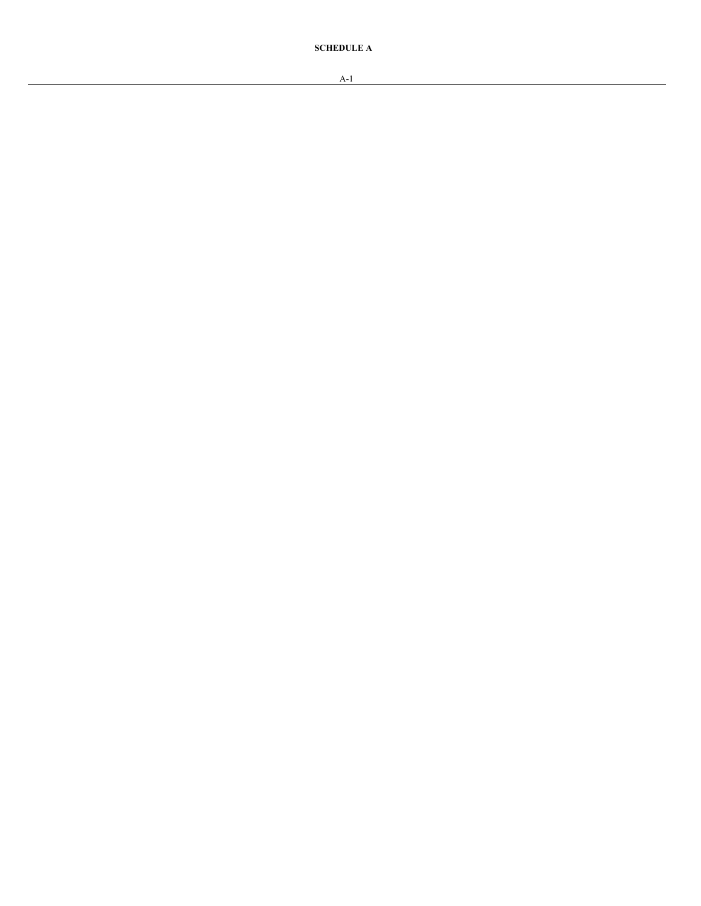**SCHEDULE A**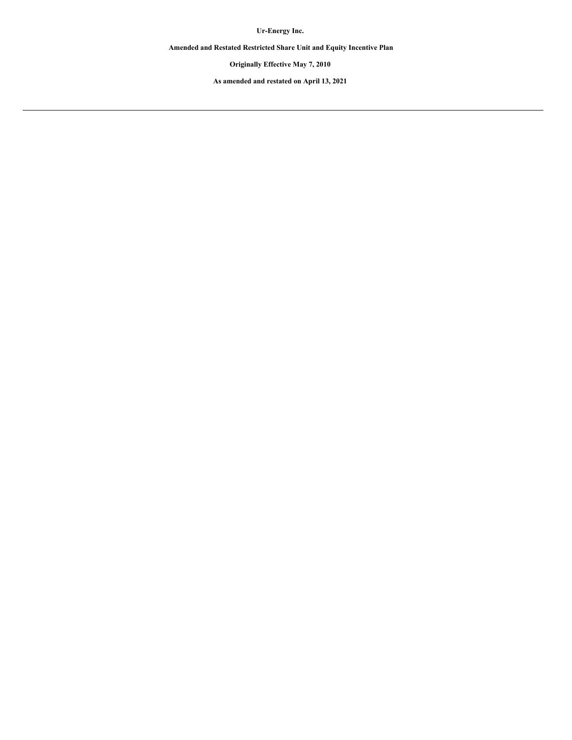**Ur-Energy Inc.**

**Amended and Restated Restricted Share Unit and Equity Incentive Plan**

**Originally Effective May 7, 2010**

**As amended and restated on April 13, 2021**

---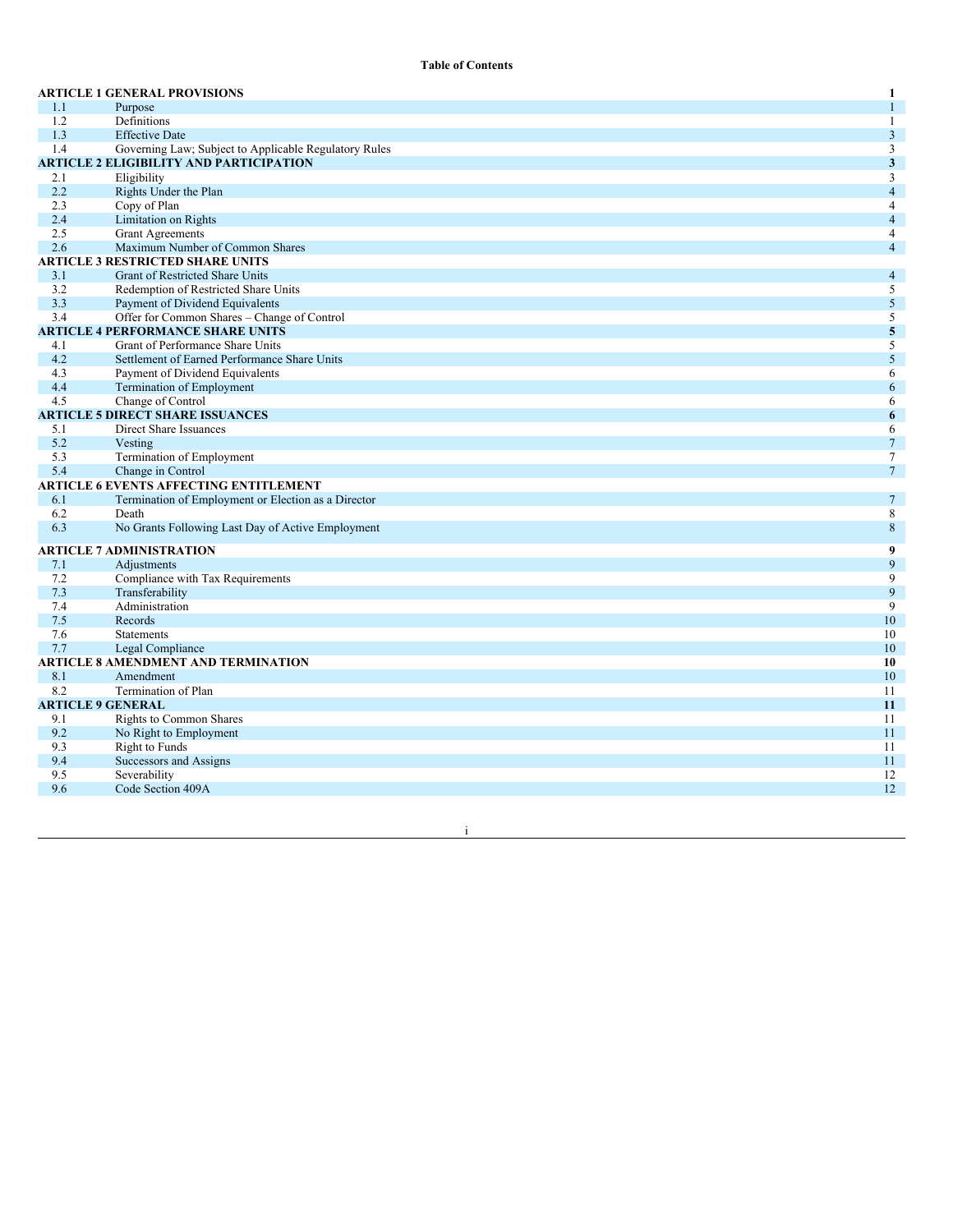**Table of Contents**

| | | |
|---|---|---|
| **ARTICLE 1 GENERAL PROVISIONS** | | **1** |
| 1.1 | Purpose | 1 |
| 1.2 | Definitions | 1 |
| 1.3 | Effective Date | 3 |
| 1.4 | Governing Law; Subject to Applicable Regulatory Rules | 3 |
| **ARTICLE 2 ELIGIBILITY AND PARTICIPATION** | | **3** |
| 2.1 | Eligibility | 3 |
| 2.2 | Rights Under the Plan | 4 |
| 2.3 | Copy of Plan | 4 |
| 2.4 | Limitation on Rights | 4 |
| 2.5 | Grant Agreements | 4 |
| 2.6 | Maximum Number of Common Shares | 4 |
| **ARTICLE 3 RESTRICTED SHARE UNITS** | | |
| 3.1 | Grant of Restricted Share Units | 4 |
| 3.2 | Redemption of Restricted Share Units | 5 |
| 3.3 | Payment of Dividend Equivalents | 5 |
| 3.4 | Offer for Common Shares – Change of Control | 5 |
| **ARTICLE 4 PERFORMANCE SHARE UNITS** | | **5** |
| 4.1 | Grant of Performance Share Units | 5 |
| 4.2 | Settlement of Earned Performance Share Units | 5 |
| 4.3 | Payment of Dividend Equivalents | 6 |
| 4.4 | Termination of Employment | 6 |
| 4.5 | Change of Control | 6 |
| **ARTICLE 5 DIRECT SHARE ISSUANCES** | | **6** |
| 5.1 | Direct Share Issuances | 6 |
| 5.2 | Vesting | 7 |
| 5.3 | Termination of Employment | 7 |
| 5.4 | Change in Control | 7 |
| **ARTICLE 6 EVENTS AFFECTING ENTITLEMENT** | | |
| 6.1 | Termination of Employment or Election as a Director | 7 |
| 6.2 | Death | 8 |
| 6.3 | No Grants Following Last Day of Active Employment | 8 |
| **ARTICLE 7 ADMINISTRATION** | | **9** |
| 7.1 | Adjustments | 9 |
| 7.2 | Compliance with Tax Requirements | 9 |
| 7.3 | Transferability | 9 |
| 7.4 | Administration | 9 |
| 7.5 | Records | 10 |
| 7.6 | Statements | 10 |
| 7.7 | Legal Compliance | 10 |
| **ARTICLE 8 AMENDMENT AND TERMINATION** | | **10** |
| 8.1 | Amendment | 10 |
| 8.2 | Termination of Plan | 11 |
| **ARTICLE 9 GENERAL** | | **11** |
| 9.1 | Rights to Common Shares | 11 |
| 9.2 | No Right to Employment | 11 |
| 9.3 | Right to Funds | 11 |
| 9.4 | Successors and Assigns | 11 |
| 9.5 | Severability | 12 |
| 9.6 | Code Section 409A | 12 |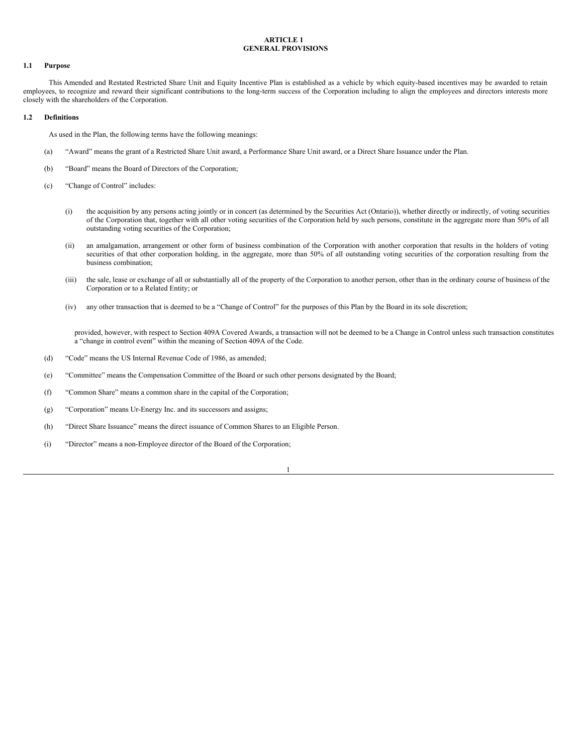# ARTICLE 1
# GENERAL PROVISIONS

## 1.1 Purpose

This Amended and Restated Restricted Share Unit and Equity Incentive Plan is established as a vehicle by which equity-based incentives may be awarded to retain employees, to recognize and reward their significant contributions to the long-term success of the Corporation including to align the employees and directors interests more closely with the shareholders of the Corporation.

## 1.2 Definitions

As used in the Plan, the following terms have the following meanings:

(a) "Award" means the grant of a Restricted Share Unit award, a Performance Share Unit award, or a Direct Share Issuance under the Plan.

(b) "Board" means the Board of Directors of the Corporation;

(c) "Change of Control" includes:

(i) the acquisition by any persons acting jointly or in concert (as determined by the Securities Act (Ontario)), whether directly or indirectly, of voting securities of the Corporation that, together with all other voting securities of the Corporation held by such persons, constitute in the aggregate more than 50% of all outstanding voting securities of the Corporation;

(ii) an amalgamation, arrangement or other form of business combination of the Corporation with another corporation that results in the holders of voting securities of that other corporation holding, in the aggregate, more than 50% of all outstanding voting securities of the corporation resulting from the business combination;

(iii) the sale, lease or exchange of all or substantially all of the property of the Corporation to another person, other than in the ordinary course of business of the Corporation or to a Related Entity; or

(iv) any other transaction that is deemed to be a "Change of Control" for the purposes of this Plan by the Board in its sole discretion;

provided, however, with respect to Section 409A Covered Awards, a transaction will not be deemed to be a Change in Control unless such transaction constitutes a "change in control event" within the meaning of Section 409A of the Code.

(d) "Code" means the US Internal Revenue Code of 1986, as amended;

(e) "Committee" means the Compensation Committee of the Board or such other persons designated by the Board;

(f) "Common Share" means a common share in the capital of the Corporation;

(g) "Corporation" means Ur-Energy Inc. and its successors and assigns;

(h) "Direct Share Issuance" means the direct issuance of Common Shares to an Eligible Person.

(i) "Director" means a non-Employee director of the Board of the Corporation;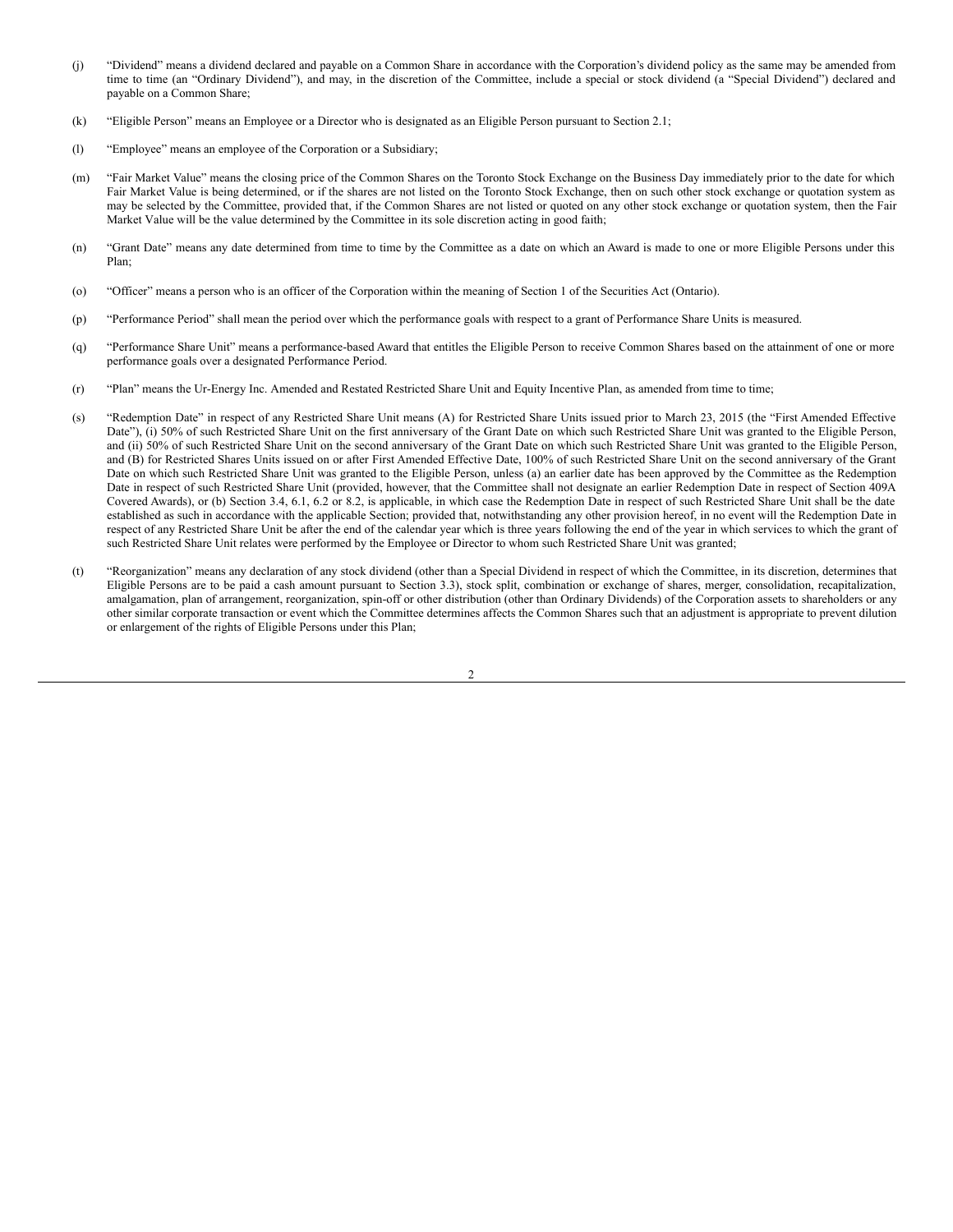(j) "Dividend" means a dividend declared and payable on a Common Share in accordance with the Corporation's dividend policy as the same may be amended from time to time (an "Ordinary Dividend"), and may, in the discretion of the Committee, include a special or stock dividend (a "Special Dividend") declared and payable on a Common Share;

(k) "Eligible Person" means an Employee or a Director who is designated as an Eligible Person pursuant to Section 2.1;

(l) "Employee" means an employee of the Corporation or a Subsidiary;

(m) "Fair Market Value" means the closing price of the Common Shares on the Toronto Stock Exchange on the Business Day immediately prior to the date for which Fair Market Value is being determined, or if the shares are not listed on the Toronto Stock Exchange, then on such other stock exchange or quotation system as may be selected by the Committee, provided that, if the Common Shares are not listed or quoted on any other stock exchange or quotation system, then the Fair Market Value will be the value determined by the Committee in its sole discretion acting in good faith;

(n) "Grant Date" means any date determined from time to time by the Committee as a date on which an Award is made to one or more Eligible Persons under this Plan;

(o) "Officer" means a person who is an officer of the Corporation within the meaning of Section 1 of the Securities Act (Ontario).

(p) "Performance Period" shall mean the period over which the performance goals with respect to a grant of Performance Share Units is measured.

(q) "Performance Share Unit" means a performance-based Award that entitles the Eligible Person to receive Common Shares based on the attainment of one or more performance goals over a designated Performance Period.

(r) "Plan" means the Ur-Energy Inc. Amended and Restated Restricted Share Unit and Equity Incentive Plan, as amended from time to time;

(s) "Redemption Date" in respect of any Restricted Share Unit means (A) for Restricted Share Units issued prior to March 23, 2015 (the "First Amended Effective Date"), (i) 50% of such Restricted Share Unit on the first anniversary of the Grant Date on which such Restricted Share Unit was granted to the Eligible Person, and (ii) 50% of such Restricted Share Unit on the second anniversary of the Grant Date on which such Restricted Share Unit was granted to the Eligible Person, and (B) for Restricted Shares Units issued on or after First Amended Effective Date, 100% of such Restricted Share Unit on the second anniversary of the Grant Date on which such Restricted Share Unit was granted to the Eligible Person, unless (a) an earlier date has been approved by the Committee as the Redemption Date in respect of such Restricted Share Unit (provided, however, that the Committee shall not designate an earlier Redemption Date in respect of Section 409A Covered Awards), or (b) Section 3.4, 6.1, 6.2 or 8.2, is applicable, in which case the Redemption Date in respect of such Restricted Share Unit shall be the date established as such in accordance with the applicable Section; provided that, notwithstanding any other provision hereof, in no event will the Redemption Date in respect of any Restricted Share Unit be after the end of the calendar year which is three years following the end of the year in which services to which the grant of such Restricted Share Unit relates were performed by the Employee or Director to whom such Restricted Share Unit was granted;

(t) "Reorganization" means any declaration of any stock dividend (other than a Special Dividend in respect of which the Committee, in its discretion, determines that Eligible Persons are to be paid a cash amount pursuant to Section 3.3), stock split, combination or exchange of shares, merger, consolidation, recapitalization, amalgamation, plan of arrangement, reorganization, spin-off or other distribution (other than Ordinary Dividends) of the Corporation assets to shareholders or any other similar corporate transaction or event which the Committee determines affects the Common Shares such that an adjustment is appropriate to prevent dilution or enlargement of the rights of Eligible Persons under this Plan;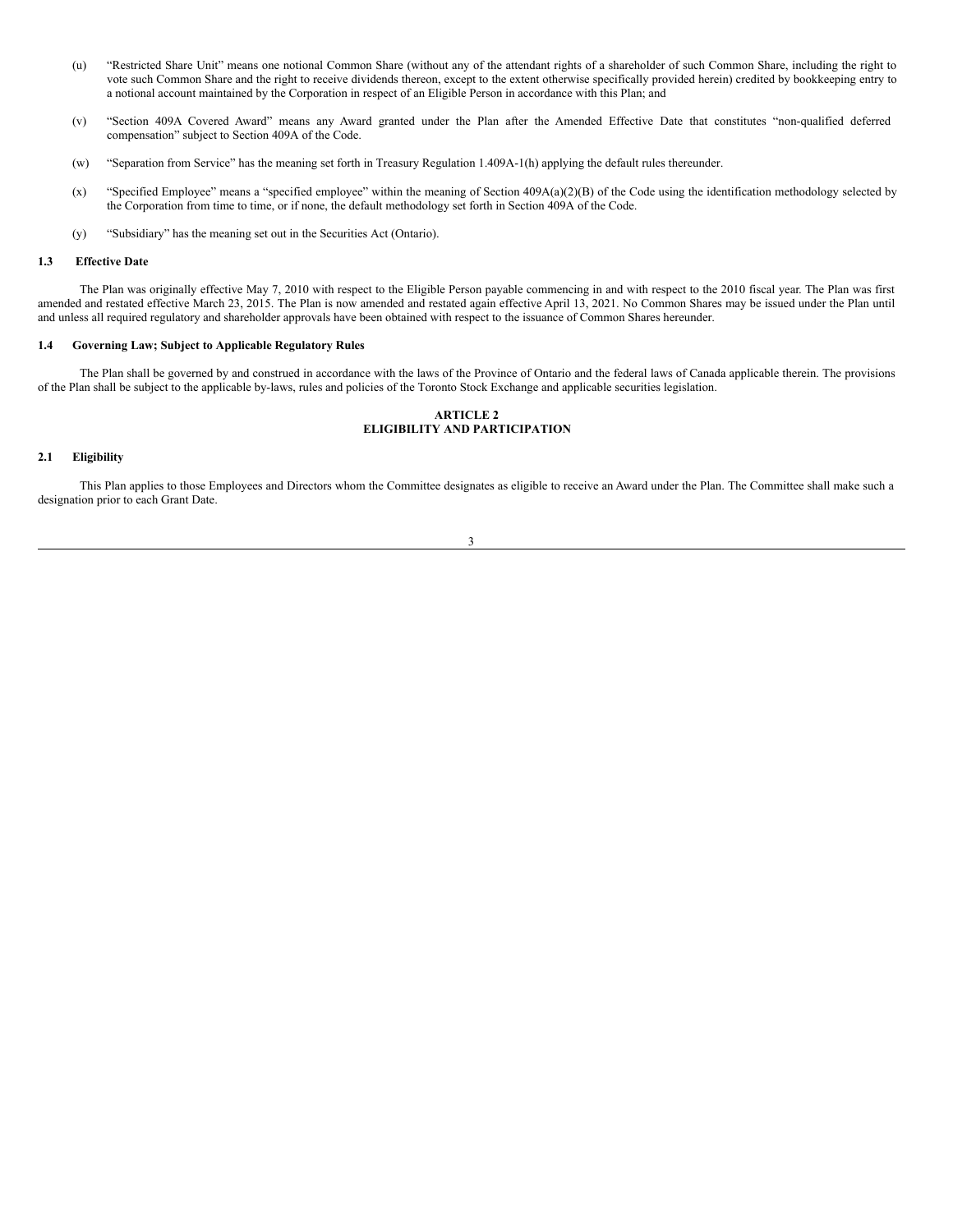(u) "Restricted Share Unit" means one notional Common Share (without any of the attendant rights of a shareholder of such Common Share, including the right to vote such Common Share and the right to receive dividends thereon, except to the extent otherwise specifically provided herein) credited by bookkeeping entry to a notional account maintained by the Corporation in respect of an Eligible Person in accordance with this Plan; and

(v) "Section 409A Covered Award" means any Award granted under the Plan after the Amended Effective Date that constitutes "non-qualified deferred compensation" subject to Section 409A of the Code.

(w) "Separation from Service" has the meaning set forth in Treasury Regulation 1.409A-1(h) applying the default rules thereunder.

(x) "Specified Employee" means a "specified employee" within the meaning of Section 409A(a)(2)(B) of the Code using the identification methodology selected by the Corporation from time to time, or if none, the default methodology set forth in Section 409A of the Code.

(y) "Subsidiary" has the meaning set out in the Securities Act (Ontario).

### 1.3 Effective Date

The Plan was originally effective May 7, 2010 with respect to the Eligible Person payable commencing in and with respect to the 2010 fiscal year. The Plan was first amended and restated effective March 23, 2015. The Plan is now amended and restated again effective April 13, 2021. No Common Shares may be issued under the Plan until and unless all required regulatory and shareholder approvals have been obtained with respect to the issuance of Common Shares hereunder.

### 1.4 Governing Law; Subject to Applicable Regulatory Rules

The Plan shall be governed by and construed in accordance with the laws of the Province of Ontario and the federal laws of Canada applicable therein. The provisions of the Plan shall be subject to the applicable by-laws, rules and policies of the Toronto Stock Exchange and applicable securities legislation.

## ARTICLE 2
## ELIGIBILITY AND PARTICIPATION

### 2.1 Eligibility

This Plan applies to those Employees and Directors whom the Committee designates as eligible to receive an Award under the Plan. The Committee shall make such a designation prior to each Grant Date.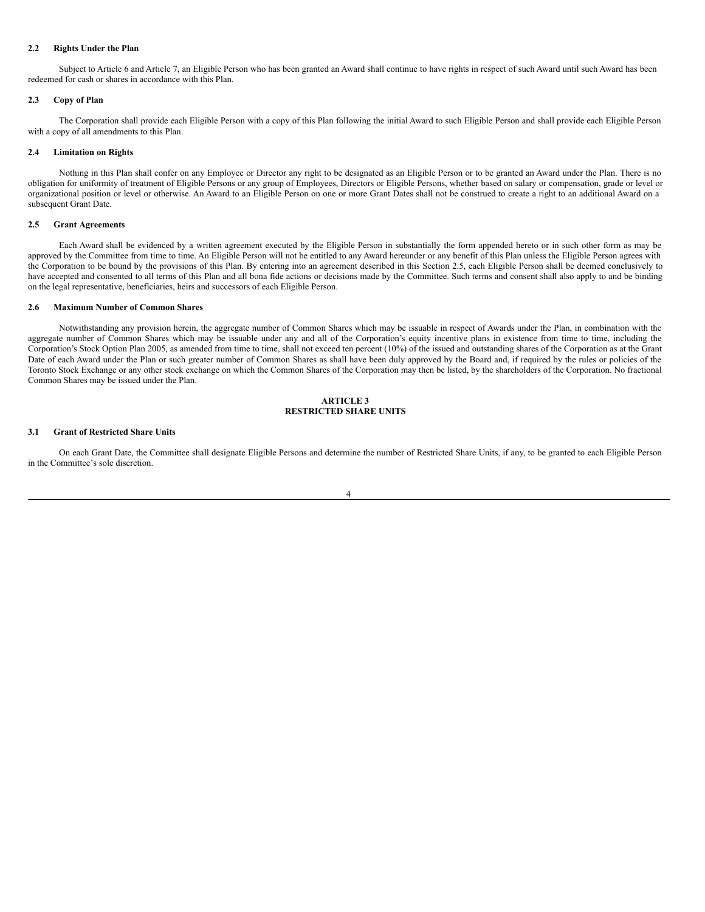### 2.2 Rights Under the Plan

Subject to Article 6 and Article 7, an Eligible Person who has been granted an Award shall continue to have rights in respect of such Award until such Award has been redeemed for cash or shares in accordance with this Plan.

### 2.3 Copy of Plan

The Corporation shall provide each Eligible Person with a copy of this Plan following the initial Award to such Eligible Person and shall provide each Eligible Person with a copy of all amendments to this Plan.

### 2.4 Limitation on Rights

Nothing in this Plan shall confer on any Employee or Director any right to be designated as an Eligible Person or to be granted an Award under the Plan. There is no obligation for uniformity of treatment of Eligible Persons or any group of Employees, Directors or Eligible Persons, whether based on salary or compensation, grade or level or organizational position or level or otherwise. An Award to an Eligible Person on one or more Grant Dates shall not be construed to create a right to an additional Award on a subsequent Grant Date.

### 2.5 Grant Agreements

Each Award shall be evidenced by a written agreement executed by the Eligible Person in substantially the form appended hereto or in such other form as may be approved by the Committee from time to time. An Eligible Person will not be entitled to any Award hereunder or any benefit of this Plan unless the Eligible Person agrees with the Corporation to be bound by the provisions of this Plan. By entering into an agreement described in this Section 2.5, each Eligible Person shall be deemed conclusively to have accepted and consented to all terms of this Plan and all bona fide actions or decisions made by the Committee. Such terms and consent shall also apply to and be binding on the legal representative, beneficiaries, heirs and successors of each Eligible Person.

### 2.6 Maximum Number of Common Shares

Notwithstanding any provision herein, the aggregate number of Common Shares which may be issuable in respect of Awards under the Plan, in combination with the aggregate number of Common Shares which may be issuable under any and all of the Corporation's equity incentive plans in existence from time to time, including the Corporation's Stock Option Plan 2005, as amended from time to time, shall not exceed ten percent (10%) of the issued and outstanding shares of the Corporation as at the Grant Date of each Award under the Plan or such greater number of Common Shares as shall have been duly approved by the Board and, if required by the rules or policies of the Toronto Stock Exchange or any other stock exchange on which the Common Shares of the Corporation may then be listed, by the shareholders of the Corporation. No fractional Common Shares may be issued under the Plan.

## ARTICLE 3
## RESTRICTED SHARE UNITS

### 3.1 Grant of Restricted Share Units

On each Grant Date, the Committee shall designate Eligible Persons and determine the number of Restricted Share Units, if any, to be granted to each Eligible Person in the Committee's sole discretion.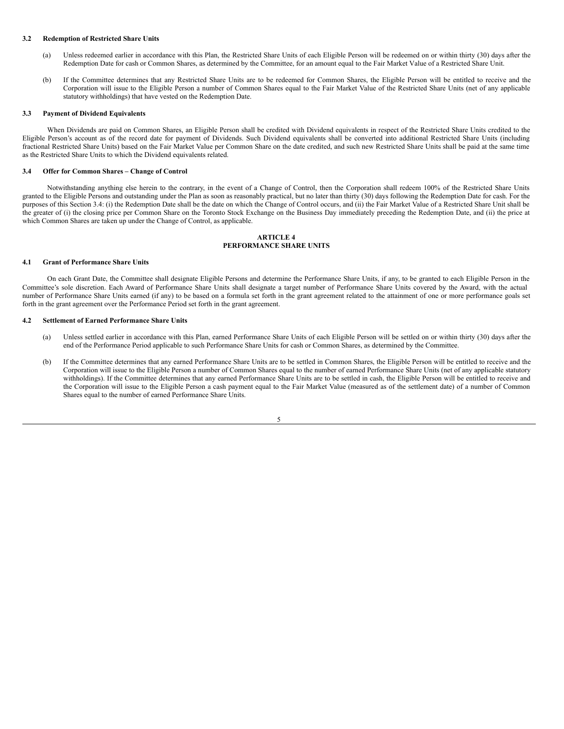### 3.2 Redemption of Restricted Share Units

(a) Unless redeemed earlier in accordance with this Plan, the Restricted Share Units of each Eligible Person will be redeemed on or within thirty (30) days after the Redemption Date for cash or Common Shares, as determined by the Committee, for an amount equal to the Fair Market Value of a Restricted Share Unit.

(b) If the Committee determines that any Restricted Share Units are to be redeemed for Common Shares, the Eligible Person will be entitled to receive and the Corporation will issue to the Eligible Person a number of Common Shares equal to the Fair Market Value of the Restricted Share Units (net of any applicable statutory withholdings) that have vested on the Redemption Date.

### 3.3 Payment of Dividend Equivalents

When Dividends are paid on Common Shares, an Eligible Person shall be credited with Dividend equivalents in respect of the Restricted Share Units credited to the Eligible Person's account as of the record date for payment of Dividends. Such Dividend equivalents shall be converted into additional Restricted Share Units (including fractional Restricted Share Units) based on the Fair Market Value per Common Share on the date credited, and such new Restricted Share Units shall be paid at the same time as the Restricted Share Units to which the Dividend equivalents related.

### 3.4 Offer for Common Shares – Change of Control

Notwithstanding anything else herein to the contrary, in the event of a Change of Control, then the Corporation shall redeem 100% of the Restricted Share Units granted to the Eligible Persons and outstanding under the Plan as soon as reasonably practical, but no later than thirty (30) days following the Redemption Date for cash. For the purposes of this Section 3.4: (i) the Redemption Date shall be the date on which the Change of Control occurs, and (ii) the Fair Market Value of a Restricted Share Unit shall be the greater of (i) the closing price per Common Share on the Toronto Stock Exchange on the Business Day immediately preceding the Redemption Date, and (ii) the price at which Common Shares are taken up under the Change of Control, as applicable.

## ARTICLE 4
## PERFORMANCE SHARE UNITS

### 4.1 Grant of Performance Share Units

On each Grant Date, the Committee shall designate Eligible Persons and determine the Performance Share Units, if any, to be granted to each Eligible Person in the Committee's sole discretion. Each Award of Performance Share Units shall designate a target number of Performance Share Units covered by the Award, with the actual number of Performance Share Units earned (if any) to be based on a formula set forth in the grant agreement related to the attainment of one or more performance goals set forth in the grant agreement over the Performance Period set forth in the grant agreement.

### 4.2 Settlement of Earned Performance Share Units

(a) Unless settled earlier in accordance with this Plan, earned Performance Share Units of each Eligible Person will be settled on or within thirty (30) days after the end of the Performance Period applicable to such Performance Share Units for cash or Common Shares, as determined by the Committee.

(b) If the Committee determines that any earned Performance Share Units are to be settled in Common Shares, the Eligible Person will be entitled to receive and the Corporation will issue to the Eligible Person a number of Common Shares equal to the number of earned Performance Share Units (net of any applicable statutory withholdings). If the Committee determines that any earned Performance Share Units are to be settled in cash, the Eligible Person will be entitled to receive and the Corporation will issue to the Eligible Person a cash payment equal to the Fair Market Value (measured as of the settlement date) of a number of Common Shares equal to the number of earned Performance Share Units.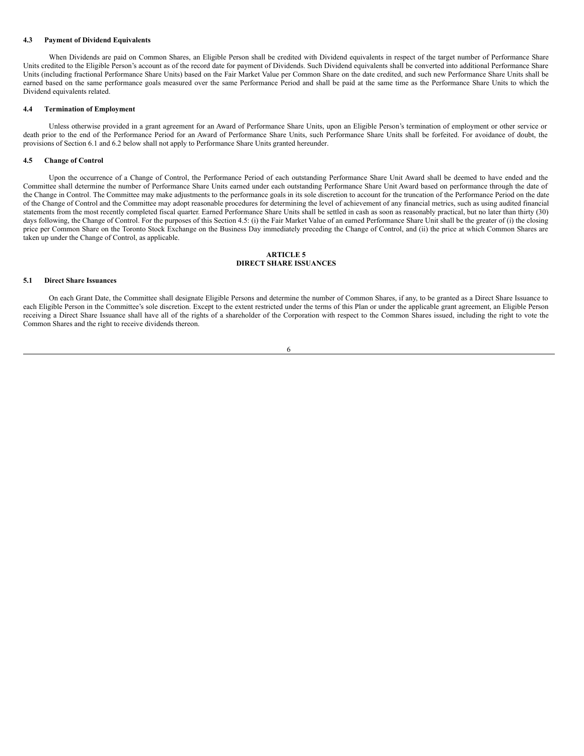#### 4.3 Payment of Dividend Equivalents

When Dividends are paid on Common Shares, an Eligible Person shall be credited with Dividend equivalents in respect of the target number of Performance Share Units credited to the Eligible Person's account as of the record date for payment of Dividends. Such Dividend equivalents shall be converted into additional Performance Share Units (including fractional Performance Share Units) based on the Fair Market Value per Common Share on the date credited, and such new Performance Share Units shall be earned based on the same performance goals measured over the same Performance Period and shall be paid at the same time as the Performance Share Units to which the Dividend equivalents related.

#### 4.4 Termination of Employment

Unless otherwise provided in a grant agreement for an Award of Performance Share Units, upon an Eligible Person's termination of employment or other service or death prior to the end of the Performance Period for an Award of Performance Share Units, such Performance Share Units shall be forfeited. For avoidance of doubt, the provisions of Section 6.1 and 6.2 below shall not apply to Performance Share Units granted hereunder.

#### 4.5 Change of Control

Upon the occurrence of a Change of Control, the Performance Period of each outstanding Performance Share Unit Award shall be deemed to have ended and the Committee shall determine the number of Performance Share Units earned under each outstanding Performance Share Unit Award based on performance through the date of the Change in Control. The Committee may make adjustments to the performance goals in its sole discretion to account for the truncation of the Performance Period on the date of the Change of Control and the Committee may adopt reasonable procedures for determining the level of achievement of any financial metrics, such as using audited financial statements from the most recently completed fiscal quarter. Earned Performance Share Units shall be settled in cash as soon as reasonably practical, but no later than thirty (30) days following, the Change of Control. For the purposes of this Section 4.5: (i) the Fair Market Value of an earned Performance Share Unit shall be the greater of (i) the closing price per Common Share on the Toronto Stock Exchange on the Business Day immediately preceding the Change of Control, and (ii) the price at which Common Shares are taken up under the Change of Control, as applicable.

## ARTICLE 5
## DIRECT SHARE ISSUANCES

#### 5.1 Direct Share Issuances

On each Grant Date, the Committee shall designate Eligible Persons and determine the number of Common Shares, if any, to be granted as a Direct Share Issuance to each Eligible Person in the Committee's sole discretion. Except to the extent restricted under the terms of this Plan or under the applicable grant agreement, an Eligible Person receiving a Direct Share Issuance shall have all of the rights of a shareholder of the Corporation with respect to the Common Shares issued, including the right to vote the Common Shares and the right to receive dividends thereon.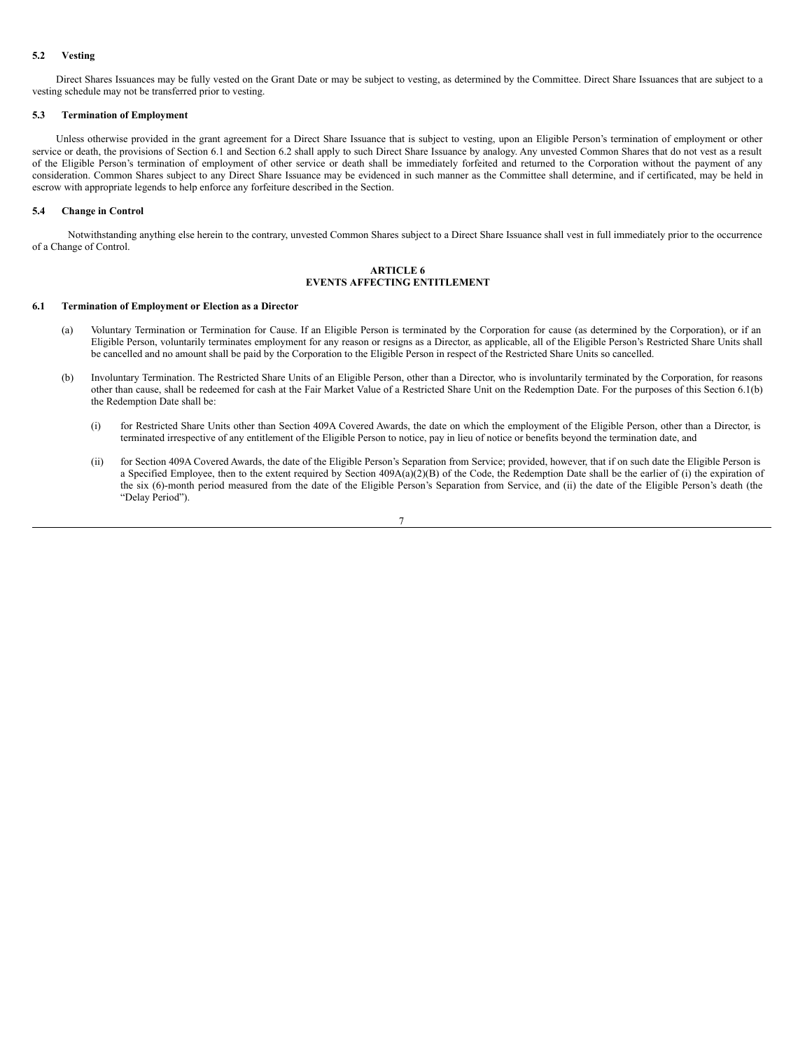### 5.2 Vesting

Direct Shares Issuances may be fully vested on the Grant Date or may be subject to vesting, as determined by the Committee. Direct Share Issuances that are subject to a vesting schedule may not be transferred prior to vesting.

### 5.3 Termination of Employment

Unless otherwise provided in the grant agreement for a Direct Share Issuance that is subject to vesting, upon an Eligible Person's termination of employment or other service or death, the provisions of Section 6.1 and Section 6.2 shall apply to such Direct Share Issuance by analogy. Any unvested Common Shares that do not vest as a result of the Eligible Person's termination of employment of other service or death shall be immediately forfeited and returned to the Corporation without the payment of any consideration. Common Shares subject to any Direct Share Issuance may be evidenced in such manner as the Committee shall determine, and if certificated, may be held in escrow with appropriate legends to help enforce any forfeiture described in the Section.

### 5.4 Change in Control

Notwithstanding anything else herein to the contrary, unvested Common Shares subject to a Direct Share Issuance shall vest in full immediately prior to the occurrence of a Change of Control.

## ARTICLE 6
## EVENTS AFFECTING ENTITLEMENT

### 6.1 Termination of Employment or Election as a Director

(a) Voluntary Termination or Termination for Cause. If an Eligible Person is terminated by the Corporation for cause (as determined by the Corporation), or if an Eligible Person, voluntarily terminates employment for any reason or resigns as a Director, as applicable, all of the Eligible Person's Restricted Share Units shall be cancelled and no amount shall be paid by the Corporation to the Eligible Person in respect of the Restricted Share Units so cancelled.

(b) Involuntary Termination. The Restricted Share Units of an Eligible Person, other than a Director, who is involuntarily terminated by the Corporation, for reasons other than cause, shall be redeemed for cash at the Fair Market Value of a Restricted Share Unit on the Redemption Date. For the purposes of this Section 6.1(b) the Redemption Date shall be:

(i) for Restricted Share Units other than Section 409A Covered Awards, the date on which the employment of the Eligible Person, other than a Director, is terminated irrespective of any entitlement of the Eligible Person to notice, pay in lieu of notice or benefits beyond the termination date, and

(ii) for Section 409A Covered Awards, the date of the Eligible Person's Separation from Service; provided, however, that if on such date the Eligible Person is a Specified Employee, then to the extent required by Section 409A(a)(2)(B) of the Code, the Redemption Date shall be the earlier of (i) the expiration of the six (6)-month period measured from the date of the Eligible Person's Separation from Service, and (ii) the date of the Eligible Person's death (the "Delay Period").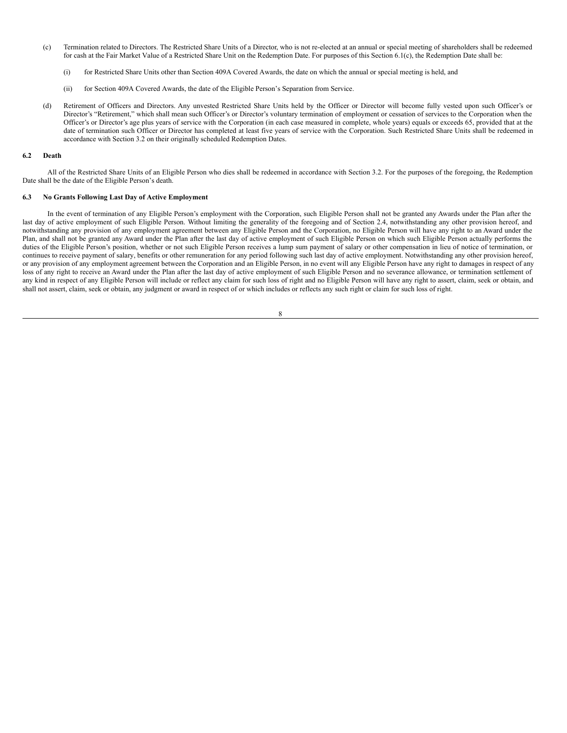(c) Termination related to Directors. The Restricted Share Units of a Director, who is not re-elected at an annual or special meeting of shareholders shall be redeemed for cash at the Fair Market Value of a Restricted Share Unit on the Redemption Date. For purposes of this Section 6.1(c), the Redemption Date shall be:

   (i) for Restricted Share Units other than Section 409A Covered Awards, the date on which the annual or special meeting is held, and

   (ii) for Section 409A Covered Awards, the date of the Eligible Person's Separation from Service.

(d) Retirement of Officers and Directors. Any unvested Restricted Share Units held by the Officer or Director will become fully vested upon such Officer's or Director's "Retirement," which shall mean such Officer's or Director's voluntary termination of employment or cessation of services to the Corporation when the Officer's or Director's age plus years of service with the Corporation (in each case measured in complete, whole years) equals or exceeds 65, provided that at the date of termination such Officer or Director has completed at least five years of service with the Corporation. Such Restricted Share Units shall be redeemed in accordance with Section 3.2 on their originally scheduled Redemption Dates.

### 6.2 Death

All of the Restricted Share Units of an Eligible Person who dies shall be redeemed in accordance with Section 3.2. For the purposes of the foregoing, the Redemption Date shall be the date of the Eligible Person's death.

### 6.3 No Grants Following Last Day of Active Employment

In the event of termination of any Eligible Person's employment with the Corporation, such Eligible Person shall not be granted any Awards under the Plan after the last day of active employment of such Eligible Person. Without limiting the generality of the foregoing and of Section 2.4, notwithstanding any other provision hereof, and notwithstanding any provision of any employment agreement between any Eligible Person and the Corporation, no Eligible Person will have any right to an Award under the Plan, and shall not be granted any Award under the Plan after the last day of active employment of such Eligible Person on which such Eligible Person actually performs the duties of the Eligible Person's position, whether or not such Eligible Person receives a lump sum payment of salary or other compensation in lieu of notice of termination, or continues to receive payment of salary, benefits or other remuneration for any period following such last day of active employment. Notwithstanding any other provision hereof, or any provision of any employment agreement between the Corporation and an Eligible Person, in no event will any Eligible Person have any right to damages in respect of any loss of any right to receive an Award under the Plan after the last day of active employment of such Eligible Person and no severance allowance, or termination settlement of any kind in respect of any Eligible Person will include or reflect any claim for such loss of right and no Eligible Person will have any right to assert, claim, seek or obtain, and shall not assert, claim, seek or obtain, any judgment or award in respect of or which includes or reflects any such right or claim for such loss of right.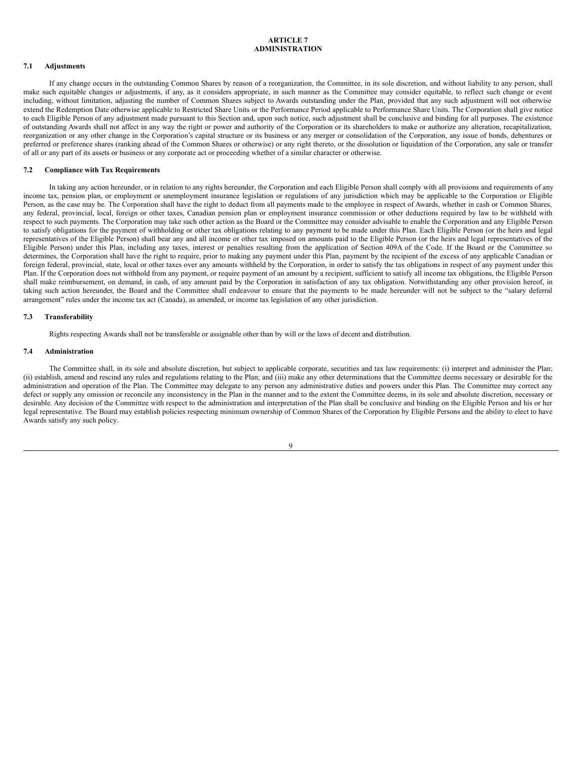# ARTICLE 7
# ADMINISTRATION

### 7.1 Adjustments

If any change occurs in the outstanding Common Shares by reason of a reorganization, the Committee, in its sole discretion, and without liability to any person, shall make such equitable changes or adjustments, if any, as it considers appropriate, in such manner as the Committee may consider equitable, to reflect such change or event including, without limitation, adjusting the number of Common Shares subject to Awards outstanding under the Plan, provided that any such adjustment will not otherwise extend the Redemption Date otherwise applicable to Restricted Share Units or the Performance Period applicable to Performance Share Units. The Corporation shall give notice to each Eligible Person of any adjustment made pursuant to this Section and, upon such notice, such adjustment shall be conclusive and binding for all purposes. The existence of outstanding Awards shall not affect in any way the right or power and authority of the Corporation or its shareholders to make or authorize any alteration, recapitalization, reorganization or any other change in the Corporation's capital structure or its business or any merger or consolidation of the Corporation, any issue of bonds, debentures or preferred or preference shares (ranking ahead of the Common Shares or otherwise) or any right thereto, or the dissolution or liquidation of the Corporation, any sale or transfer of all or any part of its assets or business or any corporate act or proceeding whether of a similar character or otherwise.

### 7.2 Compliance with Tax Requirements

In taking any action hereunder, or in relation to any rights hereunder, the Corporation and each Eligible Person shall comply with all provisions and requirements of any income tax, pension plan, or employment or unemployment insurance legislation or regulations of any jurisdiction which may be applicable to the Corporation or Eligible Person, as the case may be. The Corporation shall have the right to deduct from all payments made to the employee in respect of Awards, whether in cash or Common Shares, any federal, provincial, local, foreign or other taxes, Canadian pension plan or employment insurance commission or other deductions required by law to be withheld with respect to such payments. The Corporation may take such other action as the Board or the Committee may consider advisable to enable the Corporation and any Eligible Person to satisfy obligations for the payment of withholding or other tax obligations relating to any payment to be made under this Plan. Each Eligible Person (or the heirs and legal representatives of the Eligible Person) shall bear any and all income or other tax imposed on amounts paid to the Eligible Person (or the heirs and legal representatives of the Eligible Person) under this Plan, including any taxes, interest or penalties resulting from the application of Section 409A of the Code. If the Board or the Committee so determines, the Corporation shall have the right to require, prior to making any payment under this Plan, payment by the recipient of the excess of any applicable Canadian or foreign federal, provincial, state, local or other taxes over any amounts withheld by the Corporation, in order to satisfy the tax obligations in respect of any payment under this Plan. If the Corporation does not withhold from any payment, or require payment of an amount by a recipient, sufficient to satisfy all income tax obligations, the Eligible Person shall make reimbursement, on demand, in cash, of any amount paid by the Corporation in satisfaction of any tax obligation. Notwithstanding any other provision hereof, in taking such action hereunder, the Board and the Committee shall endeavour to ensure that the payments to be made hereunder will not be subject to the "salary deferral arrangement" rules under the income tax act (Canada), as amended, or income tax legislation of any other jurisdiction.

### 7.3 Transferability

Rights respecting Awards shall not be transferable or assignable other than by will or the laws of decent and distribution.

### 7.4 Administration

The Committee shall, in its sole and absolute discretion, but subject to applicable corporate, securities and tax law requirements: (i) interpret and administer the Plan; (ii) establish, amend and rescind any rules and regulations relating to the Plan; and (iii) make any other determinations that the Committee deems necessary or desirable for the administration and operation of the Plan. The Committee may delegate to any person any administrative duties and powers under this Plan. The Committee may correct any defect or supply any omission or reconcile any inconsistency in the Plan in the manner and to the extent the Committee deems, in its sole and absolute discretion, necessary or desirable. Any decision of the Committee with respect to the administration and interpretation of the Plan shall be conclusive and binding on the Eligible Person and his or her legal representative. The Board may establish policies respecting minimum ownership of Common Shares of the Corporation by Eligible Persons and the ability to elect to have Awards satisfy any such policy.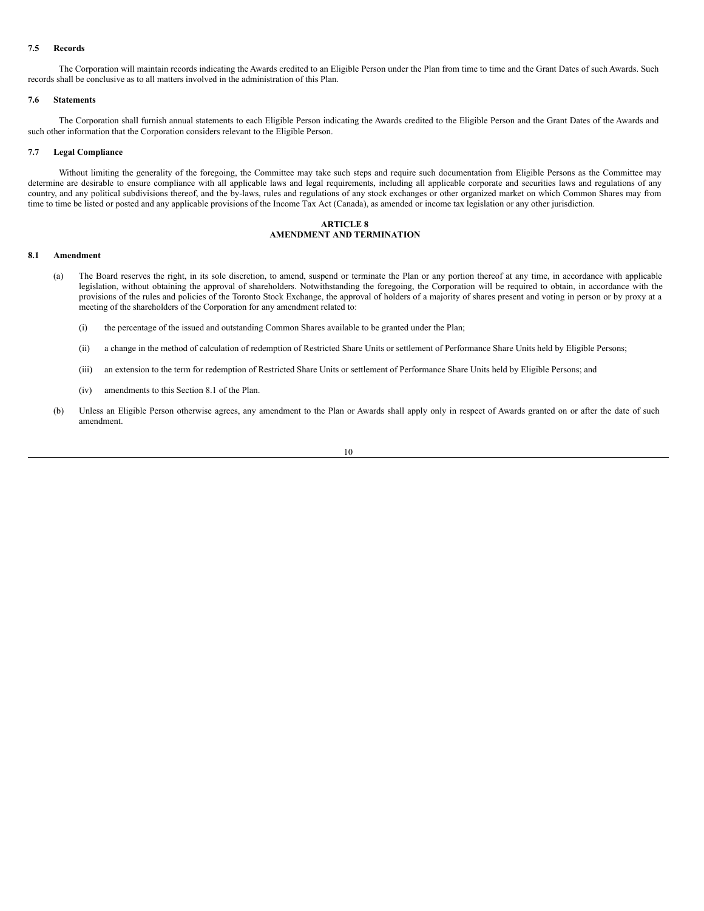### 7.5 Records

The Corporation will maintain records indicating the Awards credited to an Eligible Person under the Plan from time to time and the Grant Dates of such Awards. Such records shall be conclusive as to all matters involved in the administration of this Plan.

### 7.6 Statements

The Corporation shall furnish annual statements to each Eligible Person indicating the Awards credited to the Eligible Person and the Grant Dates of the Awards and such other information that the Corporation considers relevant to the Eligible Person.

### 7.7 Legal Compliance

Without limiting the generality of the foregoing, the Committee may take such steps and require such documentation from Eligible Persons as the Committee may determine are desirable to ensure compliance with all applicable laws and legal requirements, including all applicable corporate and securities laws and regulations of any country, and any political subdivisions thereof, and the by-laws, rules and regulations of any stock exchanges or other organized market on which Common Shares may from time to time be listed or posted and any applicable provisions of the Income Tax Act (Canada), as amended or income tax legislation or any other jurisdiction.

## ARTICLE 8
## AMENDMENT AND TERMINATION

### 8.1 Amendment

(a) The Board reserves the right, in its sole discretion, to amend, suspend or terminate the Plan or any portion thereof at any time, in accordance with applicable legislation, without obtaining the approval of shareholders. Notwithstanding the foregoing, the Corporation will be required to obtain, in accordance with the provisions of the rules and policies of the Toronto Stock Exchange, the approval of holders of a majority of shares present and voting in person or by proxy at a meeting of the shareholders of the Corporation for any amendment related to:

   (i) the percentage of the issued and outstanding Common Shares available to be granted under the Plan;

   (ii) a change in the method of calculation of redemption of Restricted Share Units or settlement of Performance Share Units held by Eligible Persons;

   (iii) an extension to the term for redemption of Restricted Share Units or settlement of Performance Share Units held by Eligible Persons; and

   (iv) amendments to this Section 8.1 of the Plan.

(b) Unless an Eligible Person otherwise agrees, any amendment to the Plan or Awards shall apply only in respect of Awards granted on or after the date of such amendment.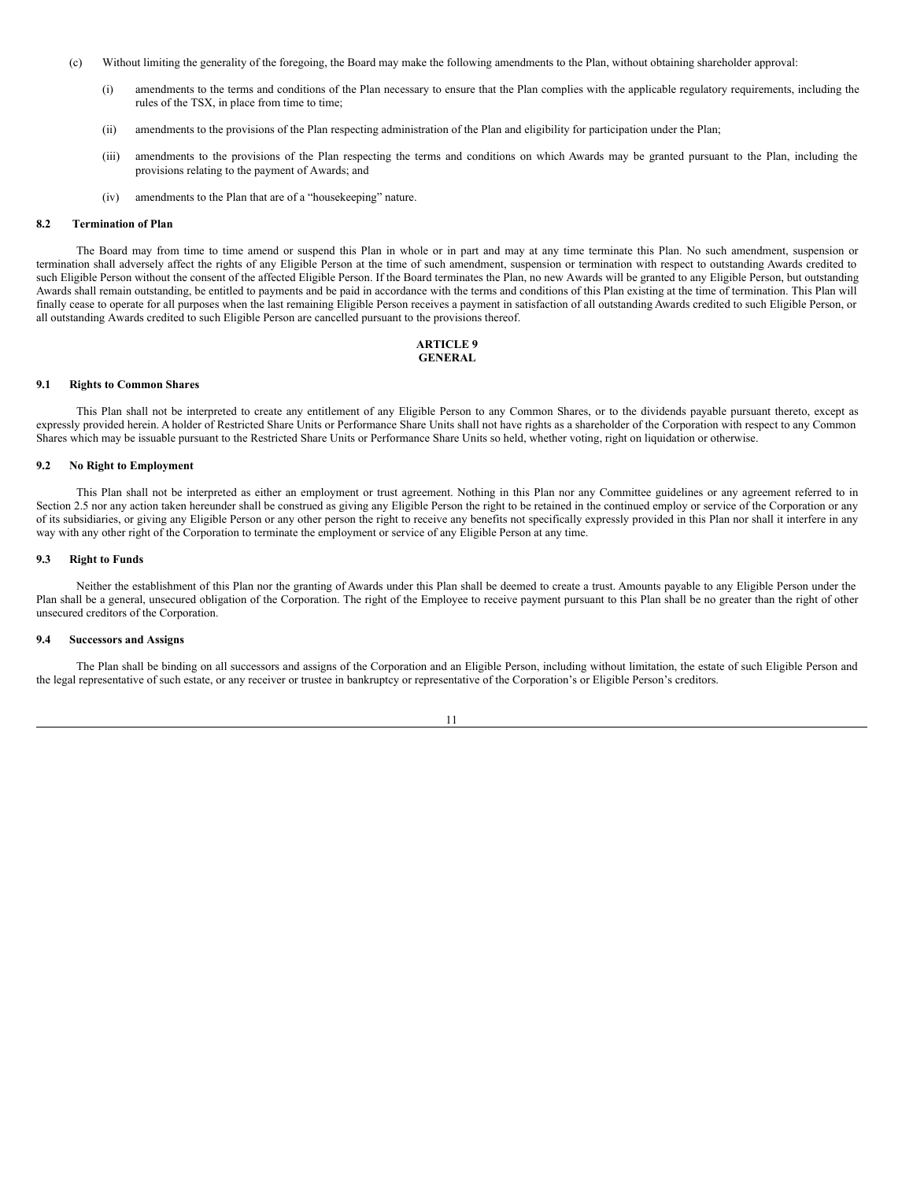(c) Without limiting the generality of the foregoing, the Board may make the following amendments to the Plan, without obtaining shareholder approval:

(i) amendments to the terms and conditions of the Plan necessary to ensure that the Plan complies with the applicable regulatory requirements, including the rules of the TSX, in place from time to time;

(ii) amendments to the provisions of the Plan respecting administration of the Plan and eligibility for participation under the Plan;

(iii) amendments to the provisions of the Plan respecting the terms and conditions on which Awards may be granted pursuant to the Plan, including the provisions relating to the payment of Awards; and

(iv) amendments to the Plan that are of a "housekeeping" nature.

**8.2 Termination of Plan**

The Board may from time to time amend or suspend this Plan in whole or in part and may at any time terminate this Plan. No such amendment, suspension or termination shall adversely affect the rights of any Eligible Person at the time of such amendment, suspension or termination with respect to outstanding Awards credited to such Eligible Person without the consent of the affected Eligible Person. If the Board terminates the Plan, no new Awards will be granted to any Eligible Person, but outstanding Awards shall remain outstanding, be entitled to payments and be paid in accordance with the terms and conditions of this Plan existing at the time of termination. This Plan will finally cease to operate for all purposes when the last remaining Eligible Person receives a payment in satisfaction of all outstanding Awards credited to such Eligible Person, or all outstanding Awards credited to such Eligible Person are cancelled pursuant to the provisions thereof.

## ARTICLE 9
## GENERAL

**9.1 Rights to Common Shares**

This Plan shall not be interpreted to create any entitlement of any Eligible Person to any Common Shares, or to the dividends payable pursuant thereto, except as expressly provided herein. A holder of Restricted Share Units or Performance Share Units shall not have rights as a shareholder of the Corporation with respect to any Common Shares which may be issuable pursuant to the Restricted Share Units or Performance Share Units so held, whether voting, right on liquidation or otherwise.

**9.2 No Right to Employment**

This Plan shall not be interpreted as either an employment or trust agreement. Nothing in this Plan nor any Committee guidelines or any agreement referred to in Section 2.5 nor any action taken hereunder shall be construed as giving any Eligible Person the right to be retained in the continued employ or service of the Corporation or any of its subsidiaries, or giving any Eligible Person or any other person the right to receive any benefits not specifically expressly provided in this Plan nor shall it interfere in any way with any other right of the Corporation to terminate the employment or service of any Eligible Person at any time.

**9.3 Right to Funds**

Neither the establishment of this Plan nor the granting of Awards under this Plan shall be deemed to create a trust. Amounts payable to any Eligible Person under the Plan shall be a general, unsecured obligation of the Corporation. The right of the Employee to receive payment pursuant to this Plan shall be no greater than the right of other unsecured creditors of the Corporation.

**9.4 Successors and Assigns**

The Plan shall be binding on all successors and assigns of the Corporation and an Eligible Person, including without limitation, the estate of such Eligible Person and the legal representative of such estate, or any receiver or trustee in bankruptcy or representative of the Corporation's or Eligible Person's creditors.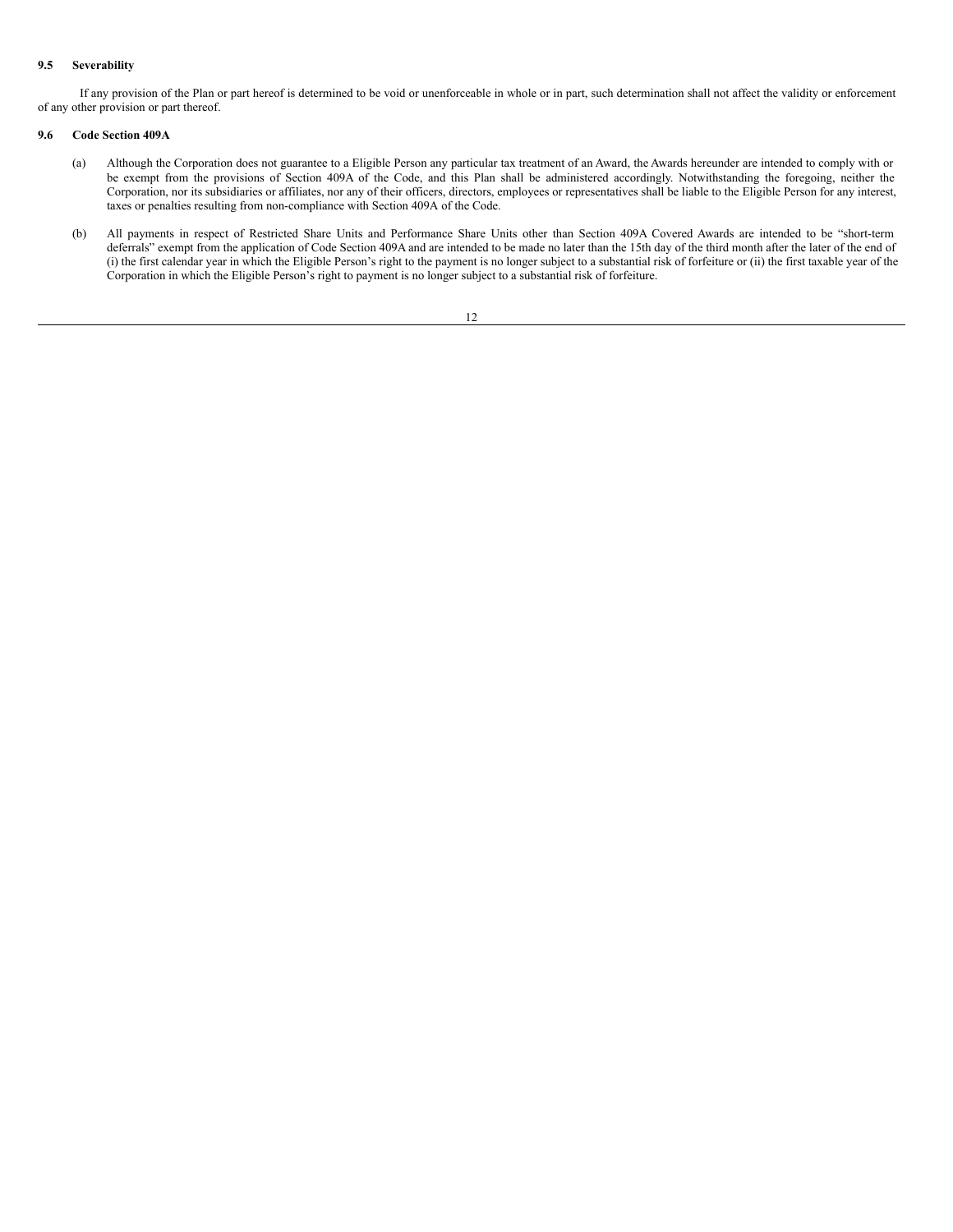### 9.5 Severability

If any provision of the Plan or part hereof is determined to be void or unenforceable in whole or in part, such determination shall not affect the validity or enforcement of any other provision or part thereof.

### 9.6 Code Section 409A

(a) Although the Corporation does not guarantee to a Eligible Person any particular tax treatment of an Award, the Awards hereunder are intended to comply with or be exempt from the provisions of Section 409A of the Code, and this Plan shall be administered accordingly. Notwithstanding the foregoing, neither the Corporation, nor its subsidiaries or affiliates, nor any of their officers, directors, employees or representatives shall be liable to the Eligible Person for any interest, taxes or penalties resulting from non-compliance with Section 409A of the Code.

(b) All payments in respect of Restricted Share Units and Performance Share Units other than Section 409A Covered Awards are intended to be "short-term deferrals" exempt from the application of Code Section 409A and are intended to be made no later than the 15th day of the third month after the later of the end of (i) the first calendar year in which the Eligible Person's right to the payment is no longer subject to a substantial risk of forfeiture or (ii) the first taxable year of the Corporation in which the Eligible Person's right to payment is no longer subject to a substantial risk of forfeiture.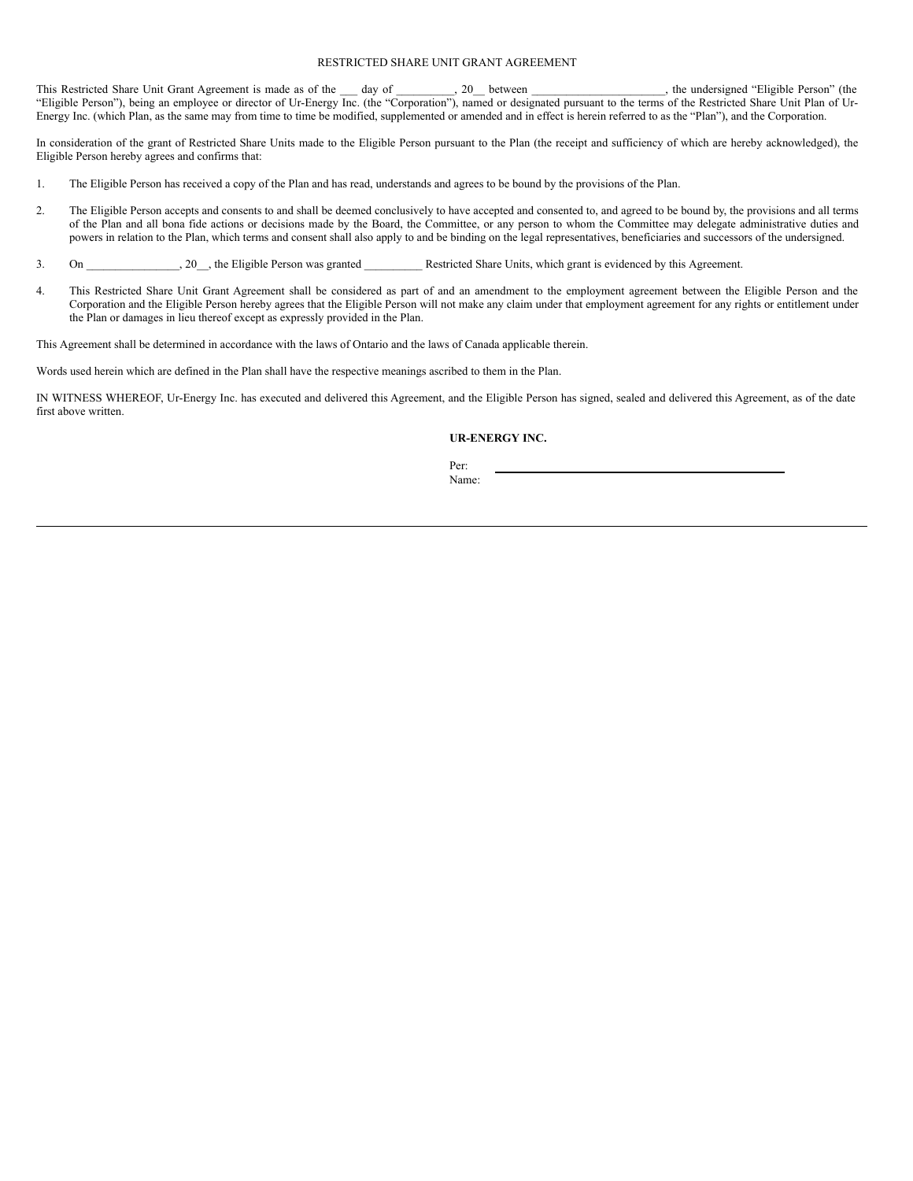RESTRICTED SHARE UNIT GRANT AGREEMENT

This Restricted Share Unit Grant Agreement is made as of the ___ day of _________, 20__ between ______________________, the undersigned "Eligible Person" (the "Eligible Person"), being an employee or director of Ur-Energy Inc. (the "Corporation"), named or designated pursuant to the terms of the Restricted Share Unit Plan of Ur-Energy Inc. (which Plan, as the same may from time to time be modified, supplemented or amended and in effect is herein referred to as the "Plan"), and the Corporation.

In consideration of the grant of Restricted Share Units made to the Eligible Person pursuant to the Plan (the receipt and sufficiency of which are hereby acknowledged), the Eligible Person hereby agrees and confirms that:

1. The Eligible Person has received a copy of the Plan and has read, understands and agrees to be bound by the provisions of the Plan.

2. The Eligible Person accepts and consents to and shall be deemed conclusively to have accepted and consented to, and agreed to be bound by, the provisions and all terms of the Plan and all bona fide actions or decisions made by the Board, the Committee, or any person to whom the Committee may delegate administrative duties and powers in relation to the Plan, which terms and consent shall also apply to and be binding on the legal representatives, beneficiaries and successors of the undersigned.

3. On _______________, 20__, the Eligible Person was granted _________ Restricted Share Units, which grant is evidenced by this Agreement.

4. This Restricted Share Unit Grant Agreement shall be considered as part of and an amendment to the employment agreement between the Eligible Person and the Corporation and the Eligible Person hereby agrees that the Eligible Person will not make any claim under that employment agreement for any rights or entitlement under the Plan or damages in lieu thereof except as expressly provided in the Plan.

This Agreement shall be determined in accordance with the laws of Ontario and the laws of Canada applicable therein.

Words used herein which are defined in the Plan shall have the respective meanings ascribed to them in the Plan.

IN WITNESS WHEREOF, Ur-Energy Inc. has executed and delivered this Agreement, and the Eligible Person has signed, sealed and delivered this Agreement, as of the date first above written.

**UR-ENERGY INC.**

Per: ______________________________

Name: